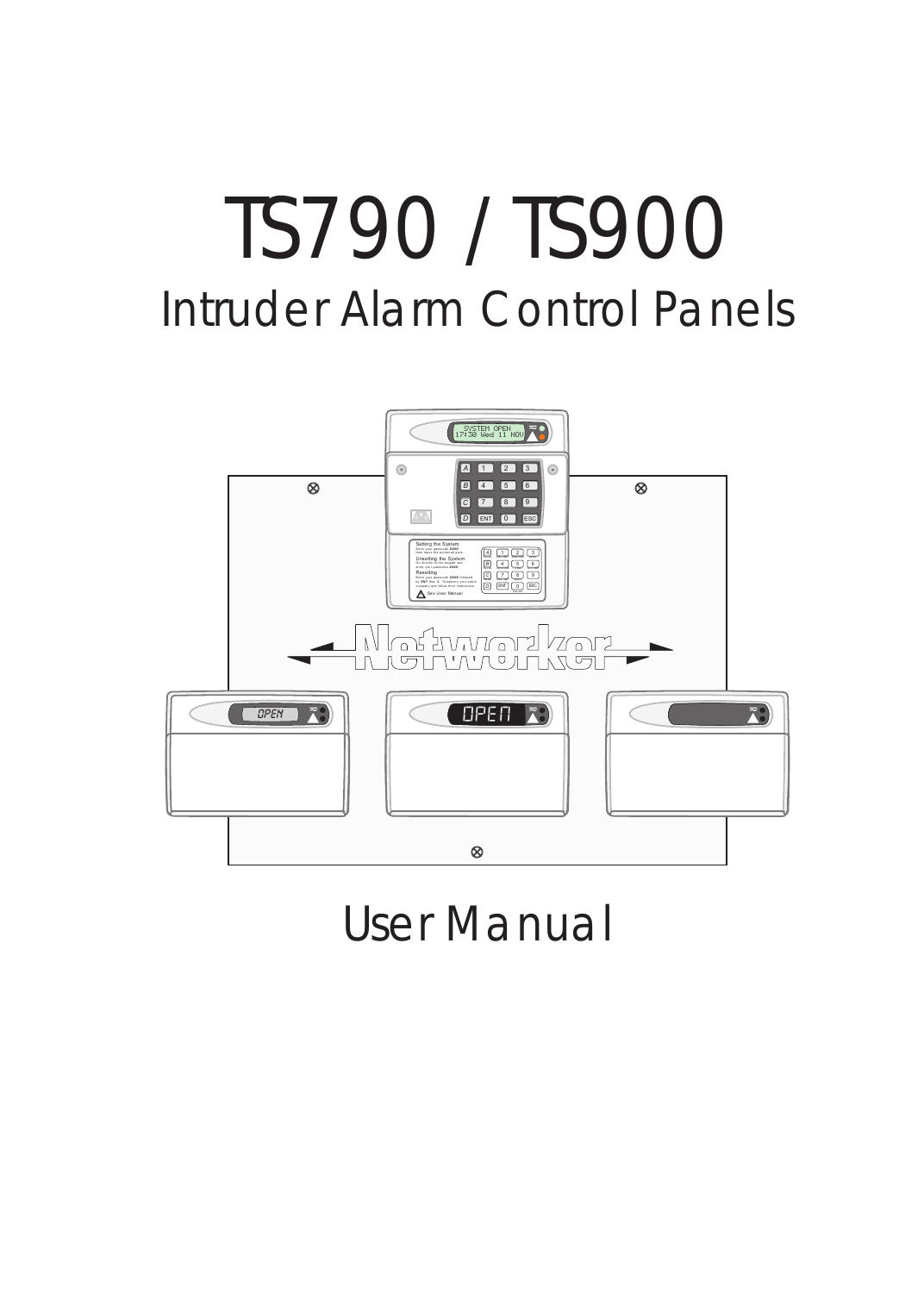# TS790 / TS900

## Intruder Alarm Control Panels

## User Manual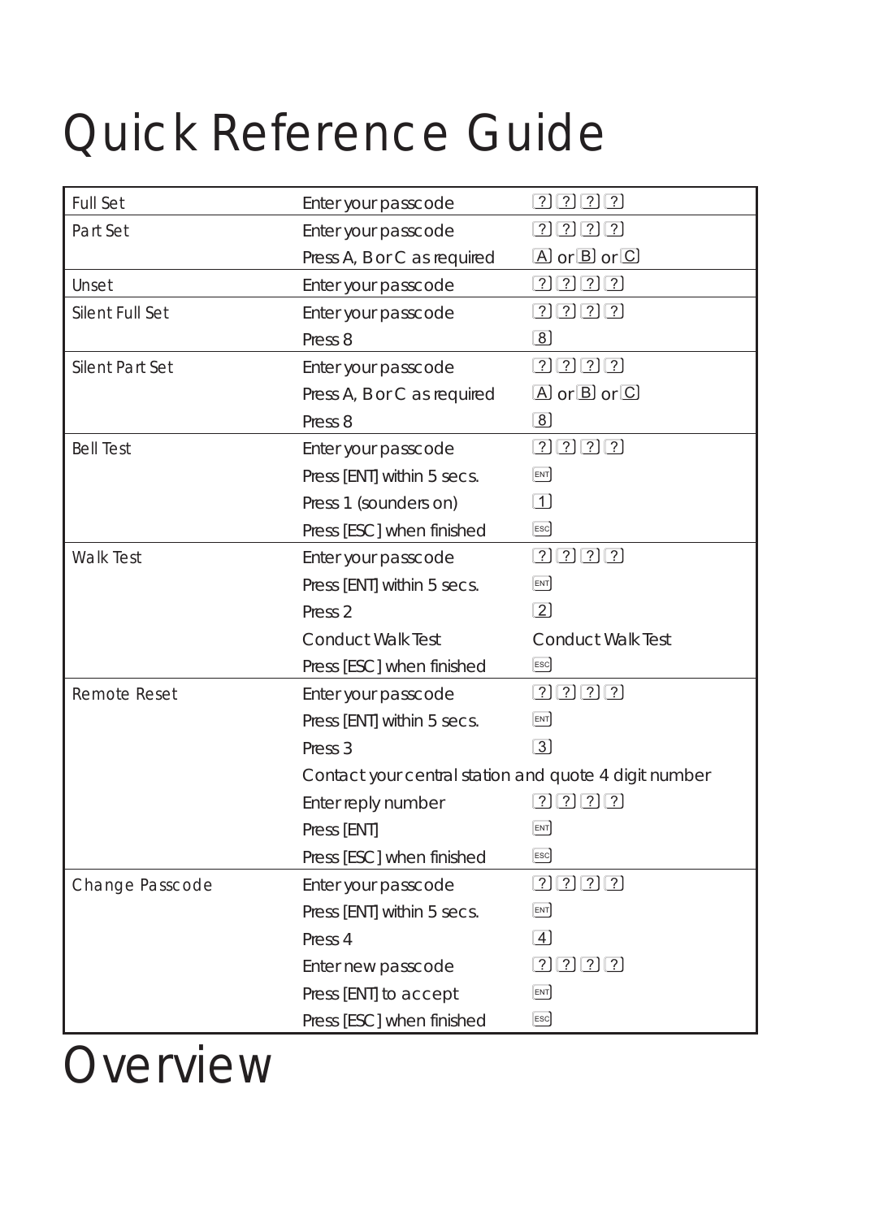# Quick Reference Guide

| | | |
|---|---|---|
| Full Set | Enter your passcode | ? ? ? ? |
| Part Set | Enter your passcode | ? ? ? ? |
| | Press A, B or C as required | A or B or C |
| Unset | Enter your passcode | ? ? ? ? |
| Silent Full Set | Enter your passcode | ? ? ? ? |
| | Press 8 | 8 |
| Silent Part Set | Enter your passcode | ? ? ? ? |
| | Press A, B or C as required | A or B or C |
| | Press 8 | 8 |
| Bell Test | Enter your passcode | ? ? ? ? |
| | Press [ENT] within 5 secs. | ENT |
| | Press 1 (sounders on) | 1 |
| | Press [ESC] when finished | ESC |
| Walk Test | Enter your passcode | ? ? ? ? |
| | Press [ENT] within 5 secs. | ENT |
| | Press 2 | 2 |
| | Conduct Walk Test | Conduct Walk Test |
| | Press [ESC] when finished | ESC |
| Remote Reset | Enter your passcode | ? ? ? ? |
| | Press [ENT] within 5 secs. | ENT |
| | Press 3 | 3 |
| | Contact your central station and quote 4 digit number | |
| | Enter reply number | ? ? ? ? |
| | Press [ENT] | ENT |
| | Press [ESC] when finished | ESC |
| Change Passcode | Enter your passcode | ? ? ? ? |
| | Press [ENT] within 5 secs. | ENT |
| | Press 4 | 4 |
| | Enter new passcode | ? ? ? ? |
| | Press [ENT] to accept | ENT |
| | Press [ESC] when finished | ESC |

# Overview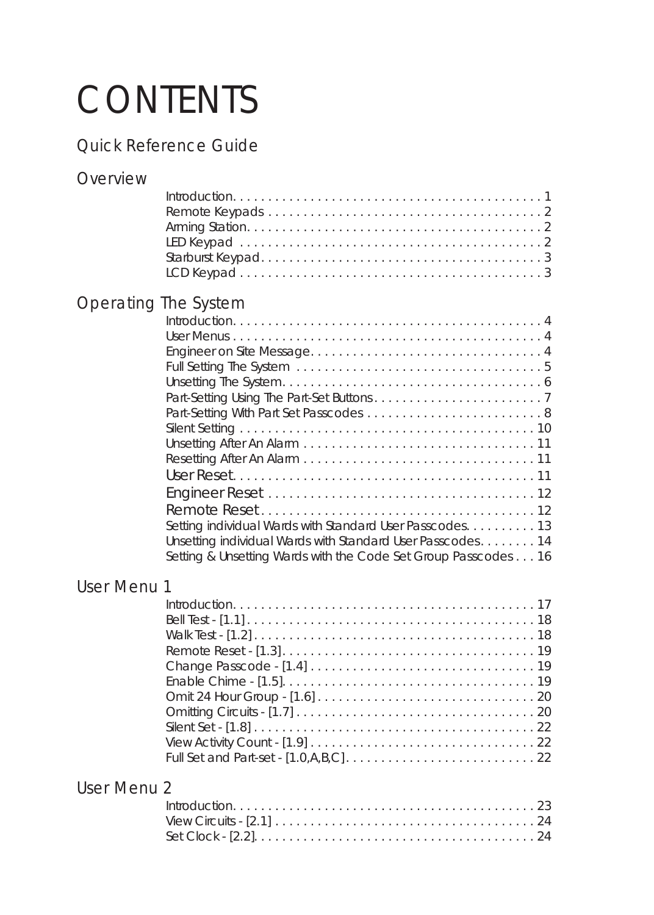# CONTENTS

## Quick Reference Guide

## Overview

Introduction . . . . . . . . . . 1
Remote Keypads . . . . . . . . . . 2
Arming Station . . . . . . . . . . 2
LED Keypad . . . . . . . . . . 2
Starburst Keypad . . . . . . . . . . 3
LCD Keypad . . . . . . . . . . 3

## Operating The System

Introduction . . . . . . . . . . 4
User Menus . . . . . . . . . . 4
Engineer on Site Message . . . . . . . . . . 4
Full Setting The System . . . . . . . . . . 5
Unsetting The System . . . . . . . . . . 6
Part-Setting Using The Part-Set Buttons . . . . . . . . . . 7
Part-Setting With Part Set Passcodes . . . . . . . . . . 8
Silent Setting . . . . . . . . . . 10
Unsetting After An Alarm . . . . . . . . . . 11
Resetting After An Alarm . . . . . . . . . . 11
User Reset . . . . . . . . . . 11
Engineer Reset . . . . . . . . . . 12
Remote Reset . . . . . . . . . . 12
Setting individual Wards with Standard User Passcodes . . . . . . . . . . 13
Unsetting individual Wards with Standard User Passcodes . . . . . . . . . . 14
Setting & Unsetting Wards with the Code Set Group Passcodes . . . 16

## User Menu 1

Introduction . . . . . . . . . . 17
Bell Test - [1.1] . . . . . . . . . . 18
Walk Test - [1.2] . . . . . . . . . . 18
Remote Reset - [1.3] . . . . . . . . . . 19
Change Passcode - [1.4] . . . . . . . . . . 19
Enable Chime - [1.5] . . . . . . . . . . 19
Omit 24 Hour Group - [1.6] . . . . . . . . . . 20
Omitting Circuits - [1.7] . . . . . . . . . . 20
Silent Set - [1.8] . . . . . . . . . . 22
View Activity Count - [1.9] . . . . . . . . . . 22
Full Set and Part-set - [1.0,A,B,C] . . . . . . . . . . 22

## User Menu 2

Introduction . . . . . . . . . . 23
View Circuits - [2.1] . . . . . . . . . . 24
Set Clock - [2.2] . . . . . . . . . . 24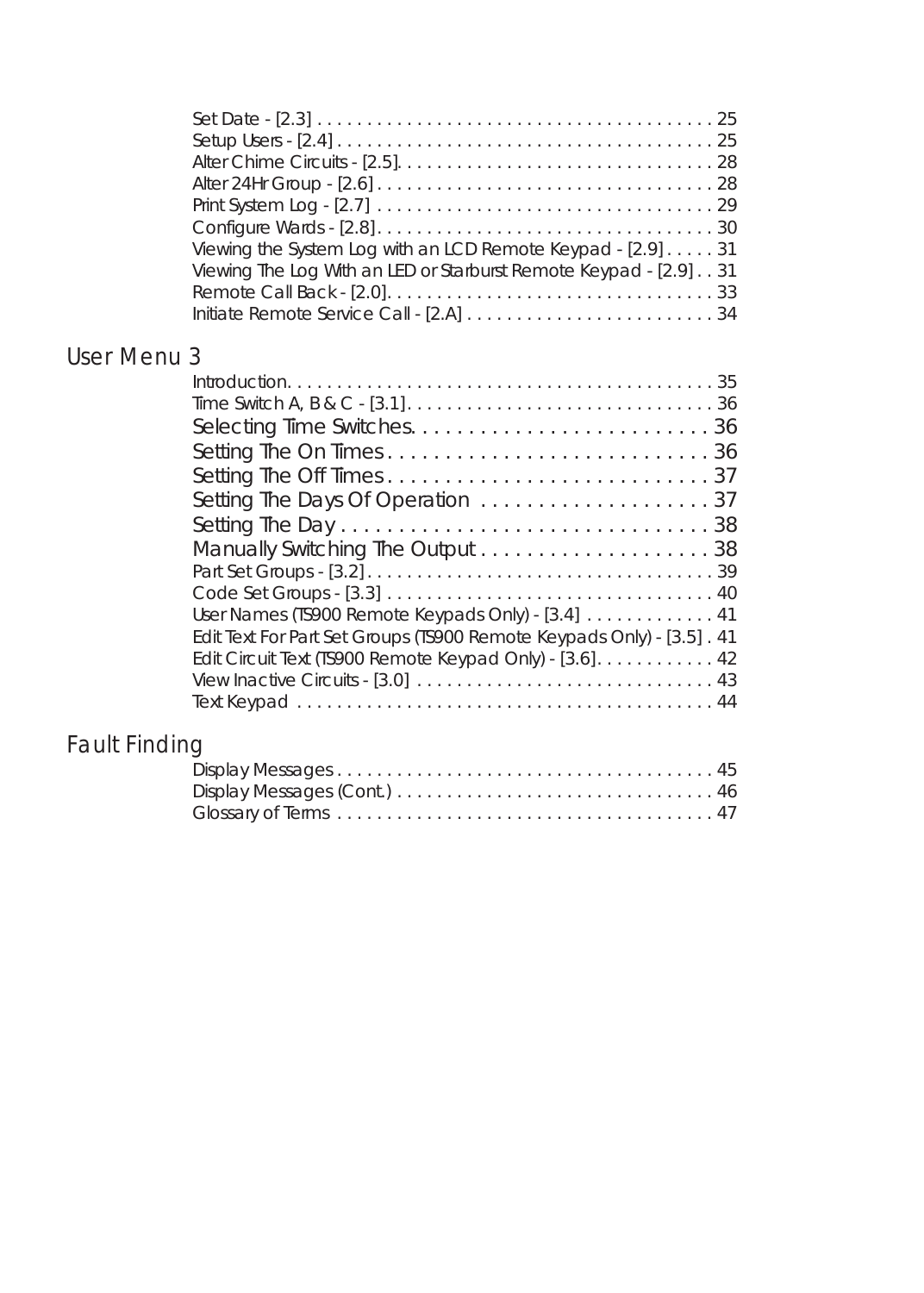Set Date - [2.3] . . . . . . . . . . . . . . . . . . . . . . . . . . . . . . . . . . . . . . . . 25
Setup Users - [2.4] . . . . . . . . . . . . . . . . . . . . . . . . . . . . . . . . . . . . . . 25
Alter Chime Circuits - [2.5]. . . . . . . . . . . . . . . . . . . . . . . . . . . . . . . . 28
Alter 24Hr Group - [2.6] . . . . . . . . . . . . . . . . . . . . . . . . . . . . . . . . . . 28
Print System Log - [2.7] . . . . . . . . . . . . . . . . . . . . . . . . . . . . . . . . . . 29
Configure Wards - [2.8]. . . . . . . . . . . . . . . . . . . . . . . . . . . . . . . . . . 30
Viewing the System Log with an LCD Remote Keypad - [2.9] . . . . . 31
Viewing The Log With an LED or Starburst Remote Keypad - [2.9] . . 31
Remote Call Back - [2.0]. . . . . . . . . . . . . . . . . . . . . . . . . . . . . . . . . 33
Initiate Remote Service Call - [2.A] . . . . . . . . . . . . . . . . . . . . . . . . . 34

## User Menu 3

Introduction. . . . . . . . . . . . . . . . . . . . . . . . . . . . . . . . . . . . . . . . . . . 35
Time Switch A, B & C - [3.1]. . . . . . . . . . . . . . . . . . . . . . . . . . . . . . . 36
Selecting Time Switches. . . . . . . . . . . . . . . . . . . . . . . . . . 36
Setting The On Times . . . . . . . . . . . . . . . . . . . . . . . . . . . . 36
Setting The Off Times . . . . . . . . . . . . . . . . . . . . . . . . . . . . 37
Setting The Days Of Operation . . . . . . . . . . . . . . . . . . . . 37
Setting The Day . . . . . . . . . . . . . . . . . . . . . . . . . . . . . . . . 38
Manually Switching The Output . . . . . . . . . . . . . . . . . . . . 38
Part Set Groups - [3.2]. . . . . . . . . . . . . . . . . . . . . . . . . . . . . . . . . . . 39
Code Set Groups - [3.3] . . . . . . . . . . . . . . . . . . . . . . . . . . . . . . . . . 40
User Names (TS900 Remote Keypads Only) - [3.4] . . . . . . . . . . . . . 41
Edit Text For Part Set Groups (TS900 Remote Keypads Only) - [3.5] . 41
Edit Circuit Text (TS900 Remote Keypad Only) - [3.6]. . . . . . . . . . . . 42
View Inactive Circuits - [3.0] . . . . . . . . . . . . . . . . . . . . . . . . . . . . . . 43
Text Keypad . . . . . . . . . . . . . . . . . . . . . . . . . . . . . . . . . . . . . . . . . . 44

## Fault Finding

Display Messages . . . . . . . . . . . . . . . . . . . . . . . . . . . . . . . . . . . . . . 45
Display Messages (Cont.) . . . . . . . . . . . . . . . . . . . . . . . . . . . . . . . . 46
Glossary of Terms . . . . . . . . . . . . . . . . . . . . . . . . . . . . . . . . . . . . . . 47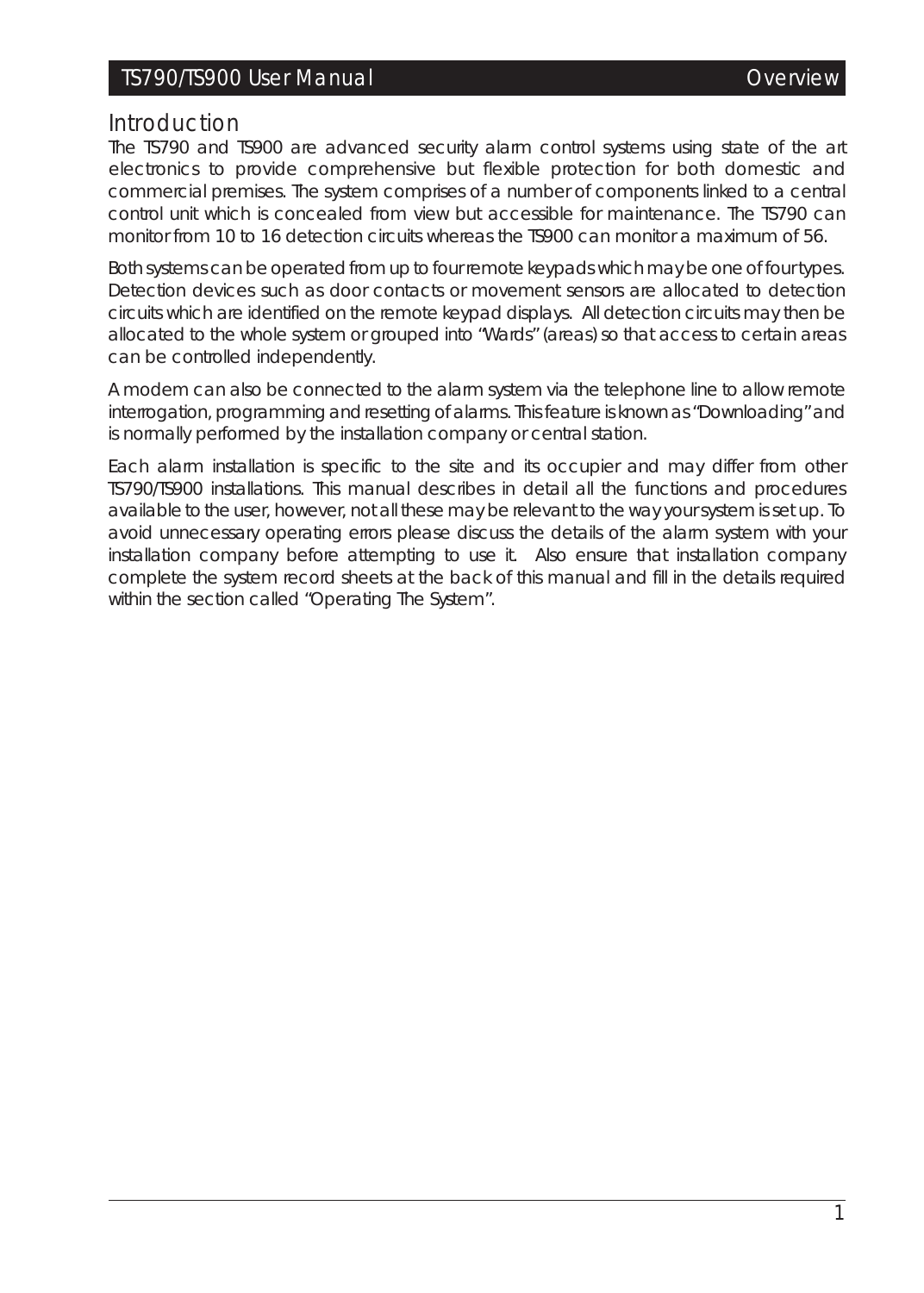## Introduction

The TS790 and TS900 are advanced security alarm control systems using state of the art electronics to provide comprehensive but flexible protection for both domestic and commercial premises. The system comprises of a number of components linked to a central control unit which is concealed from view but accessible for maintenance. The TS790 can monitor from 10 to 16 detection circuits whereas the TS900 can monitor a maximum of 56.

Both systems can be operated from up to four remote keypads which may be one of four types. Detection devices such as door contacts or movement sensors are allocated to detection circuits which are identified on the remote keypad displays. All detection circuits may then be allocated to the whole system or grouped into "Wards" (areas) so that access to certain areas can be controlled independently.

A modem can also be connected to the alarm system via the telephone line to allow remote interrogation, programming and resetting of alarms. This feature is known as "Downloading" and is normally performed by the installation company or central station.

Each alarm installation is specific to the site and its occupier and may differ from other TS790/TS900 installations. This manual describes in detail all the functions and procedures available to the user, however, not all these may be relevant to the way your system is set up. To avoid unnecessary operating errors please discuss the details of the alarm system with your installation company before attempting to use it. Also ensure that installation company complete the system record sheets at the back of this manual and fill in the details required within the section called "Operating The System".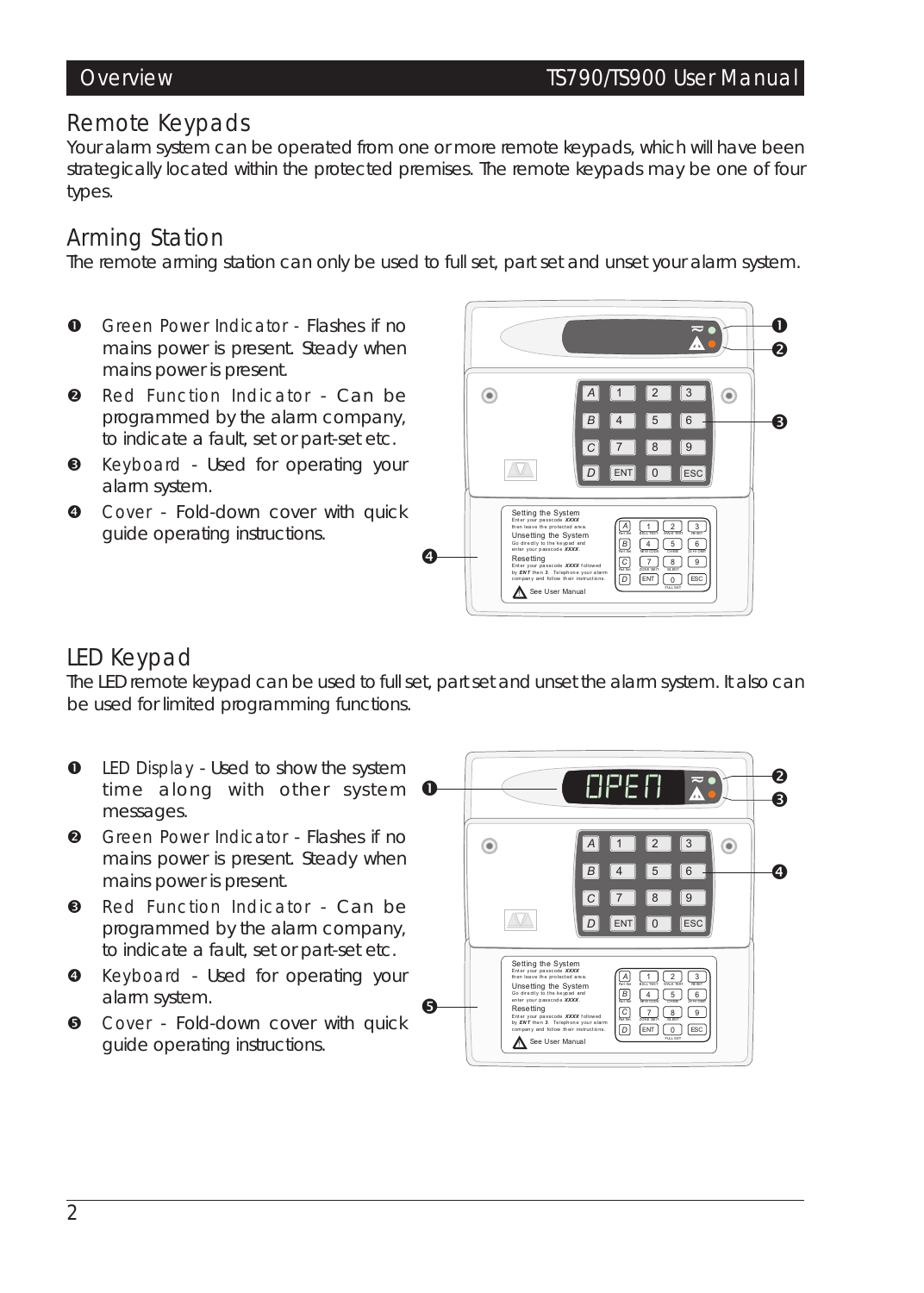## Remote Keypads

Your alarm system can be operated from one or more remote keypads, which will have been strategically located within the protected premises. The remote keypads may be one of four types.

### Arming Station

The remote arming station can only be used to full set, part set and unset your alarm system.

1. Green Power Indicator - Flashes if no mains power is present. Steady when mains power is present.
2. Red Function Indicator - Can be programmed by the alarm company, to indicate a fault, set or part-set etc.
3. Keyboard - Used for operating your alarm system.
4. Cover - Fold-down cover with quick guide operating instructions.

### LED Keypad

The LED remote keypad can be used to full set, part set and unset the alarm system. It also can be used for limited programming functions.

1. LED Display - Used to show the system time along with other system messages.
2. Green Power Indicator - Flashes if no mains power is present. Steady when mains power is present.
3. Red Function Indicator - Can be programmed by the alarm company, to indicate a fault, set or part-set etc.
4. Keyboard - Used for operating your alarm system.
5. Cover - Fold-down cover with quick guide operating instructions.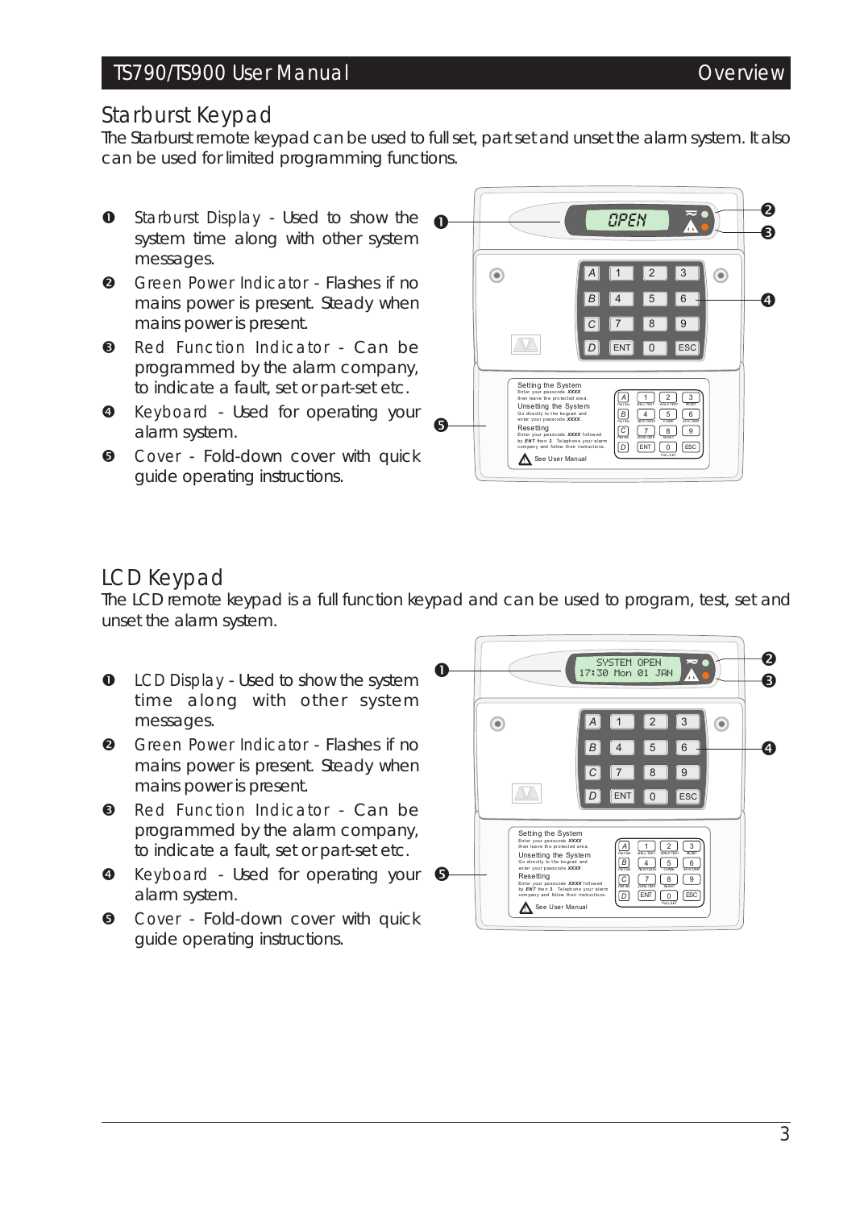## Starburst Keypad

The Starburst remote keypad can be used to full set, part set and unset the alarm system. It also can be used for limited programming functions.

1. Starburst Display - Used to show the system time along with other system messages.
2. Green Power Indicator - Flashes if no mains power is present. Steady when mains power is present.
3. Red Function Indicator - Can be programmed by the alarm company, to indicate a fault, set or part-set etc.
4. Keyboard - Used for operating your alarm system.
5. Cover - Fold-down cover with quick guide operating instructions.

## LCD Keypad

The LCD remote keypad is a full function keypad and can be used to program, test, set and unset the alarm system.

1. LCD Display - Used to show the system time along with other system messages.
2. Green Power Indicator - Flashes if no mains power is present. Steady when mains power is present.
3. Red Function Indicator - Can be programmed by the alarm company, to indicate a fault, set or part-set etc.
4. Keyboard - Used for operating your alarm system.
5. Cover - Fold-down cover with quick guide operating instructions.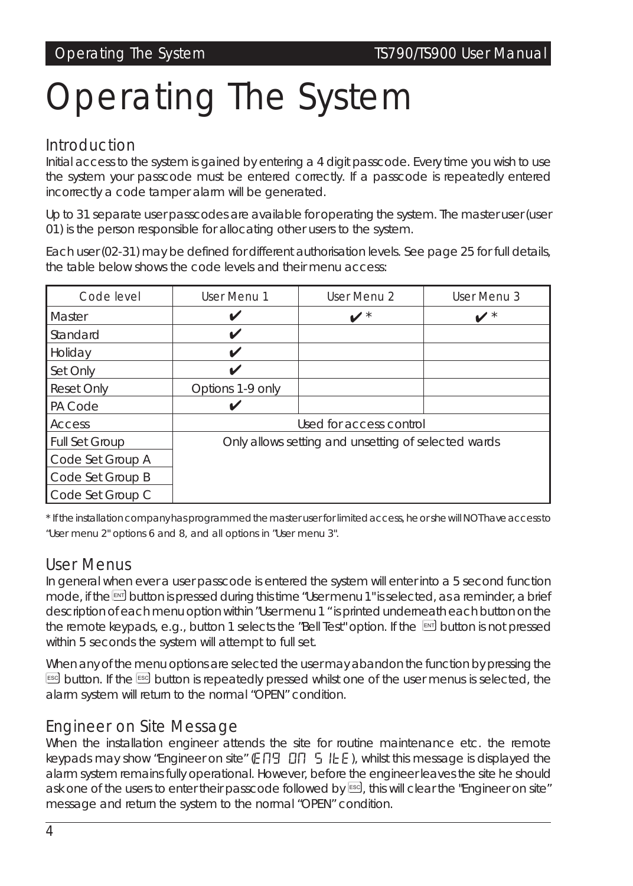# Operating The System

## Introduction

Initial access to the system is gained by entering a 4 digit passcode. Every time you wish to use the system your passcode must be entered correctly. If a passcode is repeatedly entered incorrectly a code tamper alarm will be generated.

Up to 31 separate user passcodes are available for operating the system. The master user (user 01) is the person responsible for allocating other users to the system.

Each user (02-31) may be defined for different authorisation levels. See page 25 for full details, the table below shows the code levels and their menu access:

| Code level | User Menu 1 | User Menu 2 | User Menu 3 |
|---|---|---|---|
| Master | ✔ | ✔ * | ✔ * |
| Standard | ✔ | | |
| Holiday | ✔ | | |
| Set Only | ✔ | | |
| Reset Only | Options 1-9 only | | |
| PA Code | ✔ | | |
| Access | Used for access control | | |
| Full Set Group | Only allows setting and unsetting of selected wards | | |
| Code Set Group A | | | |
| Code Set Group B | | | |
| Code Set Group C | | | |

* If the installation company has programmed the master user for limited access, he or she will NOT have access to "User menu 2" options 6 and 8, and all options in "User menu 3".

## User Menus

In general when ever a user passcode is entered the system will enter into a 5 second function mode, if the ENT button is pressed during this time "User menu 1" is selected, as a reminder, a brief description of each menu option within "User menu 1 " is printed underneath each button on the the remote keypads, e.g., button 1 selects the "Bell Test" option. If the ENT button is not pressed within 5 seconds the system will attempt to full set.

When any of the menu options are selected the user may abandon the function by pressing the ESC button. If the ESC button is repeatedly pressed whilst one of the user menus is selected, the alarm system will return to the normal "OPEN" condition.

## Engineer on Site Message

When the installation engineer attends the site for routine maintenance etc. the remote keypads may show "Engineer on site" (ENG ON SITE), whilst this message is displayed the alarm system remains fully operational. However, before the engineer leaves the site he should ask one of the users to enter their passcode followed by ESC, this will clear the "Engineer on site" message and return the system to the normal "OPEN" condition.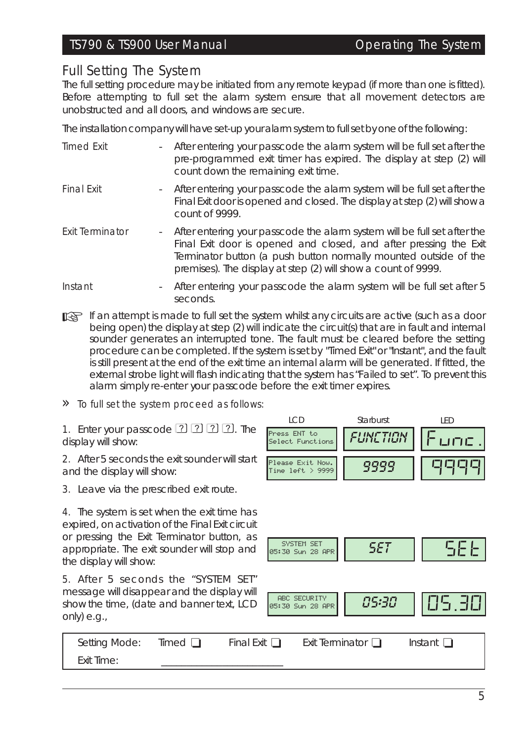## Full Setting The System

The full setting procedure may be initiated from any remote keypad (if more than one is fitted). Before attempting to full set the alarm system ensure that all movement detectors are unobstructed and all doors, and windows are secure.

The installation company will have set-up your alarm system to full set by one of the following:

*Timed Exit* - After entering your passcode the alarm system will be full set after the pre-programmed exit timer has expired. The display at step (2) will count down the remaining exit time.

*Final Exit* - After entering your passcode the alarm system will be full set after the Final Exit door is opened and closed. The display at step (2) will show a count of 9999.

*Exit Terminator* - After entering your passcode the alarm system will be full set after the Final Exit door is opened and closed, and after pressing the Exit Terminator button (a push button normally mounted outside of the premises). The display at step (2) will show a count of 9999.

*Instant* - After entering your passcode the alarm system will be full set after 5 seconds.

☞ If an attempt is made to full set the system whilst any circuits are active (such as a door being open) the display at step (2) will indicate the circuit(s) that are in fault and internal sounder generates an interrupted tone. The fault must be cleared before the setting procedure can be completed. If the system is set by "Timed Exit" or "Instant", and the fault is still present at the end of the exit time an internal alarm will be generated. If fitted, the external strobe light will flash indicating that the system has "Failed to set". To prevent this alarm simply re-enter your passcode before the exit timer expires.

» *To full set the system proceed as follows:*

| Step | LCD | Starburst | LED |
|---|---|---|---|
| 1. Enter your passcode ? ? ? ?. The display will show: | Press ENT to Select Functions | FUNCTION | Func. |
| 2. After 5 seconds the exit sounder will start and the display will show: | Please Exit Now. Time left > 9999 | 9999 | 9999 |
| 3. Leave via the prescribed exit route. | | | |
| 4. The system is set when the exit time has expired, on activation of the Final Exit circuit or pressing the Exit Terminator button, as appropriate. The exit sounder will stop and the display will show: | SYSTEM SET 05:30 Sun 28 APR | SET | SEt |
| 5. After 5 seconds the "SYSTEM SET" message will disappear and the display will show the time, (date and banner text, LCD only) e.g., | ABC SECURITY 05:30 Sun 28 APR | 05:30 | 05.30 |

| Setting Mode: | Timed ❑ | Final Exit ❑ | Exit Terminator ❑ | Instant ❑ |
|---|---|---|---|---|
| Exit Time: | ____________ | | | |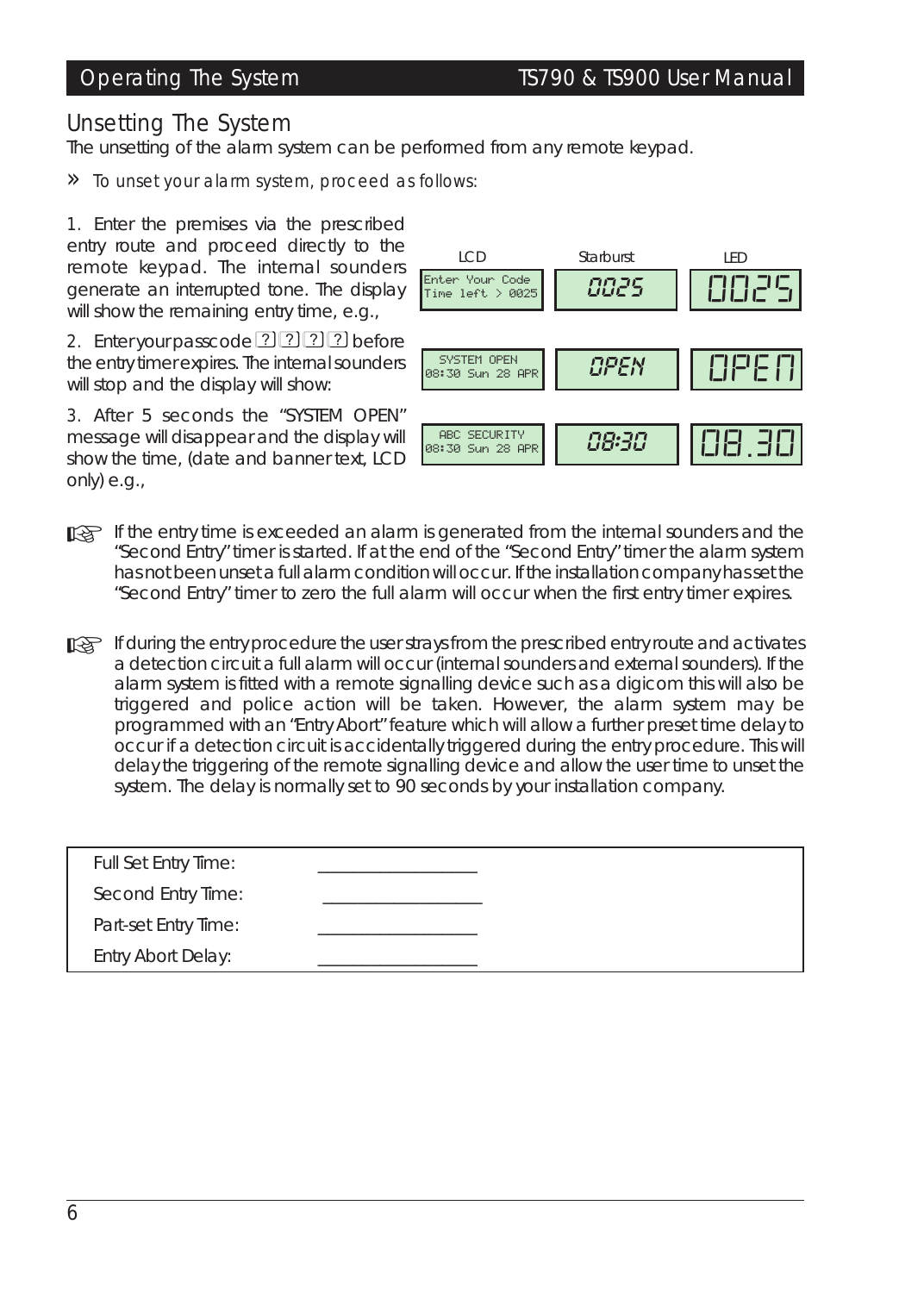## Unsetting The System

The unsetting of the alarm system can be performed from any remote keypad.

» *To unset your alarm system, proceed as follows:*

1. Enter the premises via the prescribed entry route and proceed directly to the remote keypad. The internal sounders generate an interrupted tone. The display will show the remaining entry time, e.g.,

2. Enter your passcode ? ? ? ? before the entry timer expires. The internal sounders will stop and the display will show:

3. After 5 seconds the "SYSTEM OPEN" message will disappear and the display will show the time, (date and banner text, LCD only) e.g.,

| LCD | Starburst | LED |
|---|---|---|
| Enter Your Code<br>Time left > 0025 | 0025 | 0025 |
| SYSTEM OPEN<br>08:30 Sun 28 APR | OPEN | OPEN |
| ABC SECURITY<br>08:30 Sun 28 APR | 08:30 | 08.30 |

☞ If the entry time is exceeded an alarm is generated from the internal sounders and the "Second Entry" timer is started. If at the end of the "Second Entry" timer the alarm system has not been unset a full alarm condition will occur. If the installation company has set the "Second Entry" timer to zero the full alarm will occur when the first entry timer expires.

☞ If during the entry procedure the user strays from the prescribed entry route and activates a detection circuit a full alarm will occur (internal sounders and external sounders). If the alarm system is fitted with a remote signalling device such as a digicom this will also be triggered and police action will be taken. However, the alarm system may be programmed with an "Entry Abort" feature which will allow a further preset time delay to occur if a detection circuit is accidentally triggered during the entry procedure. This will delay the triggering of the remote signalling device and allow the user time to unset the system. The delay is normally set to 90 seconds by your installation company.

| | |
|---|---|
| Full Set Entry Time: | _______________ |
| Second Entry Time: | _______________ |
| Part-set Entry Time: | _______________ |
| Entry Abort Delay: | _______________ |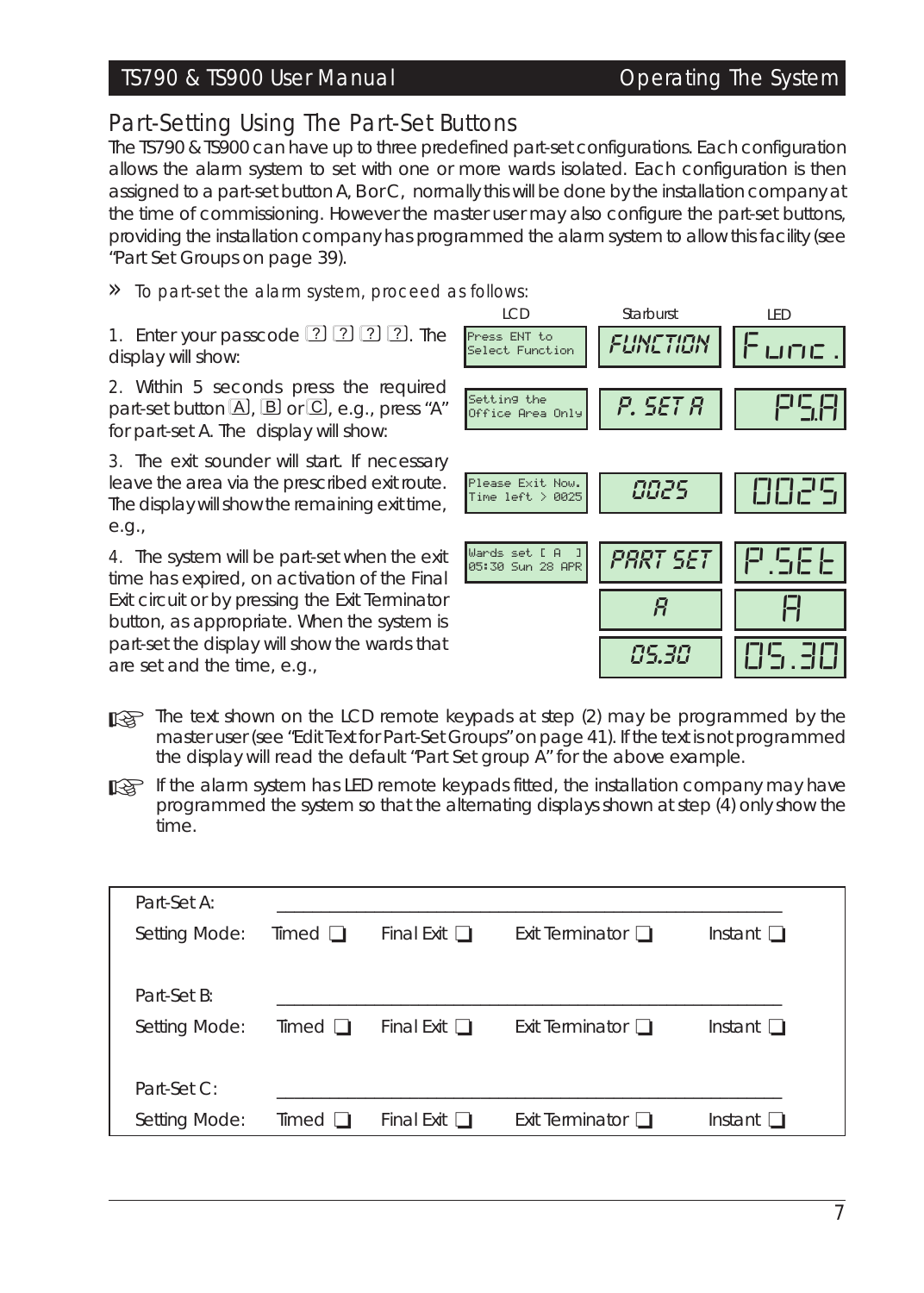## Part-Setting Using The Part-Set Buttons

The TS790 & TS900 can have up to three predefined part-set configurations. Each configuration allows the alarm system to set with one or more wards isolated. Each configuration is then assigned to a part-set button A, BorC, normally this will be done by the installation company at the time of commissioning. However the master user may also configure the part-set buttons, providing the installation company has programmed the alarm system to allow this facility (see "Part Set Groups on page 39).

» *To part-set the alarm system, proceed as follows:*

| Step | LCD | Starburst | LED |
|---|---|---|---|
| 1. Enter your passcode ? ? ? ?. The display will show: | Press ENT to Select Function | FUNCTION | Func. |
| 2. Within 5 seconds press the required part-set button A, B or C, e.g., press "A" for part-set A. The display will show: | Setting the Office Area Only | P. SET A | PS.A |
| 3. The exit sounder will start. If necessary leave the area via the prescribed exit route. The display will show the remaining exit time, e.g., | Please Exit Now. Time left > 0025 | 0025 | 0025 |
| 4. The system will be part-set when the exit time has expired, on activation of the Final Exit circuit or by pressing the Exit Terminator button, as appropriate. When the system is part-set the display will show the wards that are set and the time, e.g., | Wards set [ A ] 05:30 Sun 28 APR | PART SET / A / 05.30 | P.SEt / A / 05.30 |

☞ The text shown on the LCD remote keypads at step (2) may be programmed by the master user (see "Edit Text for Part-Set Groups" on page 41). If the text is not programmed the display will read the default "Part Set group A" for the above example.

☞ If the alarm system has LED remote keypads fitted, the installation company may have programmed the system so that the alternating displays shown at step (4) only show the time.

| | | | | |
|---|---|---|---|---|
| Part-Set A: | ______________________ | | | |
| Setting Mode: | Timed ❑ | Final Exit ❑ | Exit Terminator ❑ | Instant ❑ |
| Part-Set B: | ______________________ | | | |
| Setting Mode: | Timed ❑ | Final Exit ❑ | Exit Terminator ❑ | Instant ❑ |
| Part-Set C: | ______________________ | | | |
| Setting Mode: | Timed ❑ | Final Exit ❑ | Exit Terminator ❑ | Instant ❑ |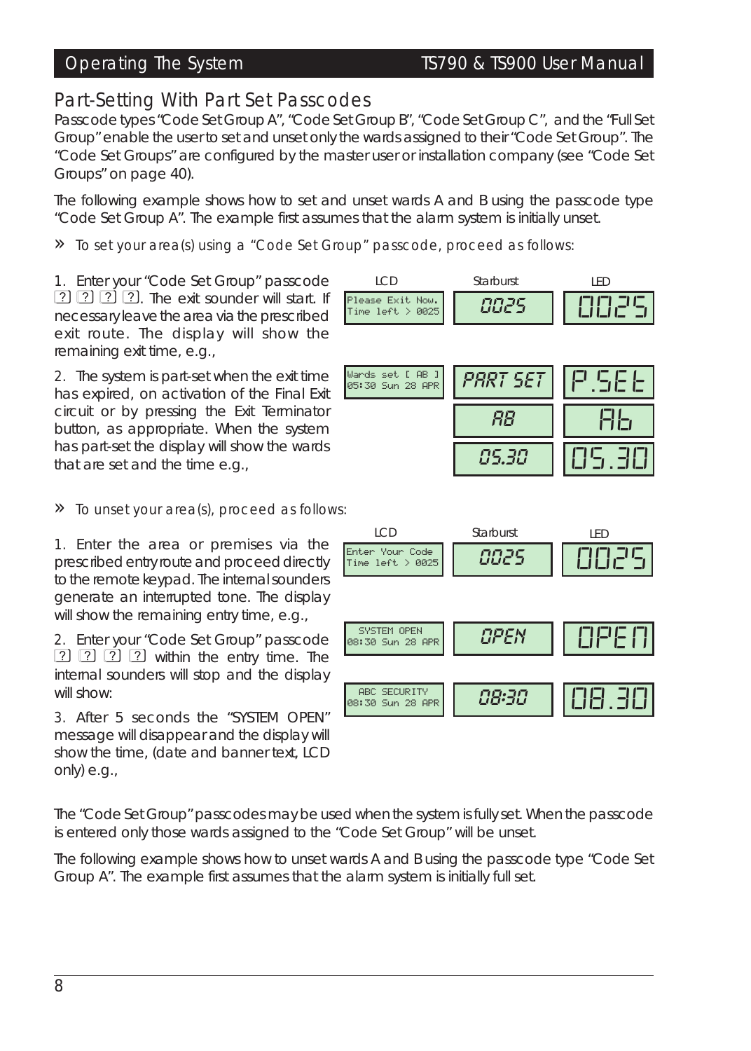## Part-Setting With Part Set Passcodes

Passcode types "Code Set Group A", "Code Set Group B", "Code Set Group C", and the "Full Set Group" enable the user to set and unset only the wards assigned to their "Code Set Group". The "Code Set Groups" are configured by the master user or installation company (see "Code Set Groups" on page 40).

The following example shows how to set and unset wards A and B using the passcode type "Code Set Group A". The example first assumes that the alarm system is initially unset.

» *To set your area(s) using a "Code Set Group" passcode, proceed as follows:*

1. Enter your "Code Set Group" passcode ? ? ? ?. The exit sounder will start. If necessary leave the area via the prescribed exit route. The display will show the remaining exit time, e.g.,

| LCD | Starburst | LED |
|---|---|---|
| Please Exit Now. Time left > 0025 | 0025 | 0025 |

2. The system is part-set when the exit time has expired, on activation of the Final Exit circuit or by pressing the Exit Terminator button, as appropriate. When the system has part-set the display will show the wards that are set and the time e.g.,

| LCD | Starburst | LED |
|---|---|---|
| Wards set [ AB ] 05:30 Sun 28 APR | PART SET | P.SEt |
| | AB | Ab |
| | 05.30 | 05.30 |

» *To unset your area(s), proceed as follows:*

1. Enter the area or premises via the prescribed entry route and proceed directly to the remote keypad. The internal sounders generate an interrupted tone. The display will show the remaining entry time, e.g.,

| LCD | Starburst | LED |
|---|---|---|
| Enter Your Code Time left > 0025 | 0025 | 0025 |

2. Enter your "Code Set Group" passcode ? ? ? ? within the entry time. The internal sounders will stop and the display will show:

| LCD | Starburst | LED |
|---|---|---|
| SYSTEM OPEN 08:30 Sun 28 APR | OPEN | OPEN |

3. After 5 seconds the "SYSTEM OPEN" message will disappear and the display will show the time, (date and banner text, LCD only) e.g.,

| LCD | Starburst | LED |
|---|---|---|
| ABC SECURITY 08:30 Sun 28 APR | 08:30 | 08.30 |

The "Code Set Group" passcodes may be used when the system is fully set. When the passcode is entered only those wards assigned to the "Code Set Group" will be unset.

The following example shows how to unset wards A and B using the passcode type "Code Set Group A". The example first assumes that the alarm system is initially full set.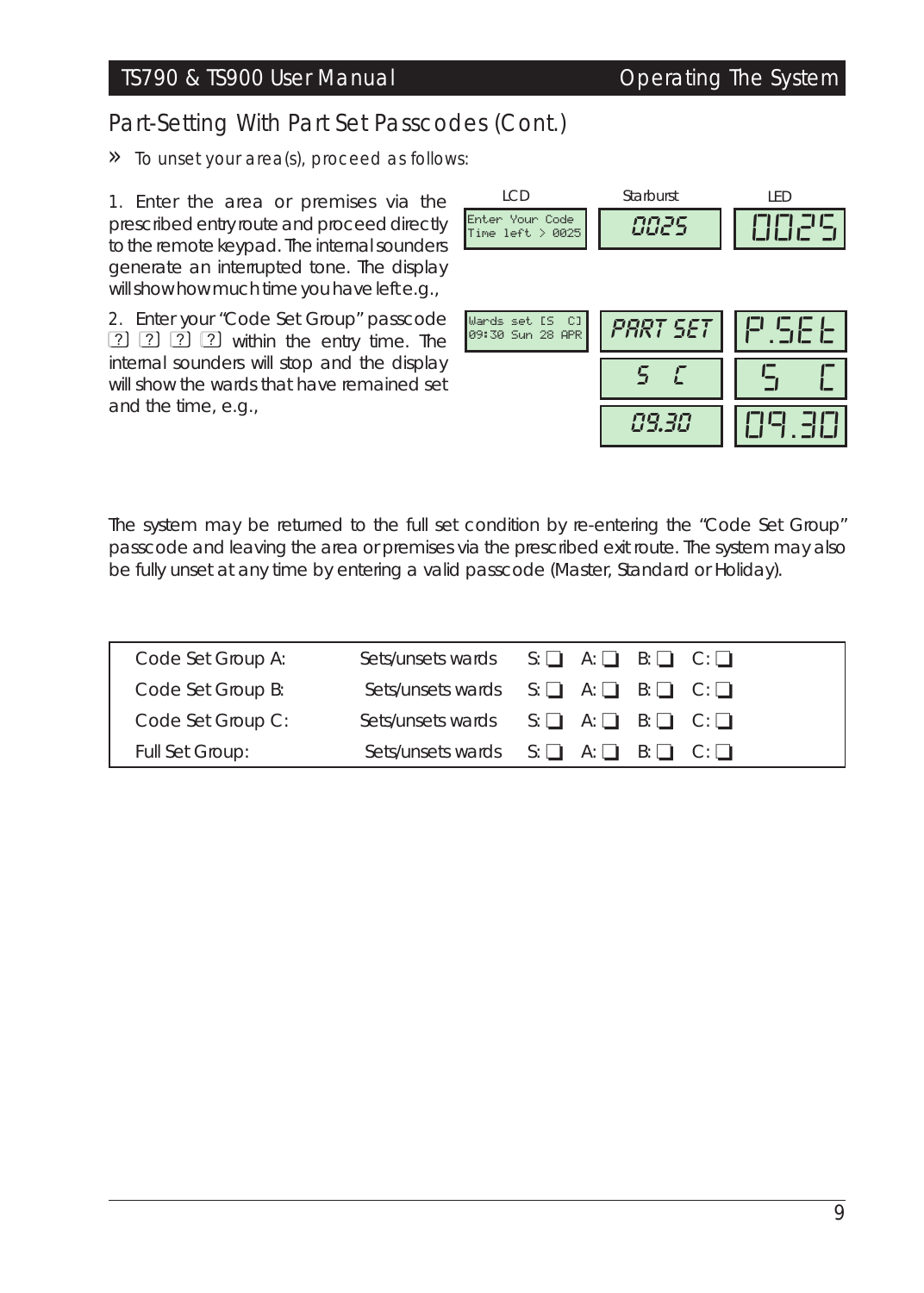## Part-Setting With Part Set Passcodes (Cont.)

» *To unset your area(s), proceed as follows:*

1. Enter the area or premises via the prescribed entry route and proceed directly to the remote keypad. The internal sounders generate an interrupted tone. The display will show how much time you have left e.g.,

| LCD | Starburst | LED |
|---|---|---|
| Enter Your Code Time left > 0025 | 0025 | 0025 |

2. Enter your "Code Set Group" passcode ? ? ? ? within the entry time. The internal sounders will stop and the display will show the wards that have remained set and the time, e.g.,

| LCD | Starburst | LED |
|---|---|---|
| Wards set [S C] 09:30 Sun 28 APR | PART SET | P.SEt |
| | S C | S C |
| | 09.30 | 09.30 |

The system may be returned to the full set condition by re-entering the "Code Set Group" passcode and leaving the area or premises via the prescribed exit route. The system may also be fully unset at any time by entering a valid passcode (Master, Standard or Holiday).

| | | |
|---|---|---|
| Code Set Group A: | Sets/unsets wards | S: ❑ A: ❑ B: ❑ C: ❑ |
| Code Set Group B: | Sets/unsets wards | S: ❑ A: ❑ B: ❑ C: ❑ |
| Code Set Group C: | Sets/unsets wards | S: ❑ A: ❑ B: ❑ C: ❑ |
| Full Set Group: | Sets/unsets wards | S: ❑ A: ❑ B: ❑ C: ❑ |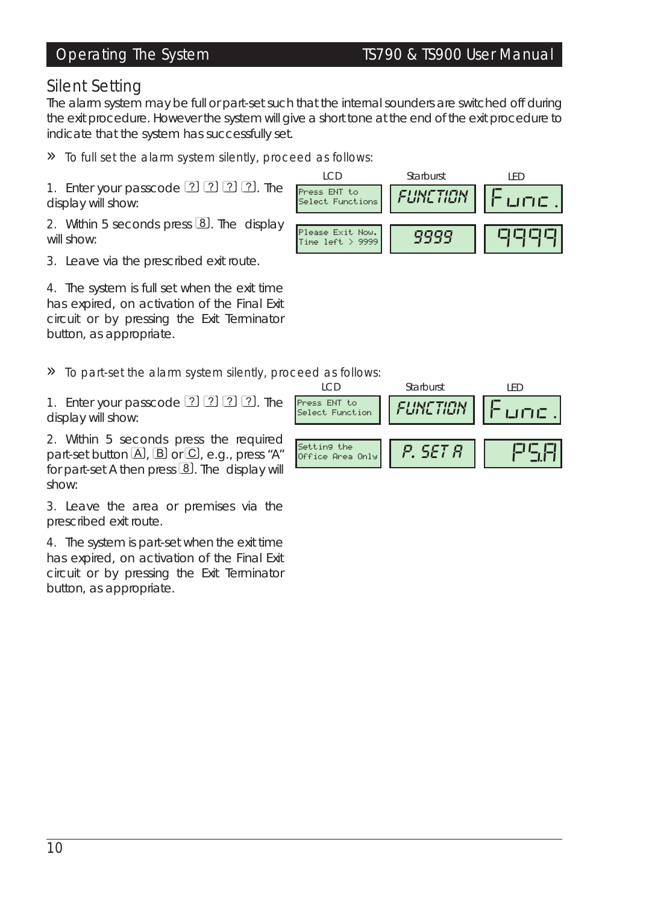## Silent Setting

The alarm system may be full or part-set such that the internal sounders are switched off during the exit procedure. However the system will give a short tone at the end of the exit procedure to indicate that the system has successfully set.

» To full set the alarm system silently, proceed as follows:

1. Enter your passcode [?] [?] [?] [?]. The display will show:
2. Within 5 seconds press [8]. The display will show:
3. Leave via the prescribed exit route.
4. The system is full set when the exit time has expired, on activation of the Final Exit circuit or by pressing the Exit Terminator button, as appropriate.

| LCD | Starburst | LED |
|---|---|---|
| Press ENT to Select Functions | FUNCTION | Func. |
| Please Exit Now. Time left > 9999 | 9999 | 9999 |

» To part-set the alarm system silently, proceed as follows:

1. Enter your passcode [?] [?] [?] [?]. The display will show:
2. Within 5 seconds press the required part-set button [A], [B] or [C], e.g., press "A" for part-set A then press [8]. The display will show:
3. Leave the area or premises via the prescribed exit route.
4. The system is part-set when the exit time has expired, on activation of the Final Exit circuit or by pressing the Exit Terminator button, as appropriate.

| LCD | Starburst | LED |
|---|---|---|
| Press ENT to Select Function | FUNCTION | Func. |
| Setting the Office Area Only | P. SET A | PS.A |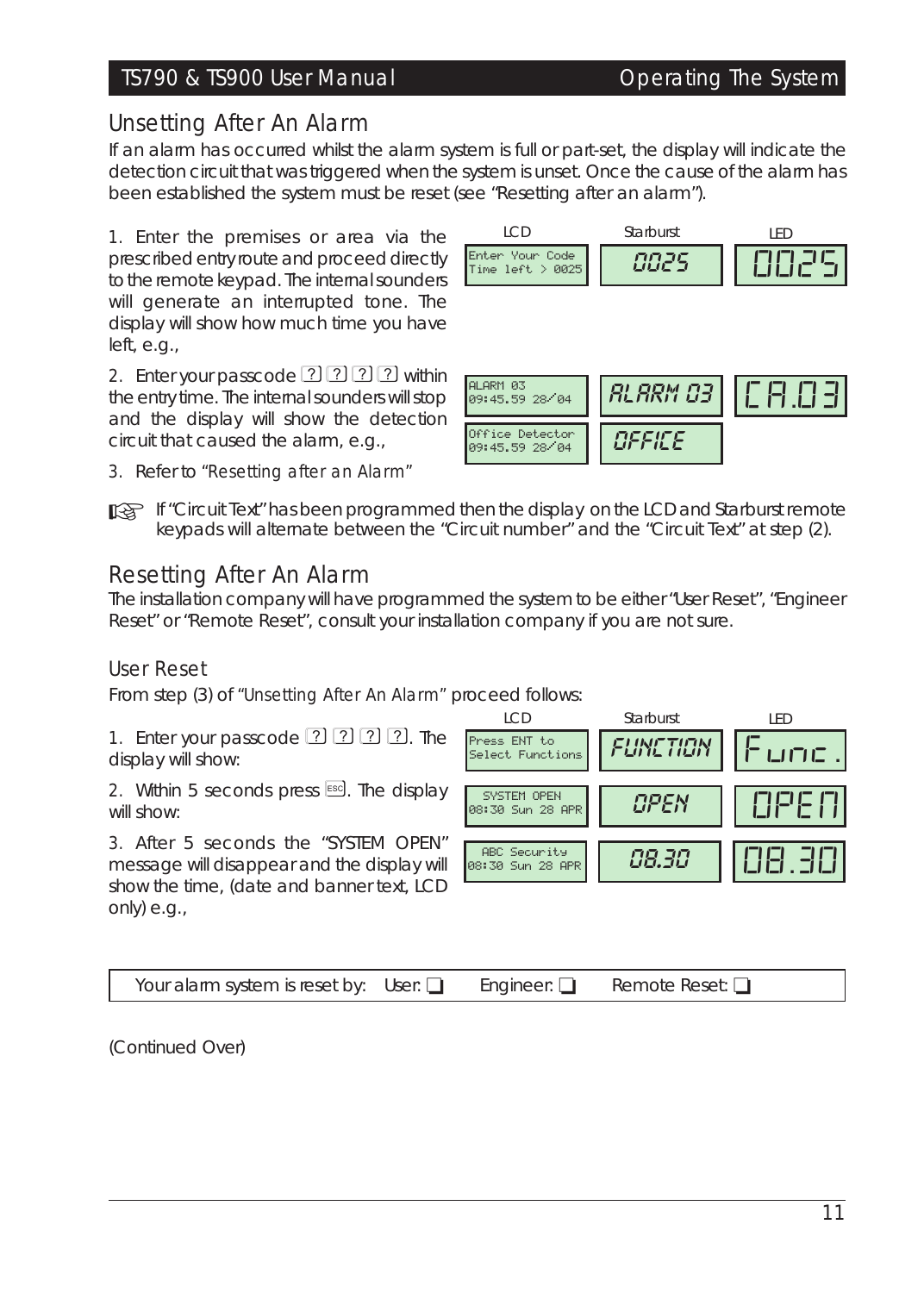## Unsetting After An Alarm

If an alarm has occurred whilst the alarm system is full or part-set, the display will indicate the detection circuit that was triggered when the system is unset. Once the cause of the alarm has been established the system must be reset (see "Resetting after an alarm").

| | LCD | Starburst | LED |
|---|---|---|---|
| 1. Enter the premises or area via the prescribed entry route and proceed directly to the remote keypad. The internal sounders will generate an interrupted tone. The display will show how much time you have left, e.g., | Enter Your Code<br>Time left > 0025 | 0025 | 0025 |
| 2. Enter your passcode ? ? ? ? within the entry time. The internal sounders will stop and the display will show the detection circuit that caused the alarm, e.g., | ALARM 03<br>09:45.59 28/04 | ALARM 03 | CA.03 |
| | Office Detector<br>09:45.59 28/04 | OFFICE | |
| 3. Refer to "Resetting after an Alarm" | | | |

☞ If "Circuit Text" has been programmed then the display on the LCD and Starburst remote keypads will alternate between the "Circuit number" and the "Circuit Text" at step (2).

## Resetting After An Alarm

The installation company will have programmed the system to be either "User Reset", "Engineer Reset" or "Remote Reset", consult your installation company if you are not sure.

### User Reset

From step (3) of "Unsetting After An Alarm" proceed follows:

| | LCD | Starburst | LED |
|---|---|---|---|
| 1. Enter your passcode ? ? ? ?. The display will show: | Press ENT to<br>Select Functions | FUNCTION | Func. |
| 2. Within 5 seconds press ESC. The display will show: | SYSTEM OPEN<br>08:30 Sun 28 APR | OPEN | OPEN |
| 3. After 5 seconds the "SYSTEM OPEN" message will disappear and the display will show the time, (date and banner text, LCD only) e.g., | ABC Security<br>08:30 Sun 28 APR | 08.30 | 08.30 |

Your alarm system is reset by: User: ❑ Engineer: ❑ Remote Reset: ❑

(Continued Over)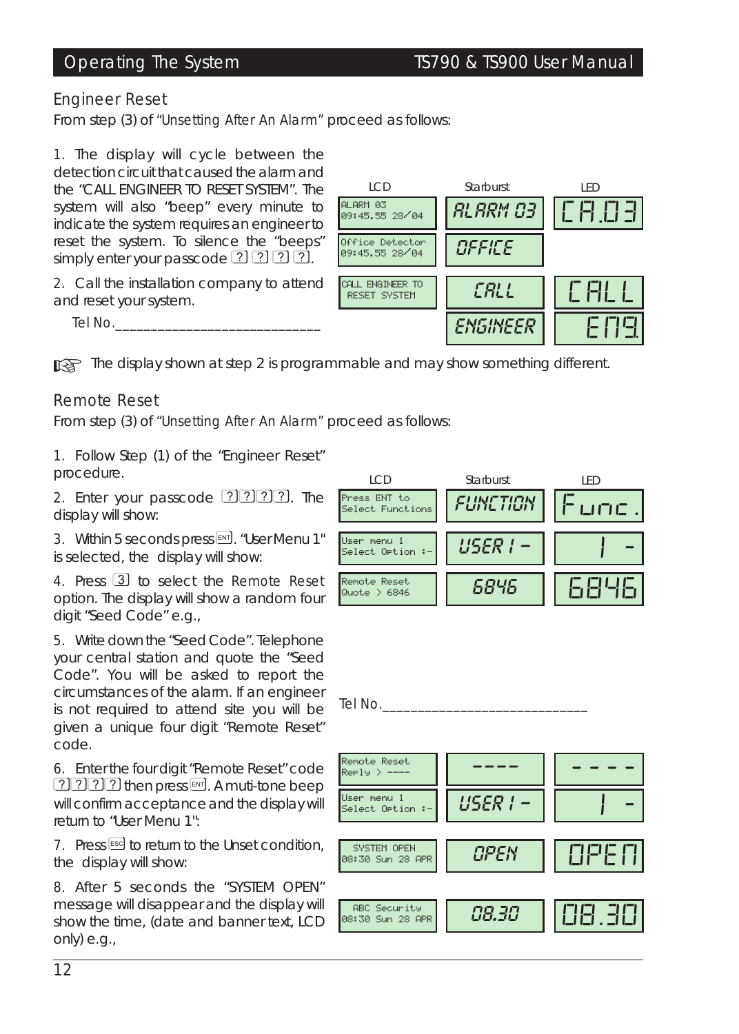## Engineer Reset

From step (3) of "*Unsetting After An Alarm*" proceed as follows:

1. The display will cycle between the detection circuit that caused the alarm and the "CALL ENGINEER TO RESET SYSTEM". The system will also "beep" every minute to indicate the system requires an engineer to reset the system. To silence the "beeps" simply enter your passcode ? ? ? ?.

2. Call the installation company to attend and reset your system.

   Tel No.____________________________

| LCD | Starburst | LED |
|---|---|---|
| ALARM 03 09:45.55 28/04 | ALARM 03 | CA.03 |
| Office Detector 09:45.55 28/04 | OFFICE | |
| CALL ENGINEER TO RESET SYSTEM | CALL | CALL |
| | ENGINEER | Eng. |

☞ The display shown at step 2 is programmable and may show something different.

## Remote Reset

From step (3) of "*Unsetting After An Alarm*" proceed as follows:

1. Follow Step (1) of the "Engineer Reset" procedure.

2. Enter your passcode ????. The display will show:

3. Within 5 seconds press ENT. "User Menu 1" is selected, the display will show:

4. Press 3 to select the *Remote Reset* option. The display will show a random four digit "Seed Code" e.g.,

5. Write down the "Seed Code". Telephone your central station and quote the "Seed Code". You will be asked to report the circumstances of the alarm. If an engineer is not required to attend site you will be given a unique four digit "Remote Reset" code.

   Tel No.____________________________

6. Enter the four digit "Remote Reset" code ???? then press ENT. A muti-tone beep will confirm acceptance and the display will return to "User Menu 1":

7. Press ESC to return to the Unset condition, the display will show:

8. After 5 seconds the "SYSTEM OPEN" message will disappear and the display will show the time, (date and banner text, LCD only) e.g.,

| Step | LCD | Starburst | LED |
|---|---|---|---|
| 2 | Press ENT to Select Functions | FUNCTION | Func. |
| 3 | User menu 1 Select Option :- | USER 1 - | 1 - |
| 4 | Remote Reset Quote > 6846 | 6846 | 6846 |
| 6 | Remote Reset Reply > ---- | ---- | - - - - |
| 6 | User menu 1 Select Option :- | USER 1 - | 1 - |
| 7 | SYSTEM OPEN 08:30 Sun 28 APR | OPEN | OPEN |
| 8 | ABC Security 08:30 Sun 28 APR | 08.30 | 08.30 |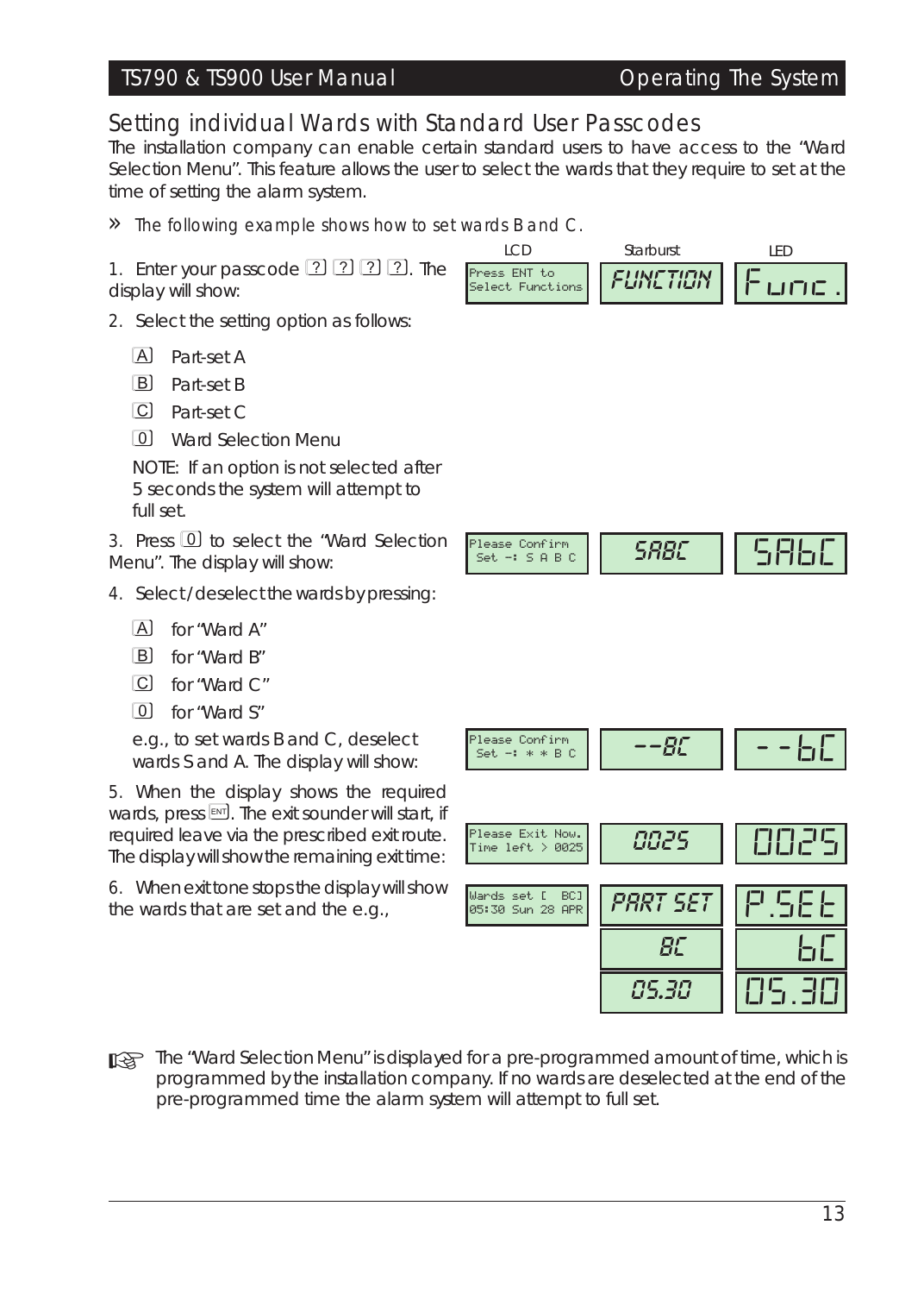## Setting individual Wards with Standard User Passcodes

The installation company can enable certain standard users to have access to the "Ward Selection Menu". This feature allows the user to select the wards that they require to set at the time of setting the alarm system.

» *The following example shows how to set wards B and C.*

| | LCD | Starburst | LED |
|---|---|---|---|
| 1. Enter your passcode ? ? ? ?. The display will show: | Press ENT to Select Functions | FUNCTION | Func. |
| 3. Press 0 to select the "Ward Selection Menu". The display will show: | Please Confirm Set -: S A B C | SABC | SAbC |
| 4. e.g., to set wards B and C, deselect wards S and A. The display will show: | Please Confirm Set -: * * B C | --BC | --bC |
| 5. The display will show the remaining exit time: | Please Exit Now. Time left > 0025 | 0025 | 0025 |
| 6. When exit tone stops the display will show the wards that are set: | Wards set [ BC] 05:30 Sun 28 APR | PART SET / BC / 05.30 | P.SEt / bC / 05.30 |

1. Enter your passcode ? ? ? ?. The display will show:
2. Select the setting option as follows:
   - A Part-set A
   - B Part-set B
   - C Part-set C
   - 0 Ward Selection Menu

   NOTE: If an option is not selected after 5 seconds the system will attempt to full set.
3. Press 0 to select the "Ward Selection Menu". The display will show:
4. Select/deselect the wards by pressing:
   - A for "Ward A"
   - B for "Ward B"
   - C for "Ward C"
   - 0 for "Ward S"

   e.g., to set wards B and C, deselect wards S and A. The display will show:
5. When the display shows the required wards, press ENT. The exit sounder will start, if required leave via the prescribed exit route. The display will show the remaining exit time:
6. When exit tone stops the display will show the wards that are set and the e.g.,

☞ The "Ward Selection Menu" is displayed for a pre-programmed amount of time, which is programmed by the installation company. If no wards are deselected at the end of the pre-programmed time the alarm system will attempt to full set.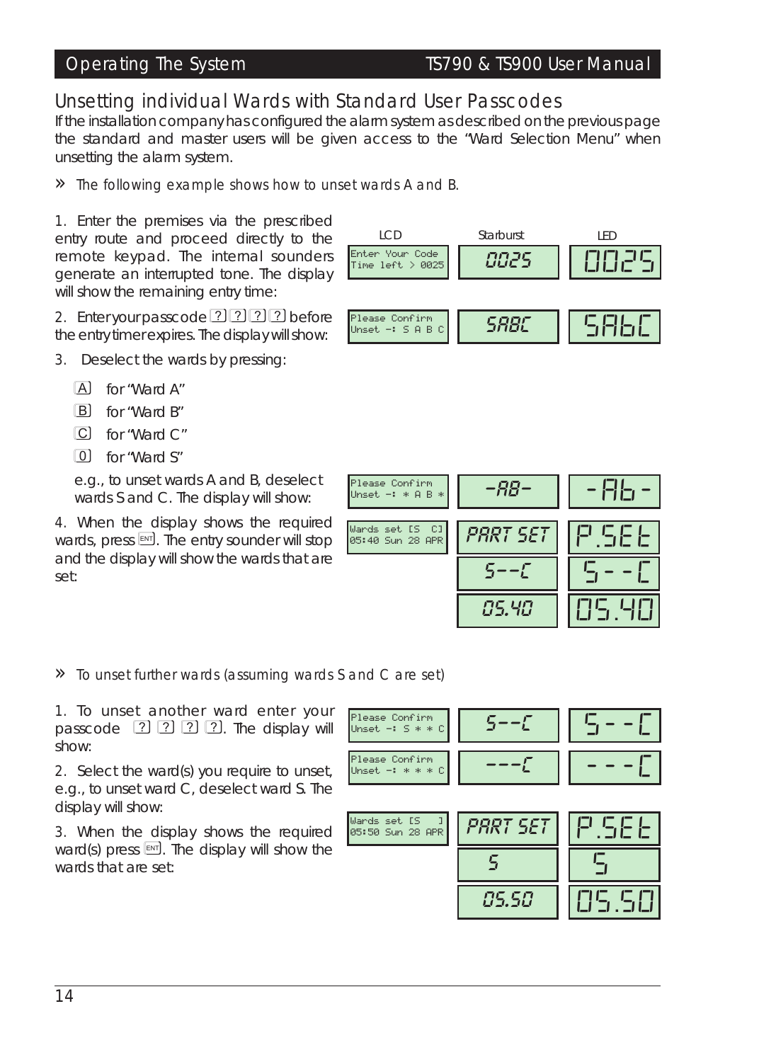## Unsetting individual Wards with Standard User Passcodes

If the installation company has configured the alarm system as described on the previous page the standard and master users will be given access to the "Ward Selection Menu" when unsetting the alarm system.

» The following example shows how to unset wards A and B.

| | LCD | Starburst | LED |
|---|---|---|---|
| 1. Enter the premises via the prescribed entry route and proceed directly to the remote keypad. The internal sounders generate an interrupted tone. The display will show the remaining entry time: | Enter Your Code<br>Time left > 0025 | 0025 | 0025 |
| 2. Enter your passcode ? ? ? ? before the entry timer expires. The display will show: | Please Confirm<br>Unset -: S A B C | SABC | SAbC |

3. Deselect the wards by pressing:

- A for "Ward A"
- B for "Ward B"
- C for "Ward C"
- 0 for "Ward S"

| | LCD | Starburst | LED |
|---|---|---|---|
| e.g., to unset wards A and B, deselect wards S and C. The display will show: | Please Confirm<br>Unset -: * A B * | -AB- | -Ab- |
| 4. When the display shows the required wards, press ENT. The entry sounder will stop and the display will show the wards that are set: | Wards set [S C]<br>05:40 Sun 28 APR | PART SET<br>S--C<br>05.40 | P.SEt<br>S--C<br>05.40 |

» To unset further wards (assuming wards S and C are set)

| | LCD | Starburst | LED |
|---|---|---|---|
| 1. To unset another ward enter your passcode ? ? ? ?. The display will show: | Please Confirm<br>Unset -: S * * C | S--C | S--C |
| 2. Select the ward(s) you require to unset, e.g., to unset ward C, deselect ward S. The display will show: | Please Confirm<br>Unset -: * * * C | ---C | ---C |
| 3. When the display shows the required ward(s) press ENT. The display will show the wards that are set: | Wards set [S ]<br>05:50 Sun 28 APR | PART SET<br>S<br>05.50 | P.SEt<br>S<br>05.50 |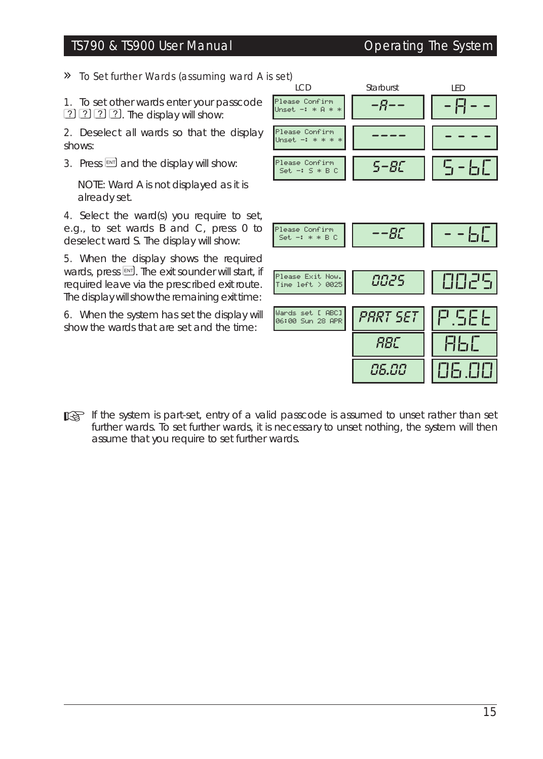» *To Set further Wards (assuming ward A is set)*

| Step | LCD | Starburst | LED |
|---|---|---|---|
| 1. To set other wards enter your passcode ? ? ? ?. The display will show: | Please Confirm Unset -: * A * * | -A-- | -A-- |
| 2. Deselect all wards so that the display shows: | Please Confirm Unset -: * * * * | ---- | ---- |
| 3. Press ENT and the display will show: NOTE: Ward A is not displayed as it is already set. | Please Confirm Set -: S * B C | S-BC | S-bC |
| 4. Select the ward(s) you require to set, e.g., to set wards B and C, press 0 to deselect ward S. The display will show: | Please Confirm Set -: * * B C | --BC | --bC |
| 5. When the display shows the required wards, press ENT. The exit sounder will start, if required leave via the prescribed exit route. The display will show the remaining exit time: | Please Exit Now. Time left > 0025 | 0025 | 0025 |
| 6. When the system has set the display will show the wards that are set and the time: | Wards set [ ABC] 06:00 Sun 28 APR | PART SET / ABC / 06.00 | P.SEt / AbC / 06.00 |

☞ If the system is part-set, entry of a valid passcode is assumed to unset rather than set further wards. To set further wards, it is necessary to unset nothing, the system will then assume that you require to set further wards.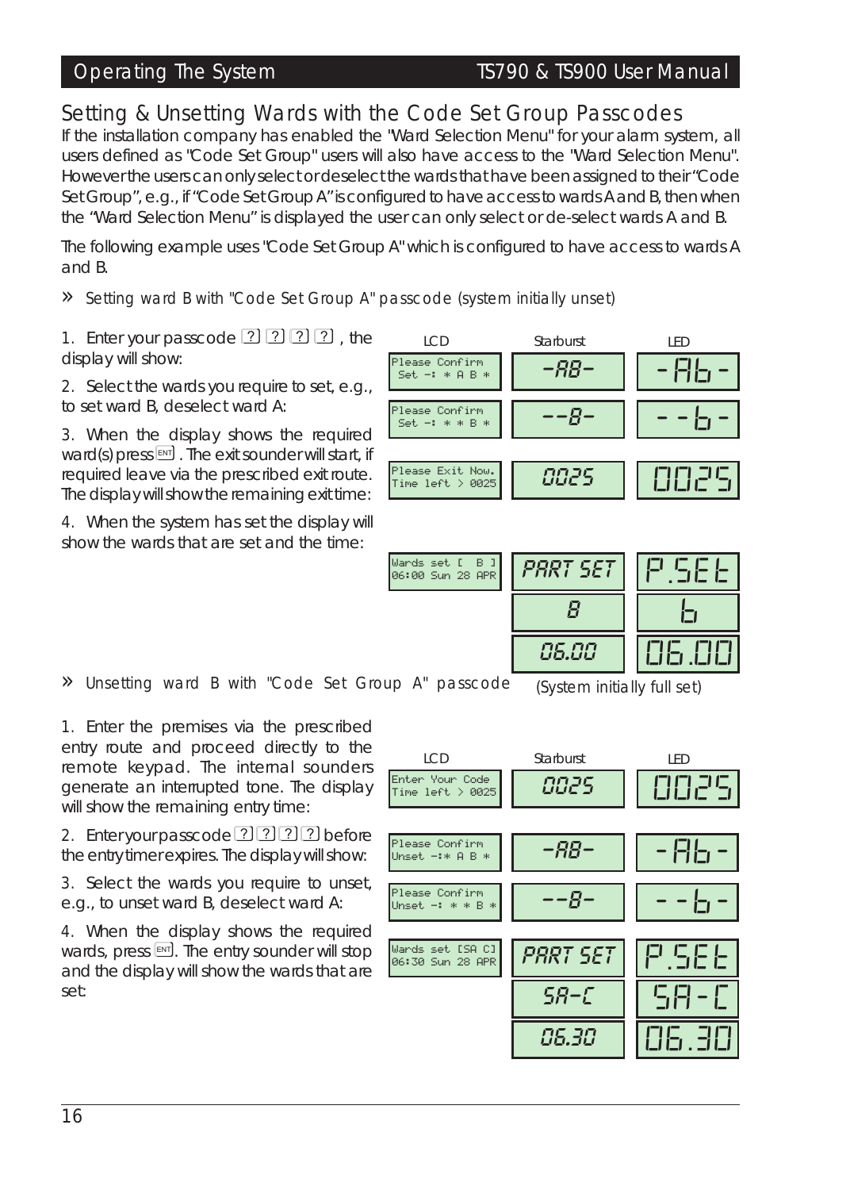## Setting & Unsetting Wards with the Code Set Group Passcodes

If the installation company has enabled the "Ward Selection Menu" for your alarm system, all users defined as "Code Set Group" users will also have access to the "Ward Selection Menu". However the users can only select or deselect the wards that have been assigned to their "Code Set Group", e.g., if "Code Set Group A" is configured to have access to wards A and B, then when the "Ward Selection Menu" is displayed the user can only select or de-select wards A and B.

The following example uses "Code Set Group A" which is configured to have access to wards A and B.

### » Setting ward B with "Code Set Group A" passcode (system initially unset)

1. Enter your passcode ? ? ? ?, the display will show:
2. Select the wards you require to set, e.g., to set ward B, deselect ward A:
3. When the display shows the required ward(s) press ENT. The exit sounder will start, if required leave via the prescribed exit route. The display will show the remaining exit time:
4. When the system has set the display will show the wards that are set and the time:

| LCD | Starburst | LED |
|---|---|---|
| Please Confirm Set -: * A B * | -AB- | -Ab- |
| Please Confirm Set -: * * B * | --B- | --b- |
| Please Exit Now. Time left > 0025 | 0025 | 0025 |
| Wards set [ B ] 06:00 Sun 28 APR | PART SET | P.SEt |
| | B | b |
| | 06.00 | 06.00 |

### » Unsetting ward B with "Code Set Group A" passcode (System initially full set)

1. Enter the premises via the prescribed entry route and proceed directly to the remote keypad. The internal sounders generate an interrupted tone. The display will show the remaining entry time:
2. Enter your passcode ? ? ? ? before the entry timer expires. The display will show:
3. Select the wards you require to unset, e.g., to unset ward B, deselect ward A:
4. When the display shows the required wards, press ENT. The entry sounder will stop and the display will show the wards that are set:

| LCD | Starburst | LED |
|---|---|---|
| Enter Your Code Time left > 0025 | 0025 | 0025 |
| Please Confirm Unset -:* A B * | -AB- | -Ab- |
| Please Confirm Unset -: * * B * | --B- | --b- |
| Wards set [SA C] 06:30 Sun 28 APR | PART SET | P.SEt |
| | SA-C | SA-C |
| | 06.30 | 06.30 |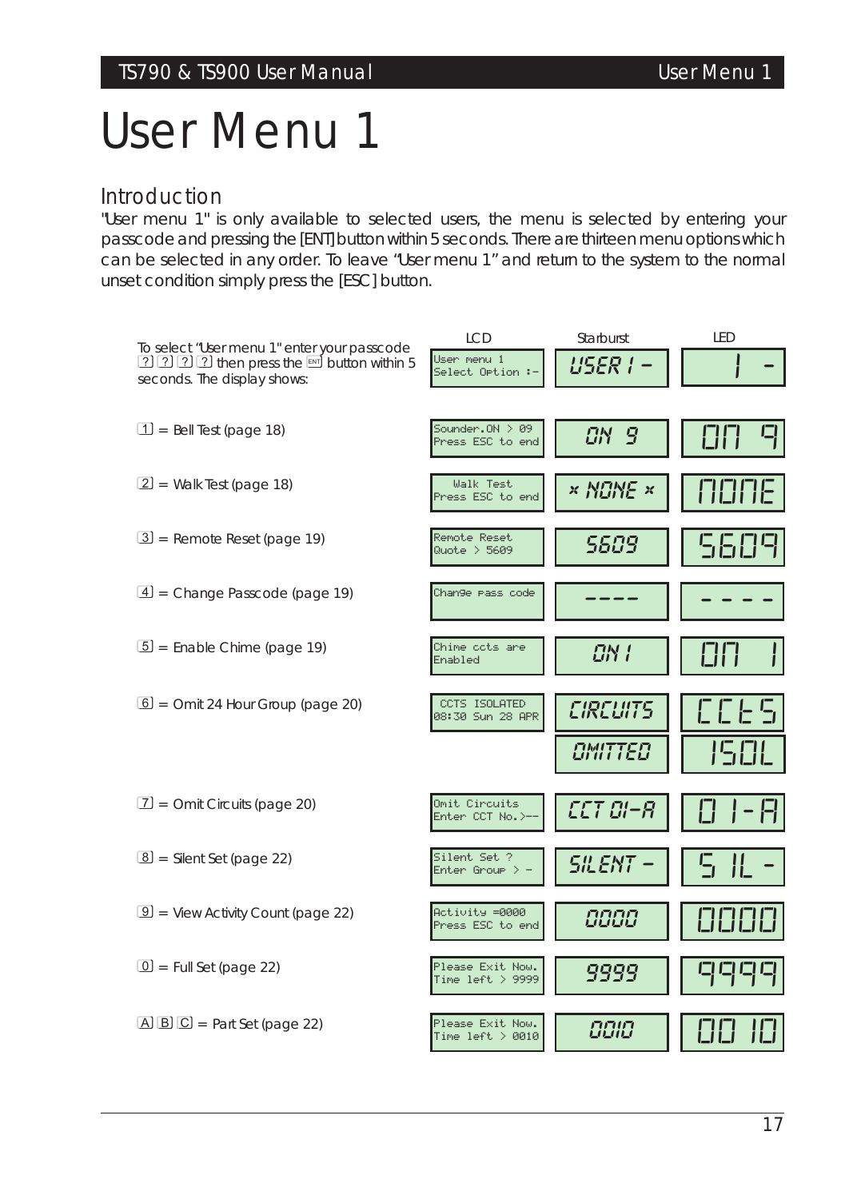# User Menu 1

## Introduction

"User menu 1" is only available to selected users, the menu is selected by entering your passcode and pressing the [ENT] button within 5 seconds. There are thirteen menu options which can be selected in any order. To leave "User menu 1" and return to the system to the normal unset condition simply press the [ESC] button.

| | LCD | Starburst | LED |
|---|---|---|---|
| To select "User menu 1" enter your passcode [?] [?] [?] [?] then press the [ENT] button within 5 seconds. The display shows: | User menu 1<br>Select Option :- | USER 1 - | 1 - |
| [1] = Bell Test (page 18) | Sounder.ON > 09<br>Press ESC to end | ON 9 | ON 9 |
| [2] = Walk Test (page 18) | Walk Test<br>Press ESC to end | * NONE * | NONE |
| [3] = Remote Reset (page 19) | Remote Reset<br>Quote > 5609 | 5609 | 5609 |
| [4] = Change Passcode (page 19) | Change pass code | ---- | - - - - |
| [5] = Enable Chime (page 19) | Chime ccts are<br>Enabled | ON 1 | ON 1 |
| [6] = Omit 24 Hour Group (page 20) | CCTS ISOLATED<br>08:30 Sun 28 APR | CIRCUITS<br>OMITTED | CCtS<br>ISOL |
| [7] = Omit Circuits (page 20) | Omit Circuits<br>Enter CCT No.>-- | CCT 01-A | 01-A |
| [8] = Silent Set (page 22) | Silent Set ?<br>Enter Group > - | SILENT - | SIL - |
| [9] = View Activity Count (page 22) | Activity =0000<br>Press ESC to end | 0000 | 0000 |
| [0] = Full Set (page 22) | Please Exit Now.<br>Time left > 9999 | 9999 | 9999 |
| [A] [B] [C] = Part Set (page 22) | Please Exit Now.<br>Time left > 0010 | 0010 | 0010 |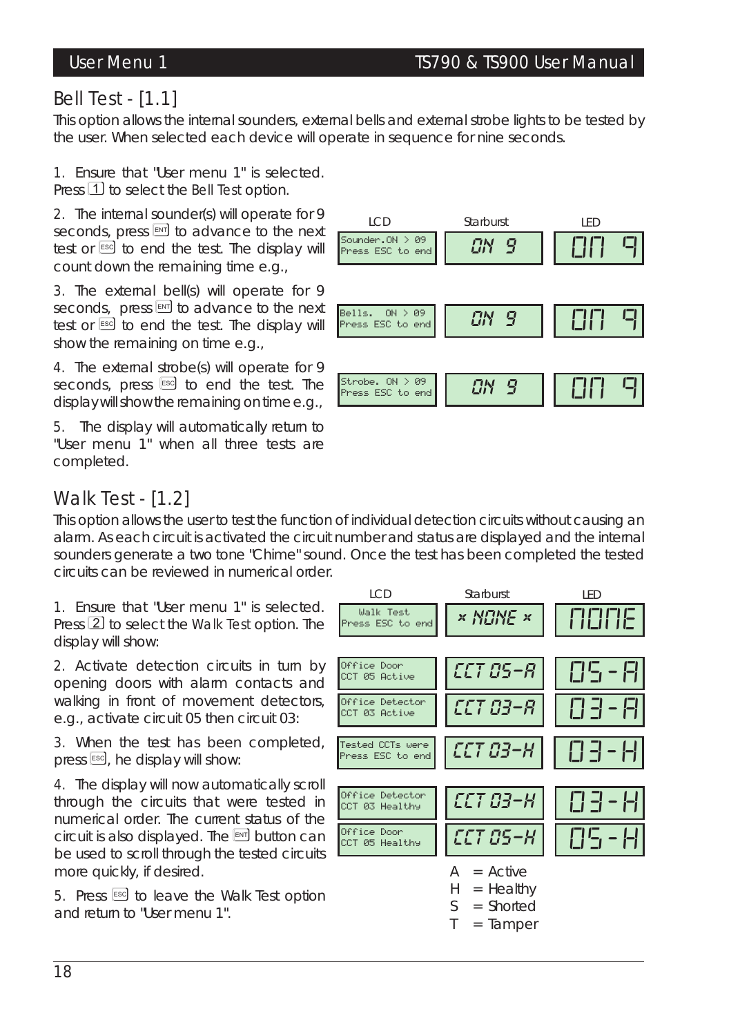## Bell Test - [1.1]

This option allows the internal sounders, external bells and external strobe lights to be tested by the user. When selected each device will operate in sequence for nine seconds.

1. Ensure that "User menu 1" is selected. Press 1 to select the Bell Test option.

2. The internal sounder(s) will operate for 9 seconds, press ENT to advance to the next test or ESC to end the test. The display will count down the remaining time e.g.,

3. The external bell(s) will operate for 9 seconds, press ENT to advance to the next test or ESC to end the test. The display will show the remaining on time e.g.,

4. The external strobe(s) will operate for 9 seconds, press ESC to end the test. The display will show the remaining on time e.g.,

5. The display will automatically return to "User menu 1" when all three tests are completed.

| LCD | Starburst | LED |
|---|---|---|
| Sounder.ON > 09 Press ESC to end | ON 9 | On 9 |
| Bells. ON > 09 Press ESC to end | ON 9 | On 9 |
| Strobe. ON > 09 Press ESC to end | ON 9 | On 9 |

## Walk Test - [1.2]

This option allows the user to test the function of individual detection circuits without causing an alarm. As each circuit is activated the circuit number and status are displayed and the internal sounders generate a two tone "Chime" sound. Once the test has been completed the tested circuits can be reviewed in numerical order.

1. Ensure that "User menu 1" is selected. Press 2 to select the Walk Test option. The display will show:

2. Activate detection circuits in turn by opening doors with alarm contacts and walking in front of movement detectors, e.g., activate circuit 05 then circuit 03:

3. When the test has been completed, press ESC, he display will show:

4. The display will now automatically scroll through the circuits that were tested in numerical order. The current status of the circuit is also displayed. The ENT button can be used to scroll through the tested circuits more quickly, if desired.

5. Press ESC to leave the Walk Test option and return to "User menu 1".

| LCD | Starburst | LED |
|---|---|---|
| Walk Test Press ESC to end | * NONE * | nonE |
| Office Door CCT 05 Active | CCT 05-A | 05-A |
| Office Detector CCT 03 Active | CCT 03-A | 03-A |
| Tested CCTs were Press ESC to end | CCT 03-H | 03-H |
| Office Detector CCT 03 Healthy | CCT 03-H | 03-H |
| Office Door CCT 05 Healthy | CCT 05-H | 05-H |

A = Active
H = Healthy
S = Shorted
T = Tamper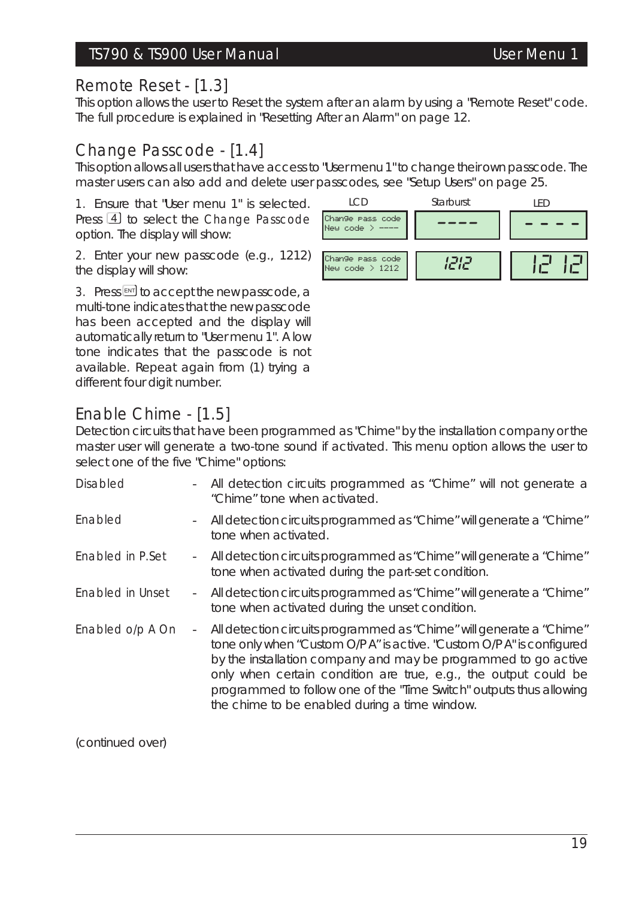## Remote Reset - [1.3]

This option allows the user to Reset the system after an alarm by using a "Remote Reset" code. The full procedure is explained in "Resetting After an Alarm" on page 12.

## Change Passcode - [1.4]

This option allows all users that have access to "User menu 1" to change their own passcode. The master users can also add and delete user passcodes, see "Setup Users" on page 25.

1. Ensure that "User menu 1" is selected. Press [4] to select the Change Passcode option. The display will show:

| LCD | Starburst | LED |
|---|---|---|
| Change pass code<br>New code > ---- | ---- | - - - - |
| Change pass code<br>New code > 1212 | 1212 | 12 12 |

2. Enter your new passcode (e.g., 1212) the display will show:

3. Press [ENT] to accept the new passcode, a multi-tone indicates that the new passcode has been accepted and the display will automatically return to "User menu 1". A low tone indicates that the passcode is not available. Repeat again from (1) trying a different four digit number.

## Enable Chime - [1.5]

Detection circuits that have been programmed as "Chime" by the installation company or the master user will generate a two-tone sound if activated. This menu option allows the user to select one of the five "Chime" options:

| | | |
|---|---|---|
| Disabled | - | All detection circuits programmed as "Chime" will not generate a "Chime" tone when activated. |
| Enabled | - | All detection circuits programmed as "Chime" will generate a "Chime" tone when activated. |
| Enabled in P.Set | - | All detection circuits programmed as "Chime" will generate a "Chime" tone when activated during the part-set condition. |
| Enabled in Unset | - | All detection circuits programmed as "Chime" will generate a "Chime" tone when activated during the unset condition. |
| Enabled o/p A On | - | All detection circuits programmed as "Chime" will generate a "Chime" tone only when "Custom O/P A" is active. "Custom O/P A" is configured by the installation company and may be programmed to go active only when certain condition are true, e.g., the output could be programmed to follow one of the "Time Switch" outputs thus allowing the chime to be enabled during a time window. |

(continued over)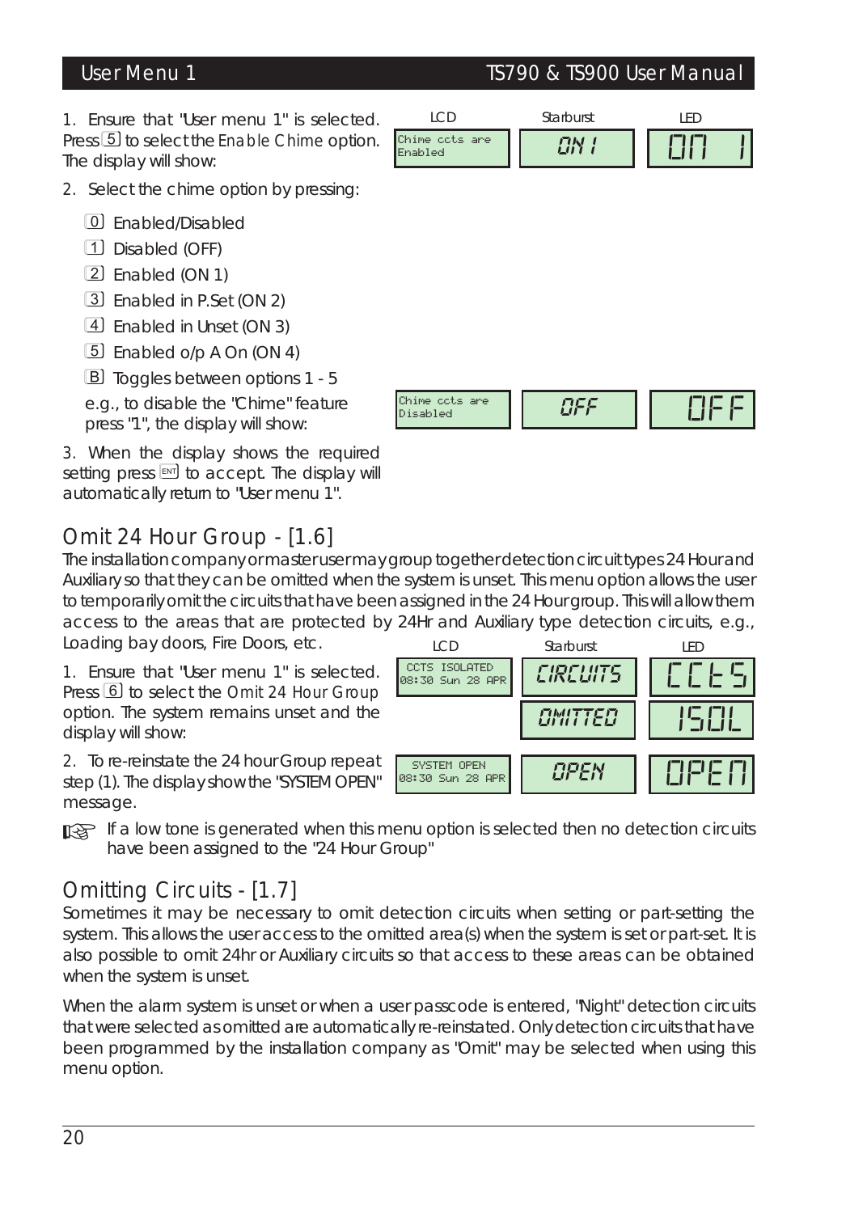1. Ensure that "User menu 1" is selected. Press 5 to select the Enable Chime option. The display will show:

| LCD | Starburst | LED |
|---|---|---|
| Chime ccts are Enabled | ON 1 | On 1 |

2. Select the chime option by pressing:

   - 0 Enabled/Disabled
   - 1 Disabled (OFF)
   - 2 Enabled (ON 1)
   - 3 Enabled in P.Set (ON 2)
   - 4 Enabled in Unset (ON 3)
   - 5 Enabled o/p A On (ON 4)
   - B Toggles between options 1 - 5

   e.g., to disable the "Chime" feature press "1", the display will show:

| LCD | Starburst | LED |
|---|---|---|
| Chime ccts are Disabled | OFF | OFF |

3. When the display shows the required setting press ENT to accept. The display will automatically return to "User menu 1".

## Omit 24 Hour Group - [1.6]

The installation company or master user may group together detection circuit types 24 Hour and Auxiliary so that they can be omitted when the system is unset. This menu option allows the user to temporarily omit the circuits that have been assigned in the 24 Hour group. This will allow them access to the areas that are protected by 24Hr and Auxiliary type detection circuits, e.g., Loading bay doors, Fire Doors, etc.

1. Ensure that "User menu 1" is selected. Press 6 to select the Omit 24 Hour Group option. The system remains unset and the display will show:

| LCD | Starburst | LED |
|---|---|---|
| CCTS ISOLATED 08:30 Sun 28 APR | CIRCUITS | CCtS |
| | OMITTED | ISOL |

2. To re-reinstate the 24 hour Group repeat step (1). The display show the "SYSTEM OPEN" message.

| LCD | Starburst | LED |
|---|---|---|
| SYSTEM OPEN 08:30 Sun 28 APR | OPEN | OPEN |

☞ If a low tone is generated when this menu option is selected then no detection circuits have been assigned to the "24 Hour Group"

## Omitting Circuits - [1.7]

Sometimes it may be necessary to omit detection circuits when setting or part-setting the system. This allows the user access to the omitted area(s) when the system is set or part-set. It is also possible to omit 24hr or Auxiliary circuits so that access to these areas can be obtained when the system is unset.

When the alarm system is unset or when a user passcode is entered, "Night" detection circuits that were selected as omitted are automatically re-reinstated. Only detection circuits that have been programmed by the installation company as "Omit" may be selected when using this menu option.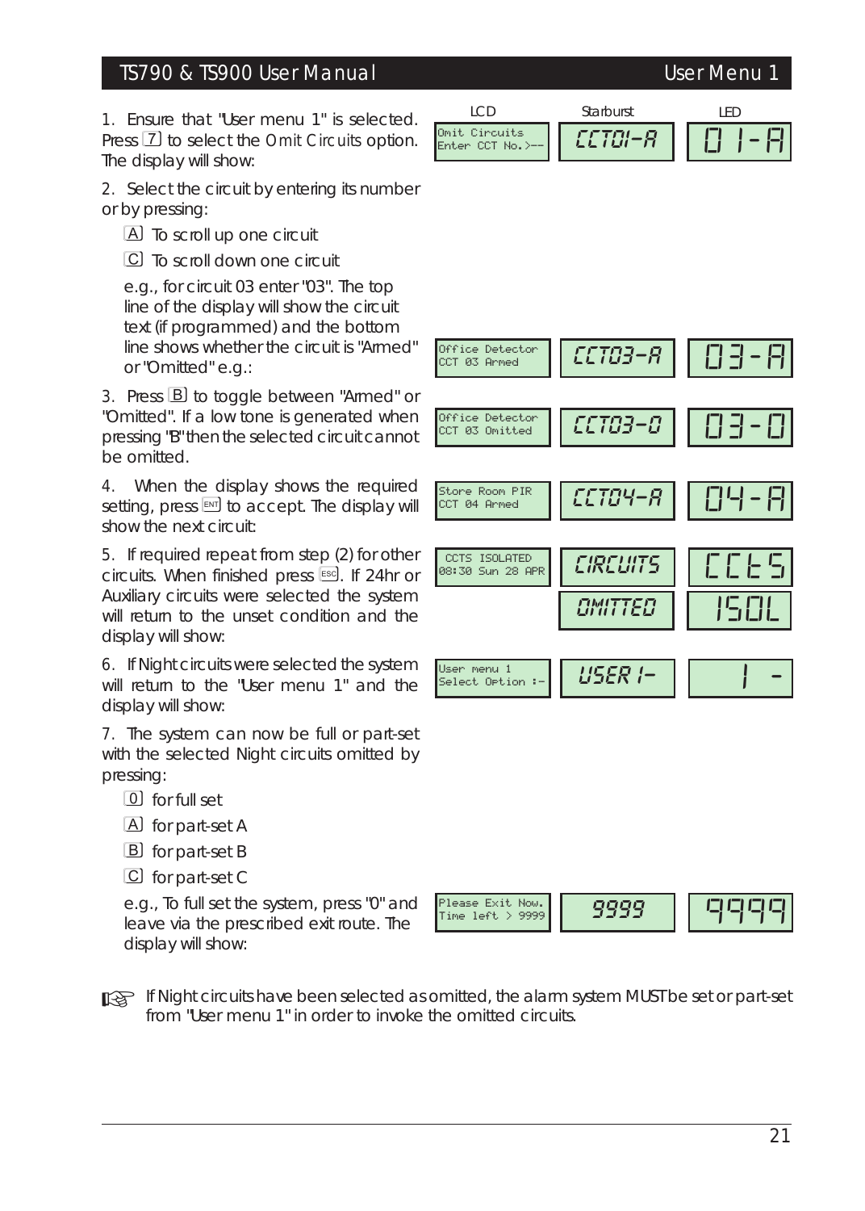1. Ensure that "User menu 1" is selected. Press [7] to select the Omit Circuits option. The display will show:

| LCD | Starburst | LED |
|---|---|---|
| Omit Circuits<br>Enter CCT No.>-- | CCT01-A | 01-A |

2. Select the circuit by entering its number or by pressing:

   [A] To scroll up one circuit

   [C] To scroll down one circuit

   e.g., for circuit 03 enter "03". The top line of the display will show the circuit text (if programmed) and the bottom line shows whether the circuit is "Armed" or "Omitted" e.g.:

| LCD | Starburst | LED |
|---|---|---|
| Office Detector<br>CCT 03 Armed | CCT03-A | 03-A |

3. Press [B] to toggle between "Armed" or "Omitted". If a low tone is generated when pressing "B" then the selected circuit cannot be omitted.

| LCD | Starburst | LED |
|---|---|---|
| Office Detector<br>CCT 03 Omitted | CCT03-O | 03-O |

4. When the display shows the required setting, press [ENT] to accept. The display will show the next circuit:

| LCD | Starburst | LED |
|---|---|---|
| Store Room PIR<br>CCT 04 Armed | CCT04-A | 04-A |

5. If required repeat from step (2) for other circuits. When finished press [ESC]. If 24hr or Auxiliary circuits were selected the system will return to the unset condition and the display will show:

| LCD | Starburst | LED |
|---|---|---|
| CCTS ISOLATED<br>08:30 Sun 28 APR | CIRCUITS<br>OMITTED | CCtS<br>ISOL |

6. If Night circuits were selected the system will return to the "User menu 1" and the display will show:

| LCD | Starburst | LED |
|---|---|---|
| User menu 1<br>Select Option :- | USER 1- | 1 - |

7. The system can now be full or part-set with the selected Night circuits omitted by pressing:

   [0] for full set

   [A] for part-set A

   [B] for part-set B

   [C] for part-set C

   e.g., To full set the system, press "0" and leave via the prescribed exit route. The display will show:

| LCD | Starburst | LED |
|---|---|---|
| Please Exit Now.<br>Time left > 9999 | 9999 | 9999 |

☞ If Night circuits have been selected as omitted, the alarm system MUST be set or part-set from "User menu 1" in order to invoke the omitted circuits.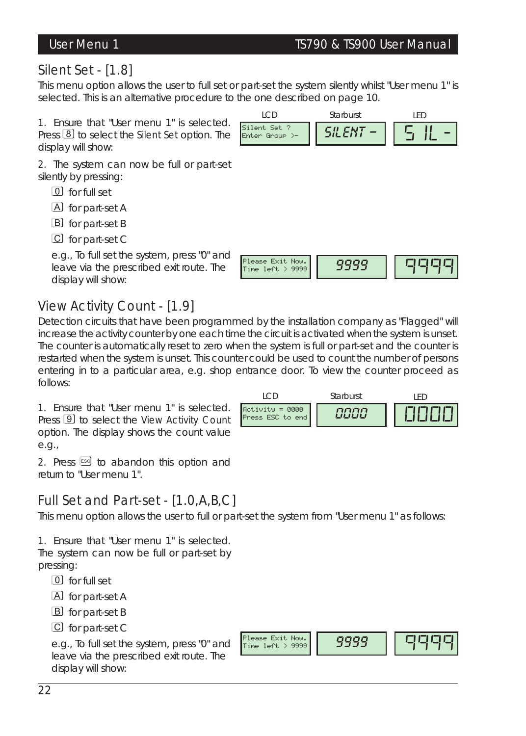## Silent Set - [1.8]

This menu option allows the user to full set or part-set the system silently whilst "User menu 1" is selected. This is an alternative procedure to the one described on page 10.

1. Ensure that "User menu 1" is selected. Press [8] to select the Silent Set option. The display will show:

| LCD | Starburst | LED |
|---|---|---|
| Silent Set ? Enter Group >- | SILENT - | SIL - |

2. The system can now be full or part-set silently by pressing:

- [0] for full set
- [A] for part-set A
- [B] for part-set B
- [C] for part-set C

e.g., To full set the system, press "0" and leave via the prescribed exit route. The display will show:

| LCD | Starburst | LED |
|---|---|---|
| Please Exit Now. Time left > 9999 | 9999 | 9999 |

## View Activity Count - [1.9]

Detection circuits that have been programmed by the installation company as "Flagged" will increase the activity counter by one each time the circuit is activated when the system is unset. The counter is automatically reset to zero when the system is full or part-set and the counter is restarted when the system is unset. This counter could be used to count the number of persons entering in to a particular area, e.g. shop entrance door. To view the counter proceed as follows:

1. Ensure that "User menu 1" is selected. Press [9] to select the View Activity Count option. The display shows the count value e.g.,

| LCD | Starburst | LED |
|---|---|---|
| Activity = 0000 Press ESC to end | 0000 | 0000 |

2. Press [ESC] to abandon this option and return to "User menu 1".

## Full Set and Part-set - [1.0,A,B,C]

This menu option allows the user to full or part-set the system from "User menu 1" as follows:

1. Ensure that "User menu 1" is selected. The system can now be full or part-set by pressing:

- [0] for full set
- [A] for part-set A
- [B] for part-set B
- [C] for part-set C

e.g., To full set the system, press "0" and leave via the prescribed exit route. The display will show:

| LCD | Starburst | LED |
|---|---|---|
| Please Exit Now. Time left > 9999 | 9999 | 9999 |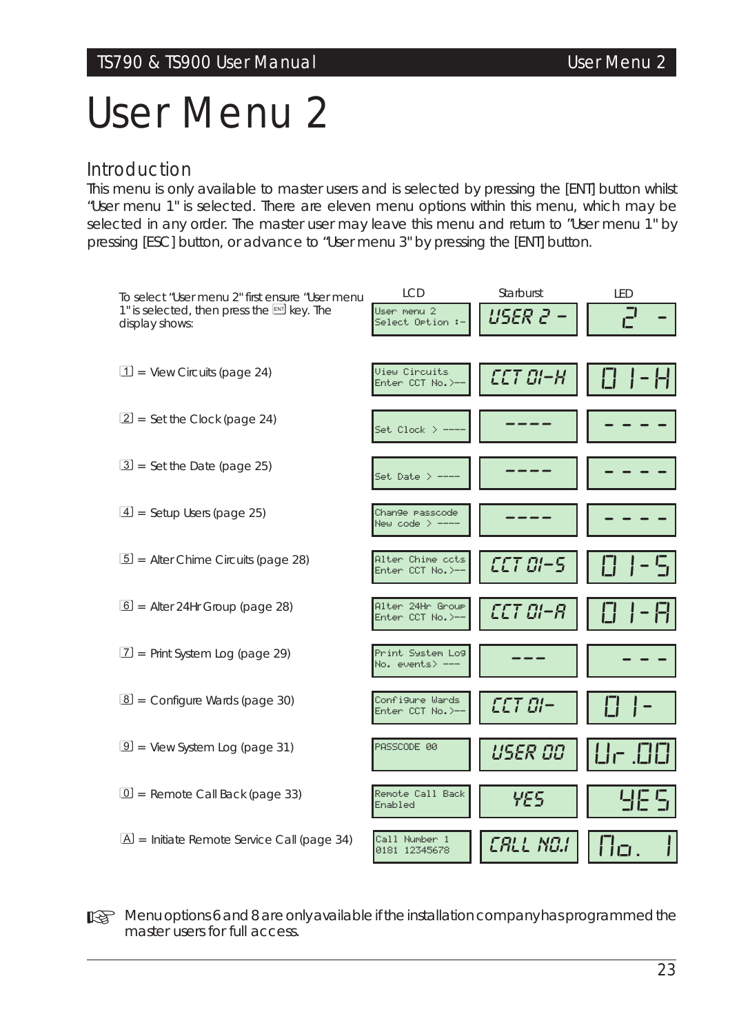# User Menu 2

## Introduction

This menu is only available to master users and is selected by pressing the [ENT] button whilst "User menu 1" is selected. There are eleven menu options within this menu, which may be selected in any order. The master user may leave this menu and return to "User menu 1" by pressing [ESC] button, or advance to "User menu 3" by pressing the [ENT] button.

| | LCD | Starburst | LED |
|---|---|---|---|
| To select "User menu 2" first ensure "User menu 1" is selected, then press the [ENT] key. The display shows: | User menu 2 Select Option :- | USER 2 - | 2 - |
| [1] = View Circuits (page 24) | View Circuits Enter CCT No.>-- | CCT 01-H | 01-H |
| [2] = Set the Clock (page 24) | Set Clock > ---- | ---- | ---- |
| [3] = Set the Date (page 25) | Set Date > ---- | ---- | ---- |
| [4] = Setup Users (page 25) | Change passcode New code > ---- | ---- | ---- |
| [5] = Alter Chime Circuits (page 28) | Alter Chime ccts Enter CCT No.>-- | CCT 01-S | 01-S |
| [6] = Alter 24Hr Group (page 28) | Alter 24Hr Group Enter CCT No.>-- | CCT 01-A | 01-A |
| [7] = Print System Log (page 29) | Print System Log No. events> --- | --- | --- |
| [8] = Configure Wards (page 30) | Configure Wards Enter CCT No.>-- | CCT 01- | 01- |
| [9] = View System Log (page 31) | PASSCODE 00 | USER 00 | Ur.00 |
| [0] = Remote Call Back (page 33) | Remote Call Back Enabled | YES | YES |
| [A] = Initiate Remote Service Call (page 34) | Call Number 1 0181 12345678 | CALL NO.1 | No. 1 |

☞ Menu options 6 and 8 are only available if the installation company has programmed the master users for full access.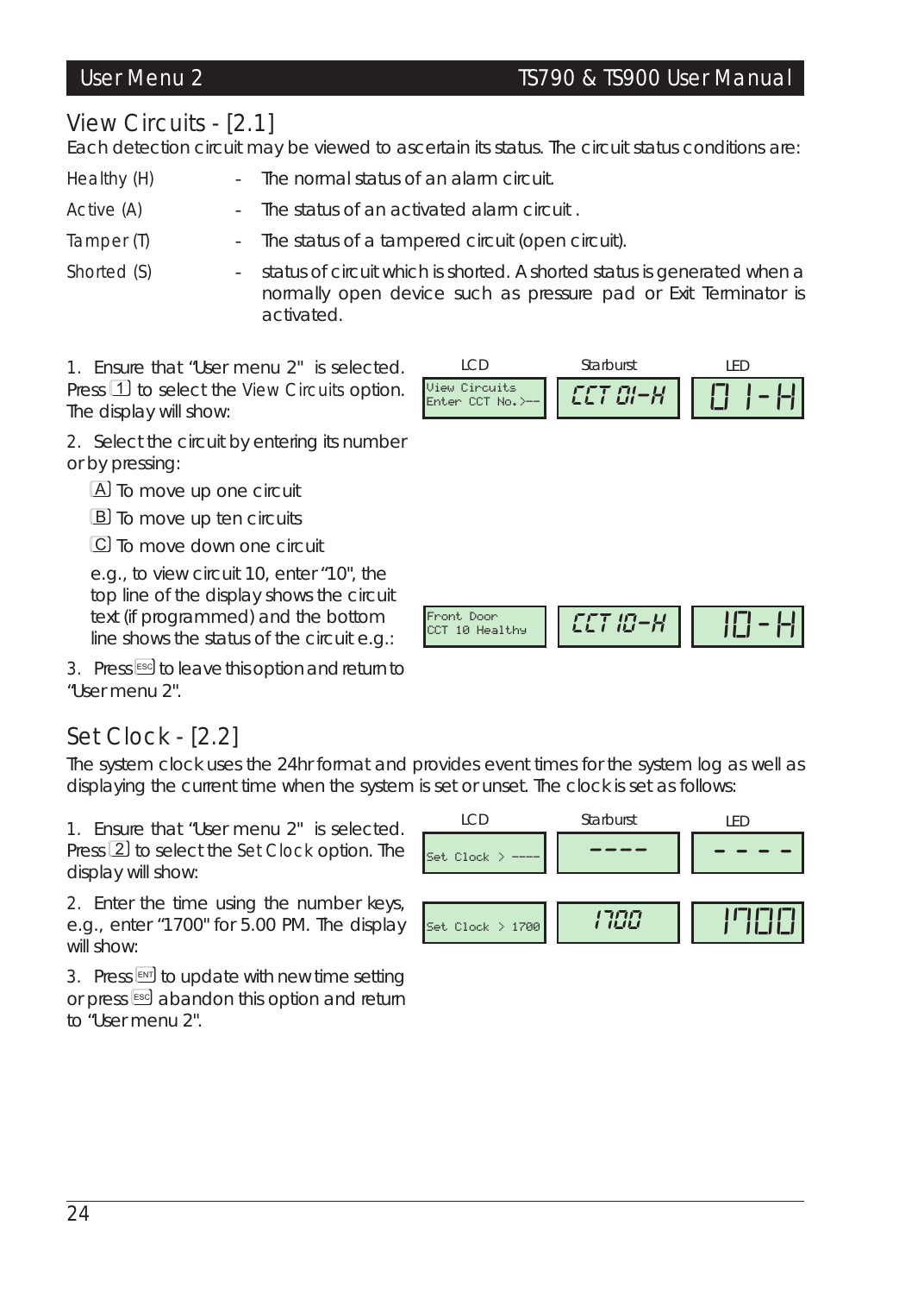## View Circuits - [2.1]

Each detection circuit may be viewed to ascertain its status. The circuit status conditions are:

| | | |
|---|---|---|
| Healthy (H) | - | The normal status of an alarm circuit. |
| Active (A) | - | The status of an activated alarm circuit . |
| Tamper (T) | - | The status of a tampered circuit (open circuit). |
| Shorted (S) | - | status of circuit which is shorted. A shorted status is generated when a normally open device such as pressure pad or Exit Terminator is activated. |

1. Ensure that "User menu 2" is selected. Press [1] to select the View Circuits option. The display will show:

| LCD | Starburst | LED |
|---|---|---|
| View Circuits<br>Enter CCT No.>-- | CCT 01-H | 01-H |

2. Select the circuit by entering its number or by pressing:

   [A] To move up one circuit

   [B] To move up ten circuits

   [C] To move down one circuit

   e.g., to view circuit 10, enter "10", the top line of the display shows the circuit text (if programmed) and the bottom line shows the status of the circuit e.g.:

| LCD | Starburst | LED |
|---|---|---|
| Front Door<br>CCT 10 Healthy | CCT 10-H | 10-H |

3. Press [ESC] to leave this option and return to "User menu 2".

## Set Clock - [2.2]

The system clock uses the 24hr format and provides event times for the system log as well as displaying the current time when the system is set or unset. The clock is set as follows:

1. Ensure that "User menu 2" is selected. Press [2] to select the Set Clock option. The display will show:

| LCD | Starburst | LED |
|---|---|---|
| Set Clock > ---- | ---- | - - - - |

2. Enter the time using the number keys, e.g., enter "1700" for 5.00 PM. The display will show:

| LCD | Starburst | LED |
|---|---|---|
| Set Clock > 1700 | 1700 | 1700 |

3. Press [ENT] to update with new time setting or press [ESC] abandon this option and return to "User menu 2".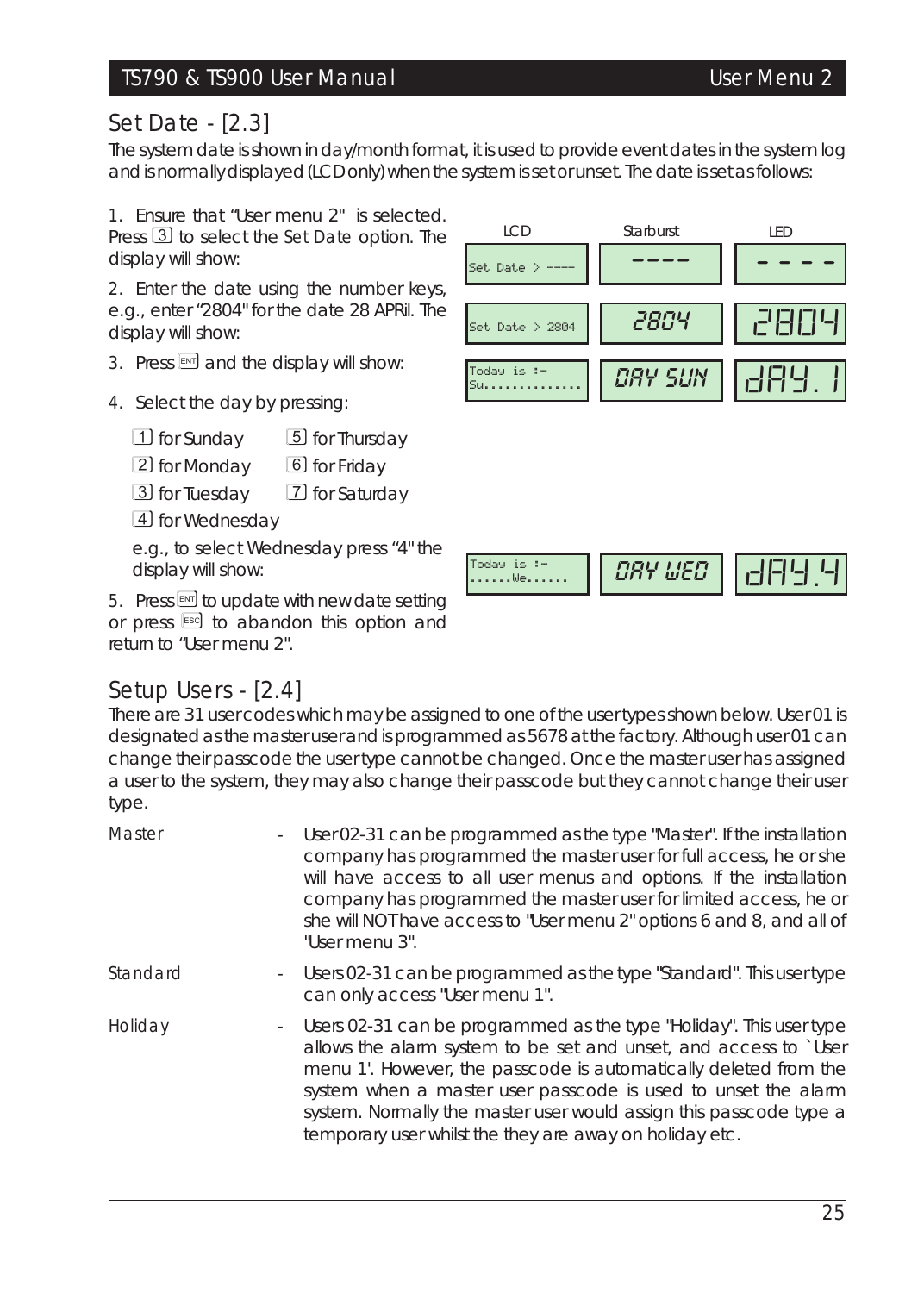## Set Date - [2.3]

The system date is shown in day/month format, it is used to provide event dates in the system log and is normally displayed (LCD only) when the system is set or unset. The date is set as follows:

1. Ensure that "User menu 2" is selected. Press [3] to select the Set Date option. The display will show:

| LCD | Starburst | LED |
|---|---|---|
| Set Date > ---- | ---- | - - - - |

2. Enter the date using the number keys, e.g., enter "2804" for the date 28 APRil. The display will show:

| LCD | Starburst | LED |
|---|---|---|
| Set Date > 2804 | 2804 | 2804 |

3. Press [ENT] and the display will show:

| LCD | Starburst | LED |
|---|---|---|
| Today is :- Su.............. | DAY SUN | dAY. 1 |

4. Select the day by pressing:

   - [1] for Sunday
   - [2] for Monday
   - [3] for Tuesday
   - [4] for Wednesday
   - [5] for Thursday
   - [6] for Friday
   - [7] for Saturday

   e.g., to select Wednesday press "4" the display will show:

| LCD | Starburst | LED |
|---|---|---|
| Today is :- ......We...... | DAY WED | dAY.4 |

5. Press [ENT] to update with new date setting or press [ESC] to abandon this option and return to "User menu 2".

## Setup Users - [2.4]

There are 31 user codes which may be assigned to one of the user types shown below. User 01 is designated as the master user and is programmed as 5678 at the factory. Although user 01 can change their passcode the user type cannot be changed. Once the master user has assigned a user to the system, they may also change their passcode but they cannot change their user type.

*Master* - User 02-31 can be programmed as the type "Master". If the installation company has programmed the master user for full access, he or she will have access to all user menus and options. If the installation company has programmed the master user for limited access, he or she will NOT have access to "User menu 2" options 6 and 8, and all of "User menu 3".

*Standard* - Users 02-31 can be programmed as the type "Standard". This user type can only access "User menu 1".

*Holiday* - Users 02-31 can be programmed as the type "Holiday". This user type allows the alarm system to be set and unset, and access to `User menu 1'. However, the passcode is automatically deleted from the system when a master user passcode is used to unset the alarm system. Normally the master user would assign this passcode type a temporary user whilst the they are away on holiday etc.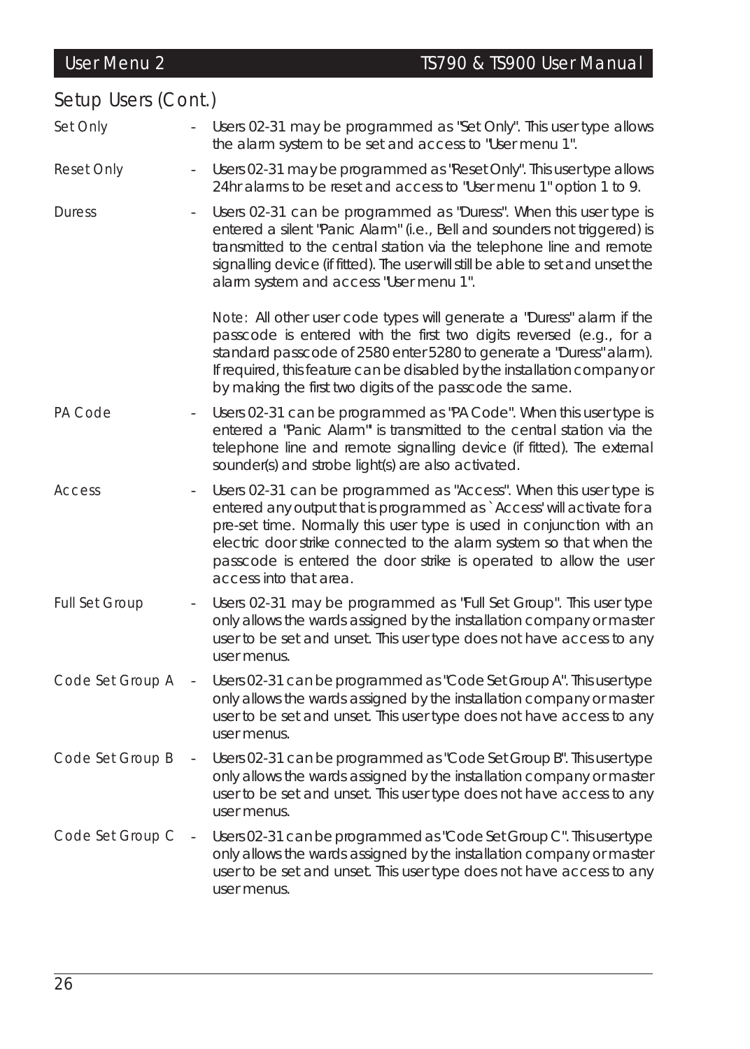## Setup Users (Cont.)

Set Only - Users 02-31 may be programmed as "Set Only". This user type allows the alarm system to be set and access to "User menu 1".

Reset Only - Users 02-31 may be programmed as "Reset Only". This user type allows 24hr alarms to be reset and access to "User menu 1" option 1 to 9.

Duress - Users 02-31 can be programmed as "Duress". When this user type is entered a silent "Panic Alarm" (i.e., Bell and sounders not triggered) is transmitted to the central station via the telephone line and remote signalling device (if fitted). The user will still be able to set and unset the alarm system and access "User menu 1".

Note: All other user code types will generate a "Duress" alarm if the passcode is entered with the first two digits reversed (e.g., for a standard passcode of 2580 enter 5280 to generate a "Duress" alarm). If required, this feature can be disabled by the installation company or by making the first two digits of the passcode the same.

PA Code - Users 02-31 can be programmed as "PA Code". When this user type is entered a "Panic Alarm" is transmitted to the central station via the telephone line and remote signalling device (if fitted). The external sounder(s) and strobe light(s) are also activated.

Access - Users 02-31 can be programmed as "Access". When this user type is entered any output that is programmed as `Access' will activate for a pre-set time. Normally this user type is used in conjunction with an electric door strike connected to the alarm system so that when the passcode is entered the door strike is operated to allow the user access into that area.

Full Set Group - Users 02-31 may be programmed as "Full Set Group". This user type only allows the wards assigned by the installation company or master user to be set and unset. This user type does not have access to any user menus.

Code Set Group A - Users 02-31 can be programmed as "Code Set Group A". This user type only allows the wards assigned by the installation company or master user to be set and unset. This user type does not have access to any user menus.

Code Set Group B - Users 02-31 can be programmed as "Code Set Group B". This user type only allows the wards assigned by the installation company or master user to be set and unset. This user type does not have access to any user menus.

Code Set Group C - Users 02-31 can be programmed as "Code Set Group C". This user type only allows the wards assigned by the installation company or master user to be set and unset. This user type does not have access to any user menus.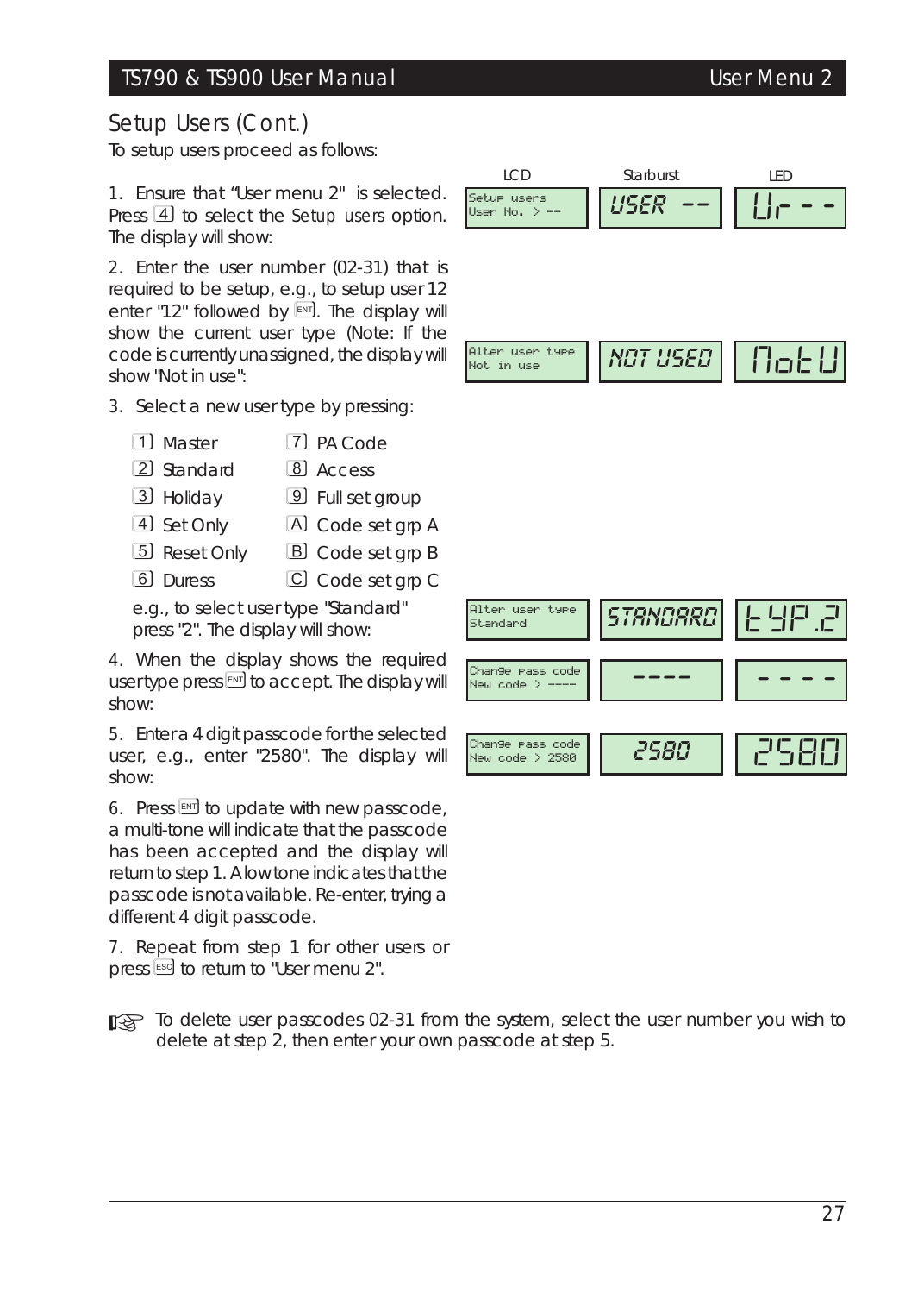## Setup Users (Cont.)

To setup users proceed as follows:

1. Ensure that "User menu 2" is selected. Press [4] to select the Setup users option. The display will show:

| LCD | Starburst | LED |
|---|---|---|
| Setup users User No. > -- | USER -- | Ur - - |

2. Enter the user number (02-31) that is required to be setup, e.g., to setup user 12 enter "12" followed by [ENT]. The display will show the current user type (Note: If the code is currently unassigned, the display will show "Not in use":

| LCD | Starburst | LED |
|---|---|---|
| Alter user type Not in use | NOT USED | NotU |

3. Select a new user type by pressing:

| | |
|---|---|
| [1] Master | [7] PA Code |
| [2] Standard | [8] Access |
| [3] Holiday | [9] Full set group |
| [4] Set Only | [A] Code set grp A |
| [5] Reset Only | [B] Code set grp B |
| [6] Duress | [C] Code set grp C |

e.g., to select user type "Standard" press "2". The display will show:

| LCD | Starburst | LED |
|---|---|---|
| Alter user type Standard | STANDARD | tYP.2 |

4. When the display shows the required usertype press [ENT] to accept. The display will show:

| LCD | Starburst | LED |
|---|---|---|
| Change pass code New code > ---- | ---- | - - - - |

5. Enter a 4 digit passcode for the selected user, e.g., enter "2580". The display will show:

| LCD | Starburst | LED |
|---|---|---|
| Change pass code New code > 2580 | 2580 | 2580 |

6. Press [ENT] to update with new passcode, a multi-tone will indicate that the passcode has been accepted and the display will return to step 1. A low tone indicates that the passcode is not available. Re-enter, trying a different 4 digit passcode.

7. Repeat from step 1 for other users or press [ESC] to return to "User menu 2".

☞ To delete user passcodes 02-31 from the system, select the user number you wish to delete at step 2, then enter your own passcode at step 5.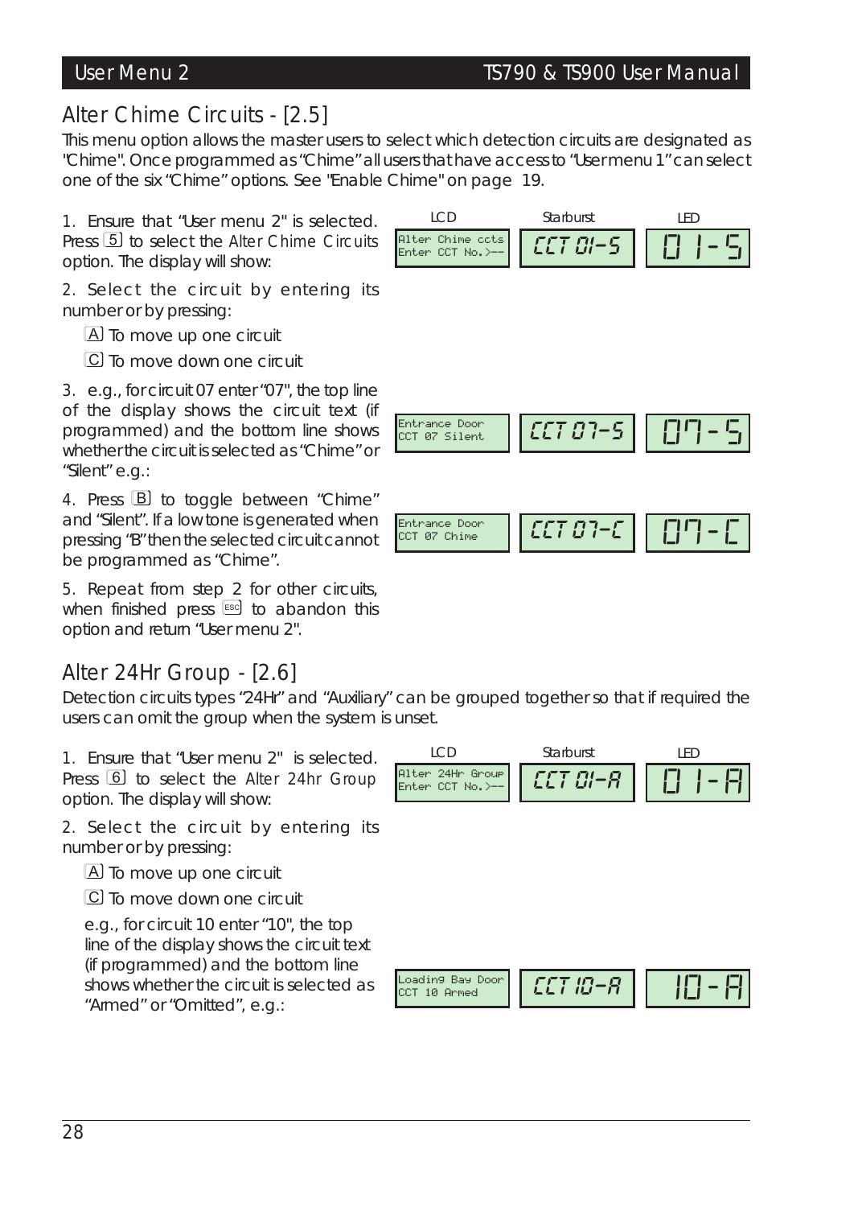## Alter Chime Circuits - [2.5]

This menu option allows the master users to select which detection circuits are designated as "Chime". Once programmed as "Chime" all users that have access to "User menu 1" can select one of the six "Chime" options. See "Enable Chime" on page 19.

1. Ensure that "User menu 2" is selected. Press 5 to select the Alter Chime Circuits option. The display will show:

| LCD | Starburst | LED |
|---|---|---|
| Alter Chime ccts<br>Enter CCT No.>-- | CCT 01-S | 01-S |

2. Select the circuit by entering its number or by pressing:

   A To move up one circuit

   C To move down one circuit

3. e.g., for circuit 07 enter "07", the top line of the display shows the circuit text (if programmed) and the bottom line shows whether the circuit is selected as "Chime" or "Silent" e.g.:

| LCD | Starburst | LED |
|---|---|---|
| Entrance Door<br>CCT 07 Silent | CCT 07-S | 07-S |

4. Press B to toggle between "Chime" and "Silent". If a low tone is generated when pressing "B" then the selected circuit cannot be programmed as "Chime".

| LCD | Starburst | LED |
|---|---|---|
| Entrance Door<br>CCT 07 Chime | CCT 07-C | 07-C |

5. Repeat from step 2 for other circuits, when finished press ESC to abandon this option and return "User menu 2".

## Alter 24Hr Group - [2.6]

Detection circuits types "24Hr" and "Auxiliary" can be grouped together so that if required the users can omit the group when the system is unset.

1. Ensure that "User menu 2" is selected. Press 6 to select the Alter 24hr Group option. The display will show:

| LCD | Starburst | LED |
|---|---|---|
| Alter 24Hr Group<br>Enter CCT No.>-- | CCT 01-A | 01-A |

2. Select the circuit by entering its number or by pressing:

   A To move up one circuit

   C To move down one circuit

   e.g., for circuit 10 enter "10", the top line of the display shows the circuit text (if programmed) and the bottom line shows whether the circuit is selected as "Armed" or "Omitted", e.g.:

| LCD | Starburst | LED |
|---|---|---|
| Loading Bay Door<br>CCT 10 Armed | CCT 10-A | 10-A |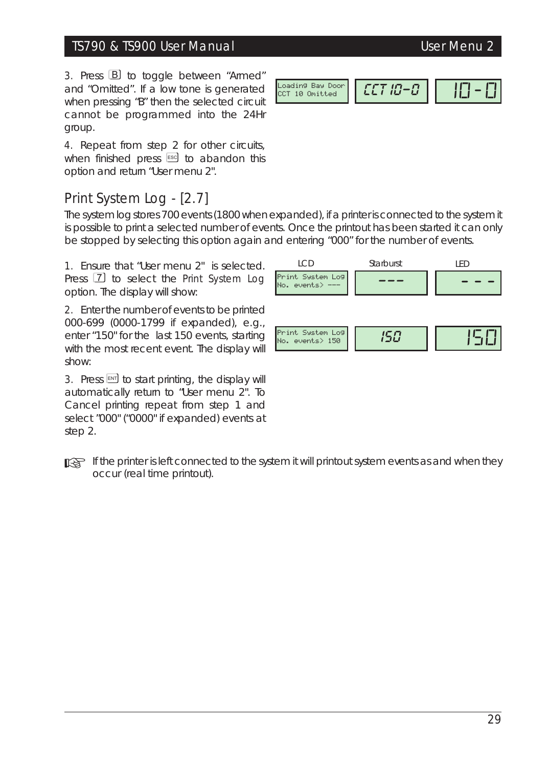3. Press [B] to toggle between "Armed" and "Omitted". If a low tone is generated when pressing "B" then the selected circuit cannot be programmed into the 24Hr group.

| LCD | Starburst | LED |
|---|---|---|
| Loading Bay Door<br>CCT 10 Omitted | CCT 10-O | 10 - O |

4. Repeat from step 2 for other circuits, when finished press [ESC] to abandon this option and return "User menu 2".

## Print System Log - [2.7]

The system log stores 700 events (1800 when expanded), if a printer is connected to the system it is possible to print a selected number of events. Once the printout has been started it can only be stopped by selecting this option again and entering "000" for the number of events.

1. Ensure that "User menu 2" is selected. Press [7] to select the Print System Log option. The display will show:

| LCD | Starburst | LED |
|---|---|---|
| Print System Log<br>No. events> --- | --- | - - - |

2. Enter the number of events to be printed 000-699 (0000-1799 if expanded), e.g., enter "150" for the last 150 events, starting with the most recent event. The display will show:

| LCD | Starburst | LED |
|---|---|---|
| Print System Log<br>No. events> 150 | 150 | 150 |

3. Press [ENT] to start printing, the display will automatically return to "User menu 2". To Cancel printing repeat from step 1 and select "000" ("0000" if expanded) events at step 2.

☞ If the printer is left connected to the system it will printout system events as and when they occur (real time printout).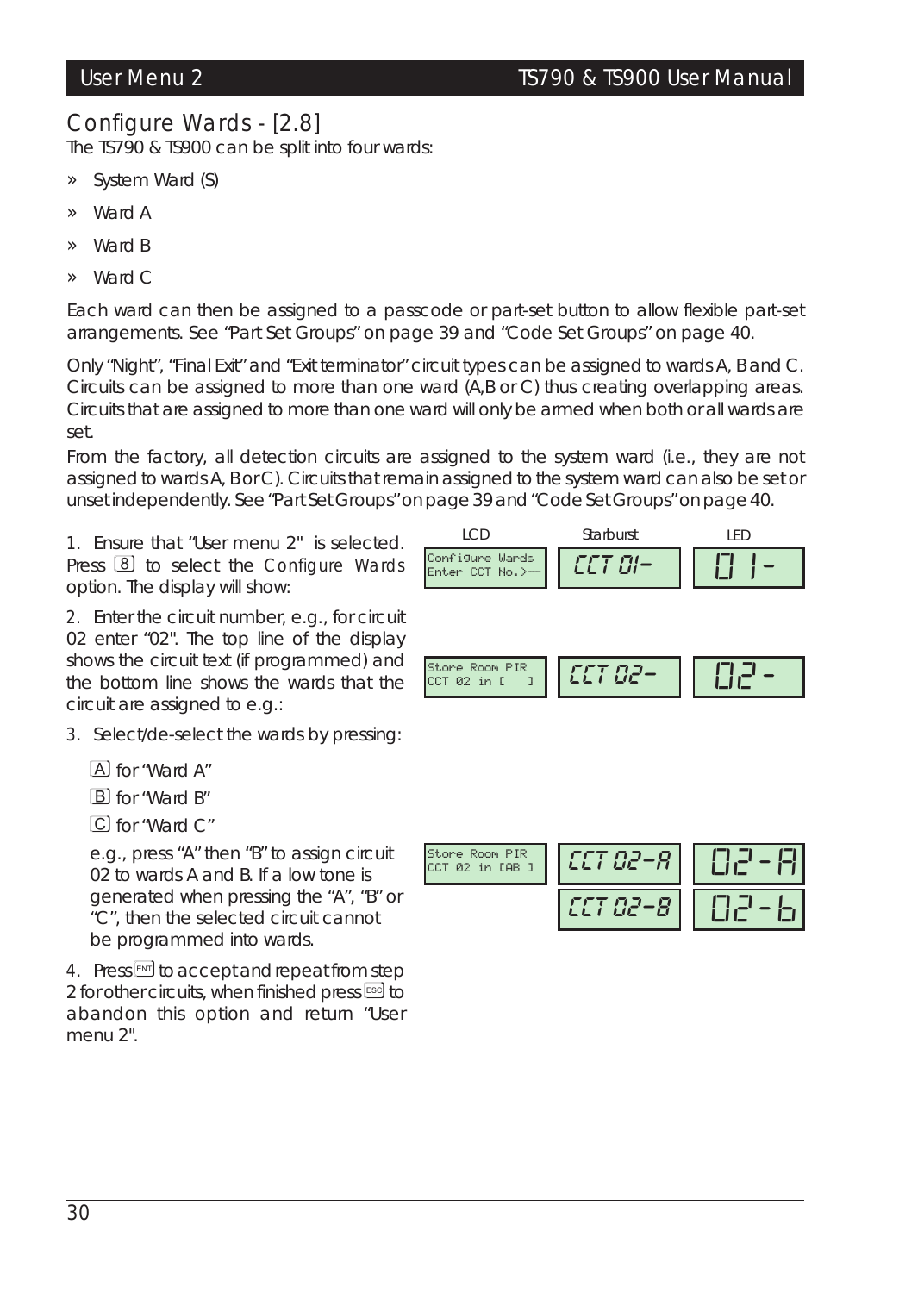## Configure Wards - [2.8]

The TS790 & TS900 can be split into four wards:

- System Ward (S)
- Ward A
- Ward B
- Ward C

Each ward can then be assigned to a passcode or part-set button to allow flexible part-set arrangements. See "Part Set Groups" on page 39 and "Code Set Groups" on page 40.

Only "Night", "Final Exit" and "Exit terminator" circuit types can be assigned to wards A, B and C. Circuits can be assigned to more than one ward (A,B or C) thus creating overlapping areas. Circuits that are assigned to more than one ward will only be armed when both or all wards are set.

From the factory, all detection circuits are assigned to the system ward (i.e., they are not assigned to wards A, B or C). Circuits that remain assigned to the system ward can also be set or unset independently. See "Part Set Groups" on page 39 and "Code Set Groups" on page 40.

| LCD | Starburst | LED |
|---|---|---|
| Configure Wards<br>Enter CCT No.>-- | CCT 01- | 01- |

1. Ensure that "User menu 2" is selected. Press [8] to select the Configure Wards option. The display will show:

2. Enter the circuit number, e.g., for circuit 02 enter "02". The top line of the display shows the circuit text (if programmed) and the bottom line shows the wards that the circuit are assigned to e.g.:

| LCD | Starburst | LED |
|---|---|---|
| Store Room PIR<br>CCT 02 in [ ] | CCT 02- | 02- |

3. Select/de-select the wards by pressing:

   [A] for "Ward A"

   [B] for "Ward B"

   [C] for "Ward C"

   e.g., press "A" then "B" to assign circuit 02 to wards A and B. If a low tone is generated when pressing the "A", "B" or "C", then the selected circuit cannot be programmed into wards.

| LCD | Starburst | LED |
|---|---|---|
| Store Room PIR<br>CCT 02 in [AB ] | CCT 02-A<br>CCT 02-B | 02-A<br>02-b |

4. Press [ENT] to accept and repeat from step 2 for other circuits, when finished press [ESC] to abandon this option and return "User menu 2".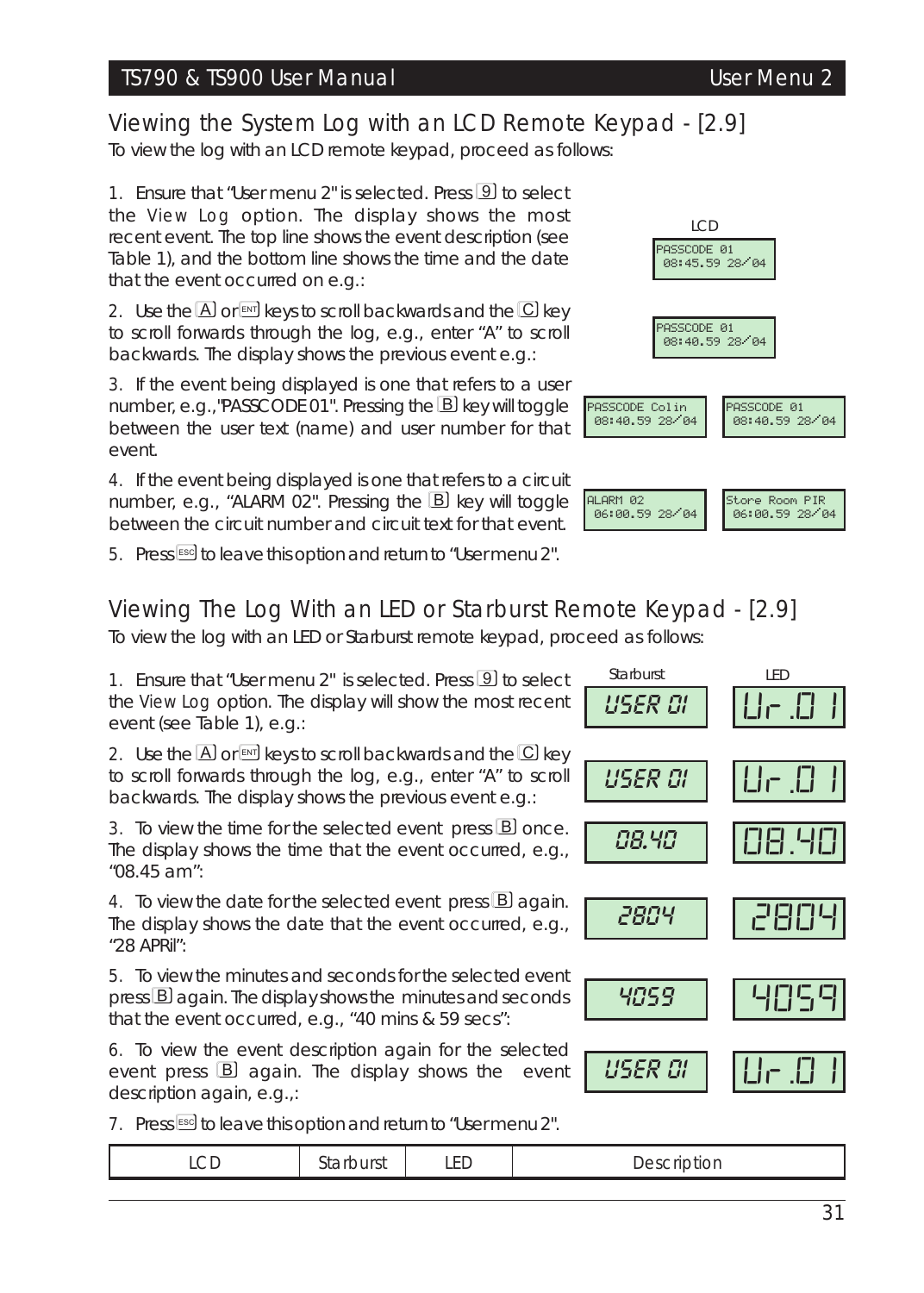## Viewing the System Log with an LCD Remote Keypad - [2.9]

To view the log with an LCD remote keypad, proceed as follows:

1. Ensure that "User menu 2" is selected. Press 9 to select the View Log option. The display shows the most recent event. The top line shows the event description (see Table 1), and the bottom line shows the time and the date that the event occurred on e.g.:

LCD

```
PASSCODE 01
 08:45.59 28/04
```

2. Use the A or ENT keys to scroll backwards and the C key to scroll forwards through the log, e.g., enter "A" to scroll backwards. The display shows the previous event e.g.:

```
PASSCODE 01
 08:40.59 28/04
```

3. If the event being displayed is one that refers to a user number, e.g.,"PASSCODE 01". Pressing the B key will toggle between the user text (name) and user number for that event.

```
PASSCODE Colin        PASSCODE 01
 08:40.59 28/04        08:40.59 28/04
```

4. If the event being displayed is one that refers to a circuit number, e.g., "ALARM 02". Pressing the B key will toggle between the circuit number and circuit text for that event.

```
ALARM 02              Store Room PIR
 06:00.59 28/04        06:00.59 28/04
```

5. Press ESC to leave this option and return to "User menu 2".

## Viewing The Log With an LED or Starburst Remote Keypad - [2.9]

To view the log with an LED or Starburst remote keypad, proceed as follows:

| Step | Starburst | LED |
|---|---|---|
| 1. Ensure that "User menu 2" is selected. Press 9 to select the View Log option. The display will show the most recent event (see Table 1), e.g.: | USER 01 | Ur.01 |
| 2. Use the A or ENT keys to scroll backwards and the C key to scroll forwards through the log, e.g., enter "A" to scroll backwards. The display shows the previous event e.g.: | USER 01 | Ur.01 |
| 3. To view the time for the selected event press B once. The display shows the time that the event occurred, e.g., "08.45 am": | 08.40 | 08.40 |
| 4. To view the date for the selected event press B again. The display shows the date that the event occurred, e.g., "28 APRil": | 2804 | 2804 |
| 5. To view the minutes and seconds for the selected event press B again. The display shows the minutes and seconds that the event occurred, e.g., "40 mins & 59 secs": | 4059 | 4059 |
| 6. To view the event description again for the selected event press B again. The display shows the event description again, e.g.,: | USER 01 | Ur.01 |

7. Press ESC to leave this option and return to "User menu 2".

| LCD | Starburst | LED | Description |
|---|---|---|---|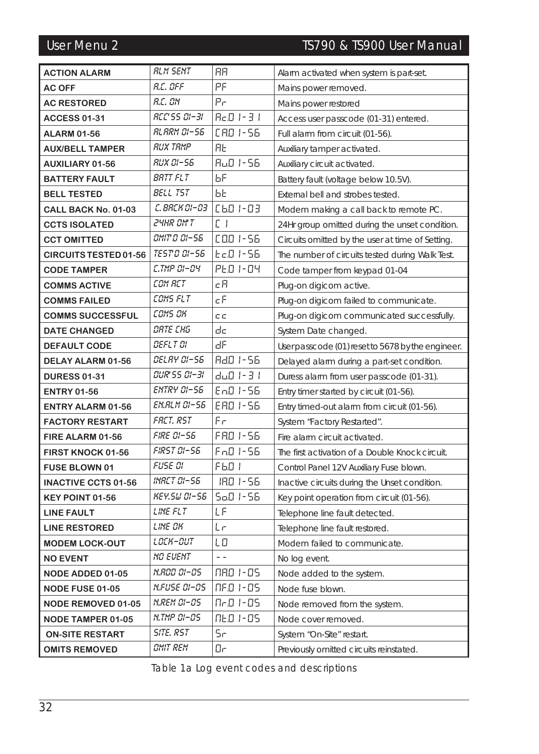| | | | |
|---|---|---|---|
| **ACTION ALARM** | ALM SENT | AA | Alarm activated when system is part-set. |
| **AC OFF** | A.C. OFF | PF | Mains power removed. |
| **AC RESTORED** | A.C. ON | Pr | Mains power restored |
| **ACCESS 01-31** | ACC'SS 01-31 | Ac.0 1-3 1 | Access user passcode (01-31) entered. |
| **ALARM 01-56** | ALARM 01-56 | CA.0 1-56 | Full alarm from circuit (01-56). |
| **AUX/BELL TAMPER** | AUX TAMP | At | Auxiliary tamper activated. |
| **AUXILIARY 01-56** | AUX 01-56 | Au.0 1-56 | Auxiliary circuit activated. |
| **BATTERY FAULT** | BATT FLT | bF | Battery fault (voltage below 10.5V). |
| **BELL TESTED** | BELL TST | bt | External bell and strobes tested. |
| **CALL BACK No. 01-03** | C.BACK 01-03 | Cb.0 1-03 | Modem making a call back to remote PC. |
| **CCTS ISOLATED** | 24HR OM'T | C I | 24Hr group omitted during the unset condition. |
| **CCT OMITTED** | OMIT'D 01-56 | CO.0 1-56 | Circuits omitted by the user at time of Setting. |
| **CIRCUITS TESTED 01-56** | TEST'D 01-56 | tc.0 1-56 | The number of circuits tested during Walk Test. |
| **CODE TAMPER** | C.TMP 01-04 | Pt.0 1-04 | Code tamper from keypad 01-04 |
| **COMMS ACTIVE** | COM ACT | cA | Plug-on digicom active. |
| **COMMS FAILED** | COMS FLT | cF | Plug-on digicom failed to communicate. |
| **COMMS SUCCESSFUL** | COMS OK | cc | Plug-on digicom communicated successfully. |
| **DATE CHANGED** | DATE CHG | dc | System Date changed. |
| **DEFAULT CODE** | DEFLT 01 | dF | User passcode (01) reset to 5678 by the engineer. |
| **DELAY ALARM 01-56** | DELAY 01-56 | Ad.0 1-56 | Delayed alarm during a part-set condition. |
| **DURESS 01-31** | DUR'SS 01-31 | du.0 1-3 1 | Duress alarm from user passcode (01-31). |
| **ENTRY 01-56** | ENTRY 01-56 | En.0 1-56 | Entry timer started by circuit (01-56). |
| **ENTRY ALARM 01-56** | EN.ALM 01-56 | EA.0 1-56 | Entry timed-out alarm from circuit (01-56). |
| **FACTORY RESTART** | FACT. RST | Fr | System "Factory Restarted". |
| **FIRE ALARM 01-56** | FIRE 01-56 | FA.0 1-56 | Fire alarm circuit activated. |
| **FIRST KNOCK 01-56** | FIRST 01-56 | Fn.0 1-56 | The first activation of a Double Knock circuit. |
| **FUSE BLOWN 01** | FUSE 01 | Fb.0 1 | Control Panel 12V Auxiliary Fuse blown. |
| **INACTIVE CCTS 01-56** | INACT 01-56 | IA.0 1-56 | Inactive circuits during the Unset condition. |
| **KEY POINT 01-56** | KEY.SW 01-56 | So.0 1-56 | Key point operation from circuit (01-56). |
| **LINE FAULT** | LINE FLT | LF | Telephone line fault detected. |
| **LINE RESTORED** | LINE OK | Lr | Telephone line fault restored. |
| **MODEM LOCK-OUT** | LOCK-OUT | LO | Modem failed to communicate. |
| **NO EVENT** | NO EVENT | - - | No log event. |
| **NODE ADDED 01-05** | N.ADD 01-05 | nA.0 1-05 | Node added to the system. |
| **NODE FUSE 01-05** | N.FUSE 01-05 | nF.0 1-05 | Node fuse blown. |
| **NODE REMOVED 01-05** | N.REM 01-05 | nr.0 1-05 | Node removed from the system. |
| **NODE TAMPER 01-05** | N.TMP 01-05 | nt.0 1-05 | Node cover removed. |
| **ON-SITE RESTART** | SITE. RST | Sr | System "On-Site" restart. |
| **OMITS REMOVED** | OMIT REM | Or | Previously omitted circuits reinstated. |

Table 1a Log event codes and descriptions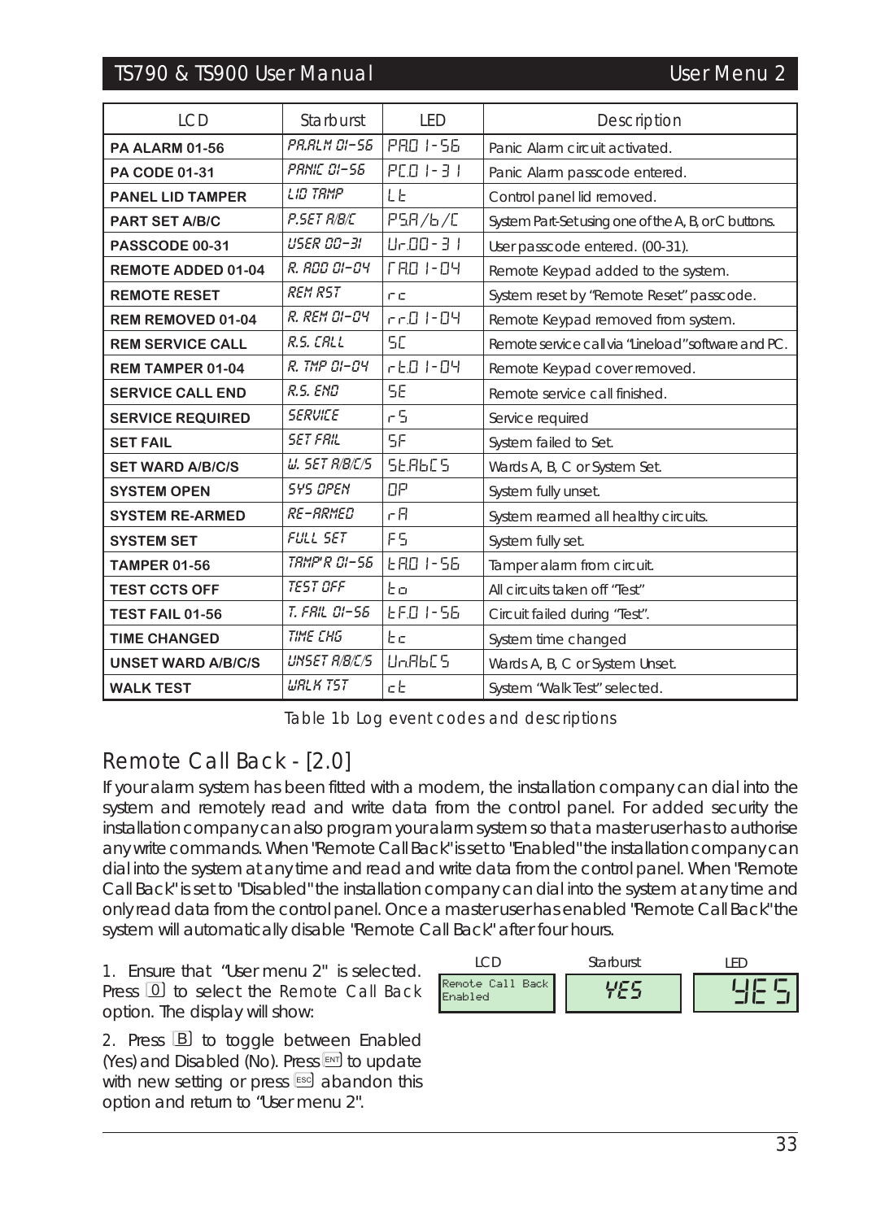| LCD | Starburst | LED | Description |
|---|---|---|---|
| **PA ALARM 01-56** | PA.ALM 01-56 | PA.01-56 | Panic Alarm circuit activated. |
| **PA CODE 01-31** | PANIC 01-56 | PC.01-31 | Panic Alarm passcode entered. |
| **PANEL LID TAMPER** | LID TAMP | Lt | Control panel lid removed. |
| **PART SET A/B/C** | P.SET A/B/C | PS.A/b/C | System Part-Set using one of the A, B, or C buttons. |
| **PASSCODE 00-31** | USER 00-31 | Ur.00-31 | User passcode entered. (00-31). |
| **REMOTE ADDED 01-04** | R. ADD 01-04 | rA.01-04 | Remote Keypad added to the system. |
| **REMOTE RESET** | REM RST | rc | System reset by "Remote Reset" passcode. |
| **REM REMOVED 01-04** | R. REM 01-04 | rr.01-04 | Remote Keypad removed from system. |
| **REM SERVICE CALL** | R.S. CALL | SC | Remote service call via "Lineload" software and PC. |
| **REM TAMPER 01-04** | R. TMP 01-04 | rt.01-04 | Remote Keypad cover removed. |
| **SERVICE CALL END** | R.S. END | SE | Remote service call finished. |
| **SERVICE REQUIRED** | SERVICE | rS | Service required |
| **SET FAIL** | SET FAIL | SF | System failed to Set. |
| **SET WARD A/B/C/S** | W. SET A/B/C/S | St.AbCS | Wards A, B, C or System Set. |
| **SYSTEM OPEN** | SYS OPEN | OP | System fully unset. |
| **SYSTEM RE-ARMED** | RE-ARMED | rA | System rearmed all healthy circuits. |
| **SYSTEM SET** | FULL SET | FS | System fully set. |
| **TAMPER 01-56** | TAMP'R 01-56 | tA.01-56 | Tamper alarm from circuit. |
| **TEST CCTS OFF** | TEST OFF | to | All circuits taken off "Test" |
| **TEST FAIL 01-56** | T. FAIL 01-56 | tF.01-56 | Circuit failed during "Test". |
| **TIME CHANGED** | TIME CHG | tc | System time changed |
| **UNSET WARD A/B/C/S** | UNSET A/B/C/S | Un.AbCS | Wards A, B, C or System Unset. |
| **WALK TEST** | WALK TST | ct | System "Walk Test" selected. |

Table 1b Log event codes and descriptions

## Remote Call Back - [2.0]

If your alarm system has been fitted with a modem, the installation company can dial into the system and remotely read and write data from the control panel. For added security the installation company can also program your alarm system so that a master user has to authorise any write commands. When "Remote Call Back" is set to "Enabled" the installation company can dial into the system at any time and read and write data from the control panel. When "Remote Call Back" is set to "Disabled" the installation company can dial into the system at any time and only read data from the control panel. Once a master user has enabled "Remote Call Back" the system will automatically disable "Remote Call Back" after four hours.

1. Ensure that "User menu 2" is selected. Press [0] to select the Remote Call Back option. The display will show:

| LCD | Starburst | LED |
|---|---|---|
| Remote Call Back Enabled | YES | YES |

2. Press [B] to toggle between Enabled (Yes) and Disabled (No). Press [ENT] to update with new setting or press [ESC] abandon this option and return to "User menu 2".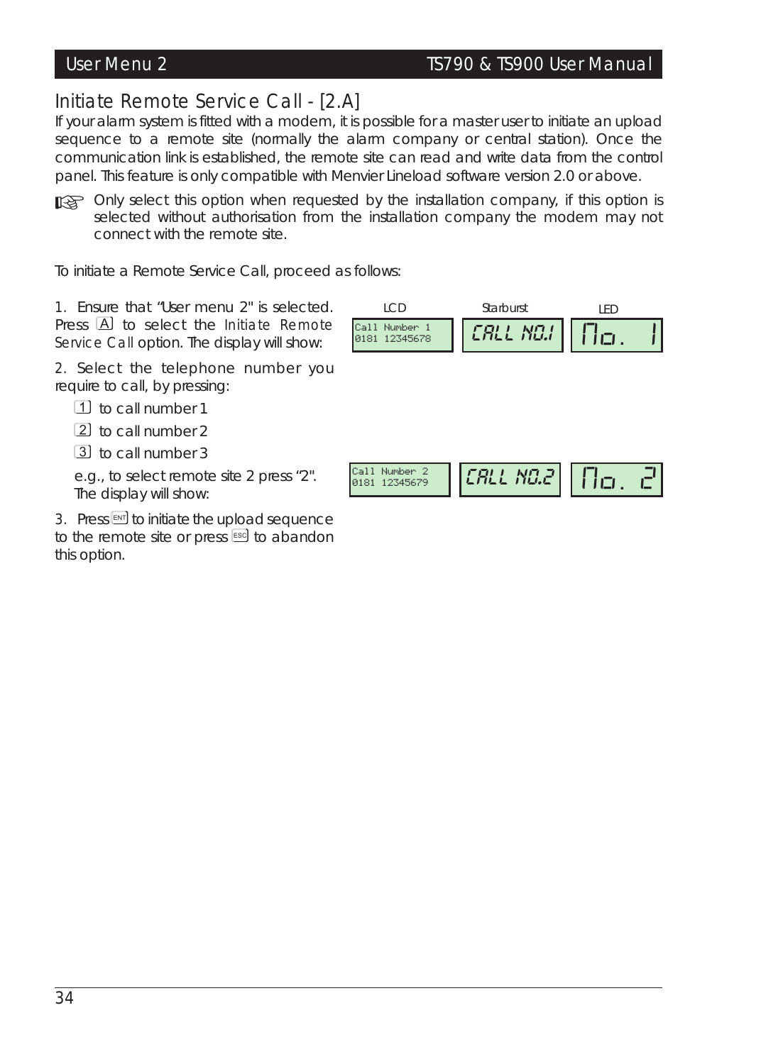## Initiate Remote Service Call - [2.A]

If your alarm system is fitted with a modem, it is possible for a master user to initiate an upload sequence to a remote site (normally the alarm company or central station). Once the communication link is established, the remote site can read and write data from the control panel. This feature is only compatible with Menvier Lineload software version 2.0 or above.

☞ Only select this option when requested by the installation company, if this option is selected without authorisation from the installation company the modem may not connect with the remote site.

To initiate a Remote Service Call, proceed as follows:

1. Ensure that "User menu 2" is selected. Press A to select the Initiate Remote Service Call option. The display will show:

| LCD | Starburst | LED |
|---|---|---|
| Call Number 1<br>0181 12345678 | CALL NO.1 | No. 1 |

2. Select the telephone number you require to call, by pressing:

   1 to call number 1

   2 to call number 2

   3 to call number 3

   e.g., to select remote site 2 press "2". The display will show:

| LCD | Starburst | LED |
|---|---|---|
| Call Number 2<br>0181 12345679 | CALL NO.2 | No. 2 |

3. Press ENT to initiate the upload sequence to the remote site or press ESC to abandon this option.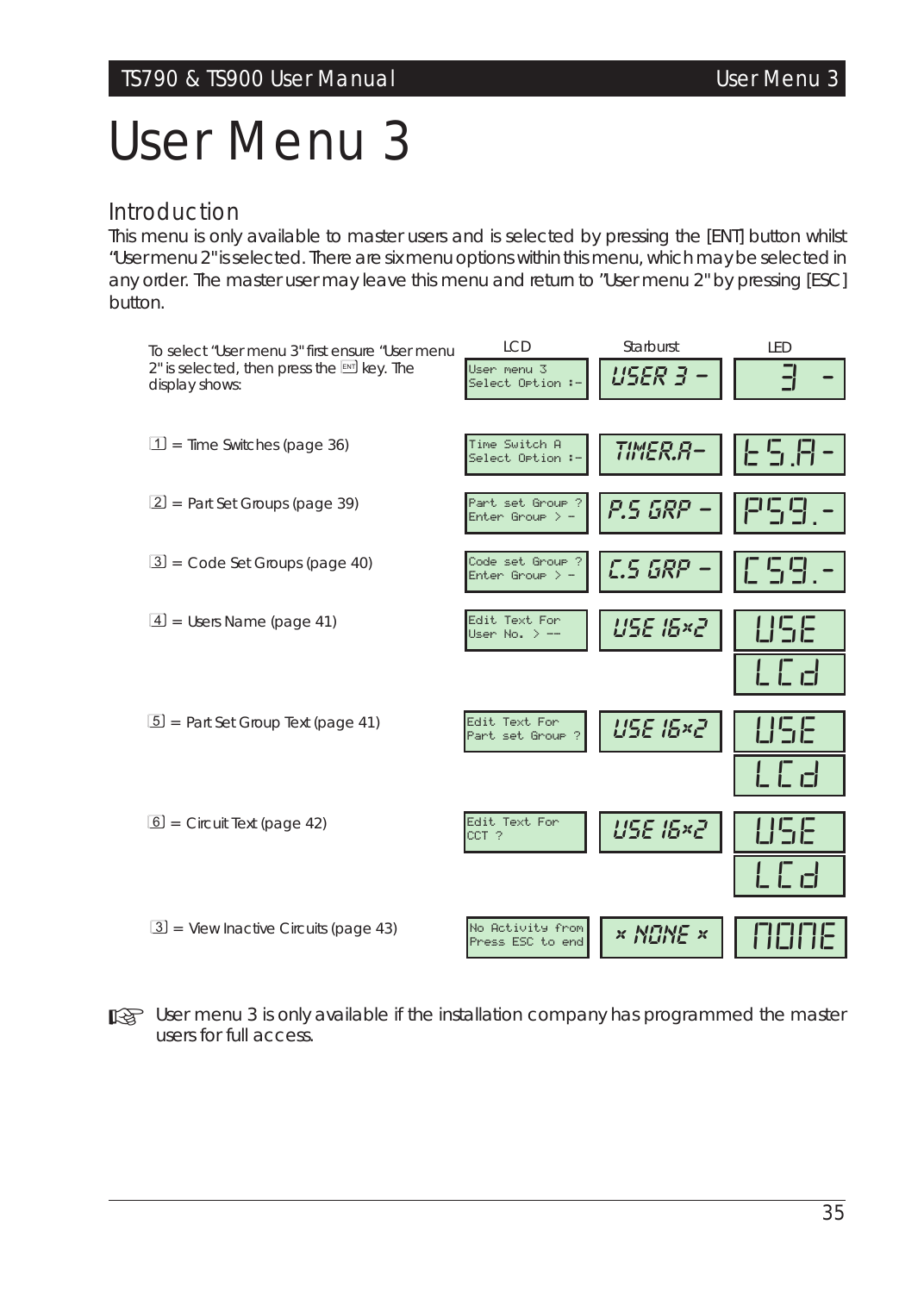# User Menu 3

## Introduction

This menu is only available to master users and is selected by pressing the [ENT] button whilst "User menu 2" is selected. There are six menu options within this menu, which may be selected in any order. The master user may leave this menu and return to "User menu 2" by pressing [ESC] button.

| | LCD | Starburst | LED |
|---|---|---|---|
| To select "User menu 3" first ensure "User menu 2" is selected, then press the [ENT] key. The display shows: | User menu 3 Select Option :- | USER 3 - | 3 - |
| [1] = Time Switches (page 36) | Time Switch A Select Option :- | TIMER.A- | tS.A- |
| [2] = Part Set Groups (page 39) | Part set Group ? Enter Group > - | P.S GRP - | PS9.- |
| [3] = Code Set Groups (page 40) | Code set Group ? Enter Group > - | C.S GRP - | CS9.- |
| [4] = Users Name (page 41) | Edit Text For User No. > -- | USE 16x2 | USE / LCd |
| [5] = Part Set Group Text (page 41) | Edit Text For Part set Group ? | USE 16x2 | USE / LCd |
| [6] = Circuit Text (page 42) | Edit Text For CCT ? | USE 16x2 | USE / LCd |
| [3] = View Inactive Circuits (page 43) | No Activity from Press ESC to end | x NONE x | NONE |

☞ User menu 3 is only available if the installation company has programmed the master users for full access.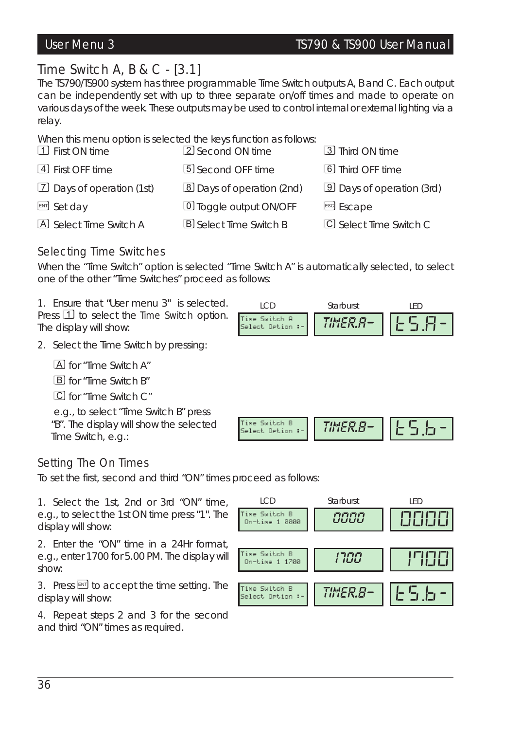## Time Switch A, B & C - [3.1]

The TS790/TS900 system has three programmable Time Switch outputs A, B and C. Each output can be independently set with up to three separate on/off times and made to operate on various days of the week. These outputs may be used to control internal or external lighting via a relay.

When this menu option is selected the keys function as follows:

| | | |
|---|---|---|
| 1 First ON time | 2 Second ON time | 3 Third ON time |
| 4 First OFF time | 5 Second OFF time | 6 Third OFF time |
| 7 Days of operation (1st) | 8 Days of operation (2nd) | 9 Days of operation (3rd) |
| ENT Set day | 0 Toggle output ON/OFF | ESC Escape |
| A Select Time Switch A | B Select Time Switch B | C Select Time Switch C |

### Selecting Time Switches

When the "Time Switch" option is selected "Time Switch A" is automatically selected, to select one of the other "Time Switches" proceed as follows:

1. Ensure that "User menu 3" is selected. Press 1 to select the Time Switch option. The display will show:

| LCD | Starburst | LED |
|---|---|---|
| Time Switch A Select Option :- | TIMER.A- | t S.A - |

2. Select the Time Switch by pressing:

   A for "Time Switch A"

   B for "Time Switch B"

   C for "Time Switch C"

   e.g., to select "Time Switch B" press "B". The display will show the selected Time Switch, e.g.:

| LCD | Starburst | LED |
|---|---|---|
| Time Switch B Select Option :- | TIMER.B- | t S.b - |

### Setting The On Times

To set the first, second and third "ON" times proceed as follows:

1. Select the 1st, 2nd or 3rd "ON" time, e.g., to select the 1st ON time press "1". The display will show:

| LCD | Starburst | LED |
|---|---|---|
| Time Switch B On-time 1 0000 | 0000 | 0000 |

2. Enter the "ON" time in a 24Hr format, e.g., enter 1700 for 5.00 PM. The display will show:

| LCD | Starburst | LED |
|---|---|---|
| Time Switch B On-time 1 1700 | 1700 | 1700 |

3. Press ENT to accept the time setting. The display will show:

| LCD | Starburst | LED |
|---|---|---|
| Time Switch B Select Option :- | TIMER.B- | t S.b - |

4. Repeat steps 2 and 3 for the second and third "ON" times as required.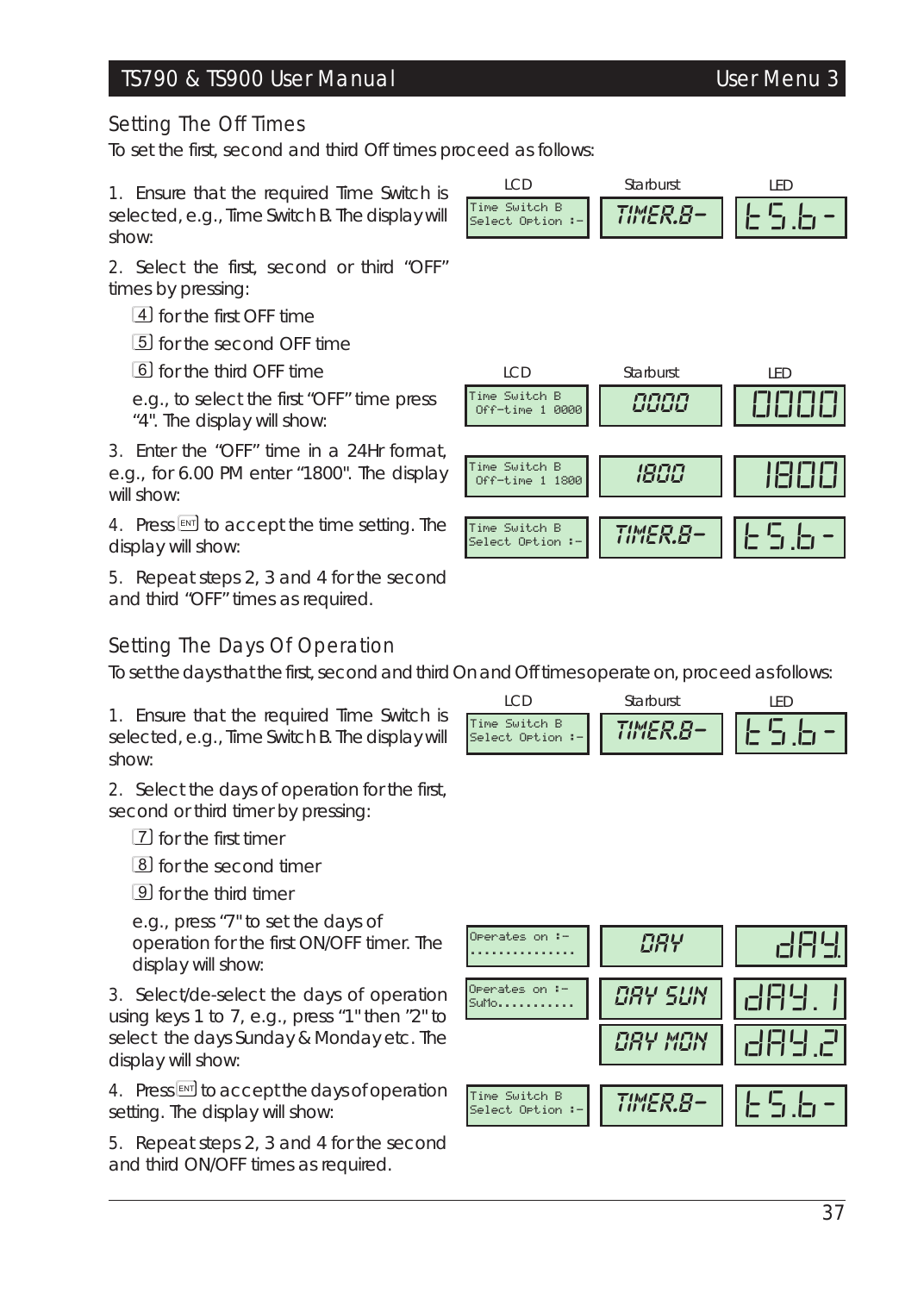## Setting The Off Times

To set the first, second and third Off times proceed as follows:

1. Ensure that the required Time Switch is selected, e.g., Time Switch B. The display will show:

| LCD | Starburst | LED |
|---|---|---|
| Time Switch B Select Option :- | TIMER.B- | t S.b - |

2. Select the first, second or third "OFF" times by pressing:

   4 for the first OFF time

   5 for the second OFF time

   6 for the third OFF time

   e.g., to select the first "OFF" time press "4". The display will show:

| LCD | Starburst | LED |
|---|---|---|
| Time Switch B Off-time 1 0000 | 0000 | 0000 |

3. Enter the "OFF" time in a 24Hr format, e.g., for 6.00 PM enter "1800". The display will show:

| LCD | Starburst | LED |
|---|---|---|
| Time Switch B Off-time 1 1800 | 1800 | 1800 |

4. Press ENT to accept the time setting. The display will show:

| LCD | Starburst | LED |
|---|---|---|
| Time Switch B Select Option :- | TIMER.B- | t S.b - |

5. Repeat steps 2, 3 and 4 for the second and third "OFF" times as required.

## Setting The Days Of Operation

To set the days that the first, second and third On and Off times operate on, proceed as follows:

1. Ensure that the required Time Switch is selected, e.g., Time Switch B. The display will show:

| LCD | Starburst | LED |
|---|---|---|
| Time Switch B Select Option :- | TIMER.B- | t S.b - |

2. Select the days of operation for the first, second or third timer by pressing:

   7 for the first timer

   8 for the second timer

   9 for the third timer

   e.g., press "7" to set the days of operation for the first ON/OFF timer. The display will show:

| LCD | Starburst | LED |
|---|---|---|
| Operates on :- ................ | DAY | dAY. |

3. Select/de-select the days of operation using keys 1 to 7, e.g., press "1" then "2" to select the days Sunday & Monday etc. The display will show:

| LCD | Starburst | LED |
|---|---|---|
| Operates on :- SuMo........... | DAY SUN | dAY. 1 |
| | DAY MON | dAY.2 |

4. Press ENT to accept the days of operation setting. The display will show:

| LCD | Starburst | LED |
|---|---|---|
| Time Switch B Select Option :- | TIMER.B- | t S.b - |

5. Repeat steps 2, 3 and 4 for the second and third ON/OFF times as required.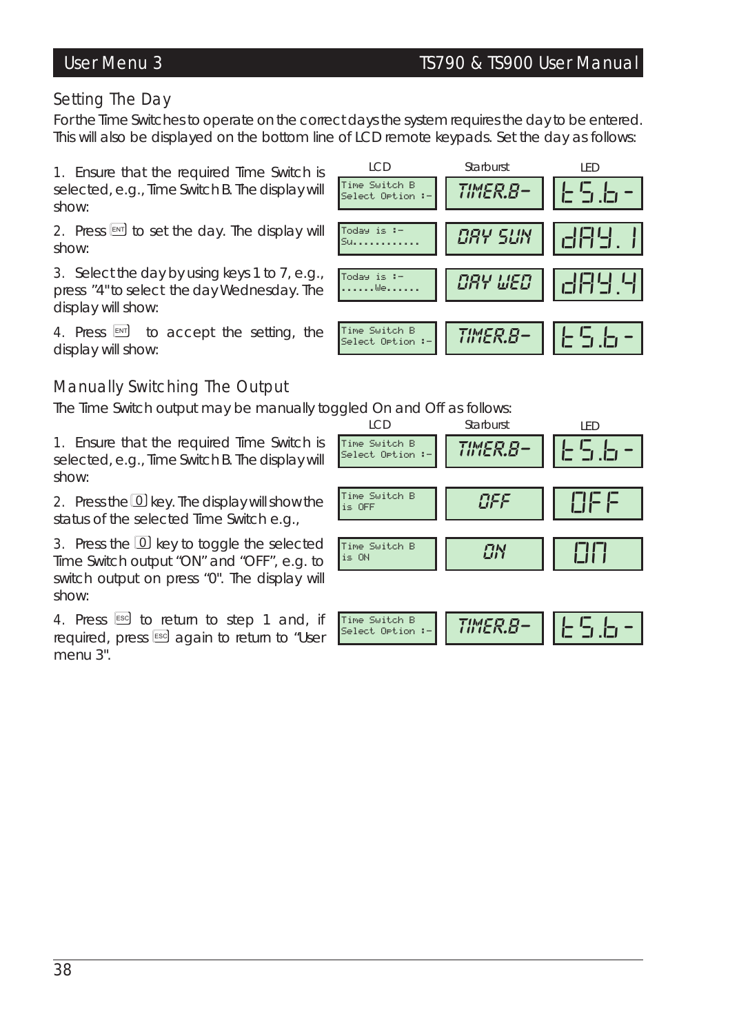## Setting The Day

For the Time Switches to operate on the correct days the system requires the day to be entered. This will also be displayed on the bottom line of LCD remote keypads. Set the day as follows:

| Step | LCD | Starburst | LED |
|---|---|---|---|
| 1. Ensure that the required Time Switch is selected, e.g., Time Switch B. The display will show: | Time Switch B Select Option :- | TIMER.B- | t S.b - |
| 2. Press ENT to set the day. The display will show: | Today is :- Su........... | DAY SUN | dAY. 1 |
| 3. Select the day by using keys 1 to 7, e.g., press "4" to select the day Wednesday. The display will show: | Today is :- ......We...... | DAY WED | dAY.4 |
| 4. Press ENT to accept the setting, the display will show: | Time Switch B Select Option :- | TIMER.B- | t S.b - |

## Manually Switching The Output

The Time Switch output may be manually toggled On and Off as follows:

| Step | LCD | Starburst | LED |
|---|---|---|---|
| 1. Ensure that the required Time Switch is selected, e.g., Time Switch B. The display will show: | Time Switch B Select Option :- | TIMER.B- | t S.b - |
| 2. Press the 0 key. The display will show the status of the selected Time Switch e.g., | Time Switch B is OFF | OFF | OFF |
| 3. Press the 0 key to toggle the selected Time Switch output "ON" and "OFF", e.g. to switch output on press "0". The display will show: | Time Switch B is ON | ON | On |
| 4. Press ESC to return to step 1 and, if required, press ESC again to return to "User menu 3". | Time Switch B Select Option :- | TIMER.B- | t S.b - |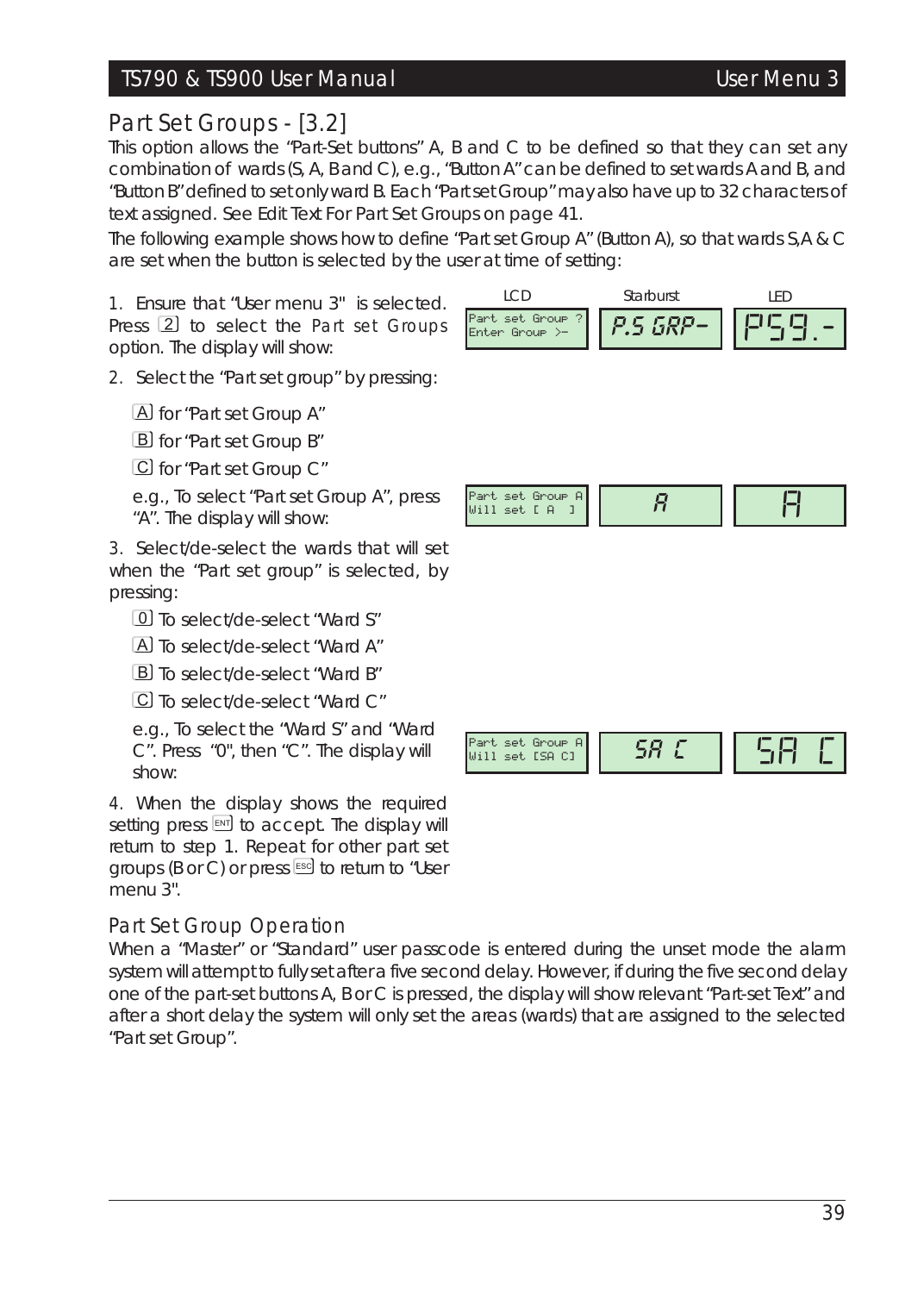## Part Set Groups - [3.2]

This option allows the "Part-Set buttons" A, B and C to be defined so that they can set any combination of wards (S, A, B and C), e.g., "Button A" can be defined to set wards A and B, and "Button B" defined to set only ward B. Each "Part set Group" may also have up to 32 characters of text assigned. See Edit Text For Part Set Groups on page 41.

The following example shows how to define "Part set Group A" (Button A), so that wards S,A & C are set when the button is selected by the user at time of setting:

1. Ensure that "User menu 3" is selected. Press 2 to select the Part set Groups option. The display will show:

| LCD | Starburst | LED |
|---|---|---|
| Part set Group ? Enter Group >- | P.S GRP- | PSG.- |

2. Select the "Part set group" by pressing:

   A for "Part set Group A"

   B for "Part set Group B"

   C for "Part set Group C"

   e.g., To select "Part set Group A", press "A". The display will show:

| LCD | Starburst | LED |
|---|---|---|
| Part set Group A Will set [ A ] | A | A |

3. Select/de-select the wards that will set when the "Part set group" is selected, by pressing:

   0 To select/de-select "Ward S"

   A To select/de-select "Ward A"

   B To select/de-select "Ward B"

   C To select/de-select "Ward C"

   e.g., To select the "Ward S" and "Ward C". Press "0", then "C". The display will show:

| LCD | Starburst | LED |
|---|---|---|
| Part set Group A Will set [SA C] | SA C | SA C |

4. When the display shows the required setting press ENT to accept. The display will return to step 1. Repeat for other part set groups (B or C) or press ESC to return to "User menu 3".

### Part Set Group Operation

When a "Master" or "Standard" user passcode is entered during the unset mode the alarm system will attempt to fully set after a five second delay. However, if during the five second delay one of the part-set buttons A, B or C is pressed, the display will show relevant "Part-set Text" and after a short delay the system will only set the areas (wards) that are assigned to the selected "Part set Group".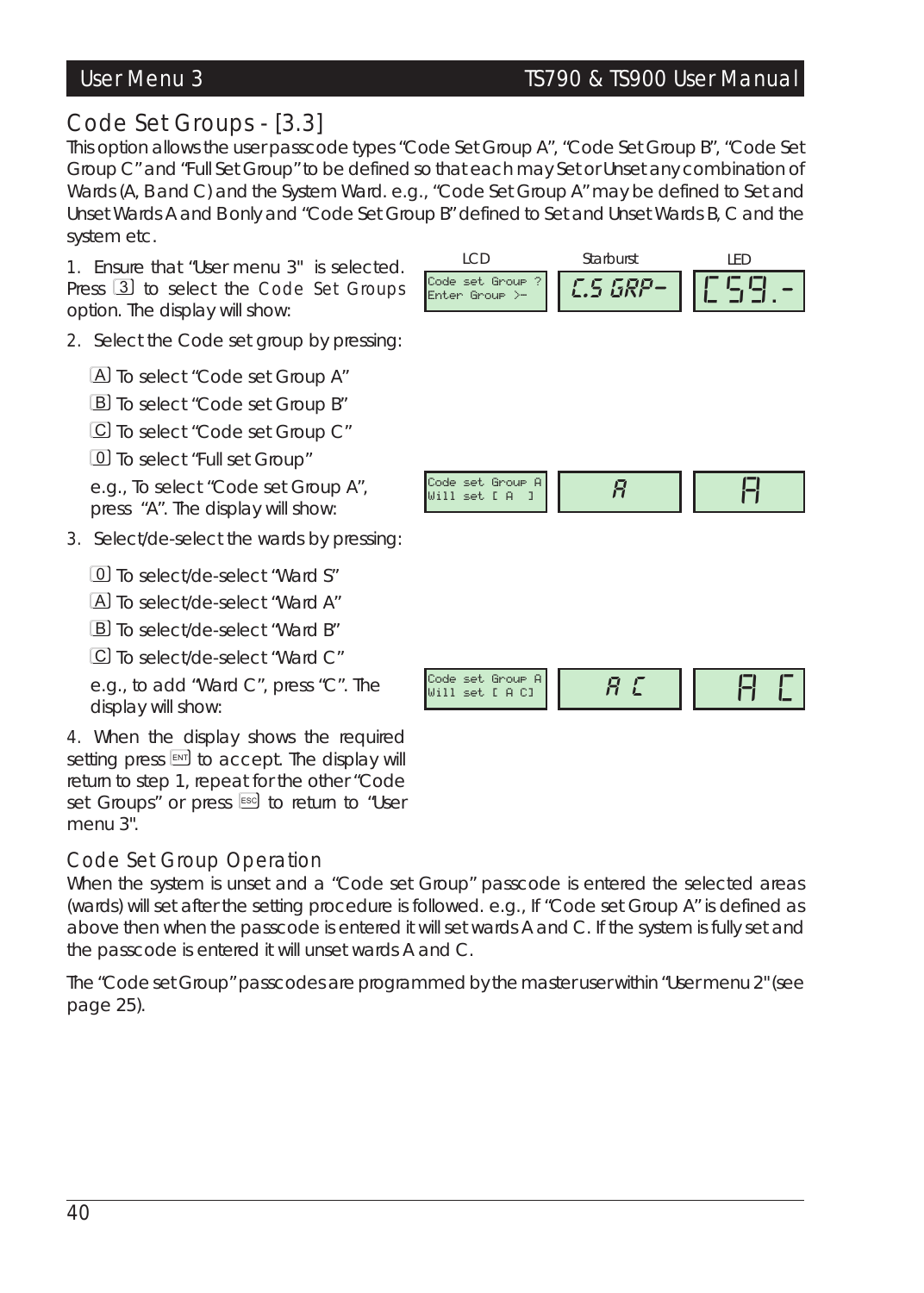## Code Set Groups - [3.3]

This option allows the user passcode types "Code Set Group A", "Code Set Group B", "Code Set Group C" and "Full Set Group" to be defined so that each may Set or Unset any combination of Wards (A, B and C) and the System Ward. e.g., "Code Set Group A" may be defined to Set and Unset Wards A and B only and "Code Set Group B" defined to Set and Unset Wards B, C and the system etc.

1. Ensure that "User menu 3" is selected. Press [3] to select the `Code Set Groups` option. The display will show:

| LCD | Starburst | LED |
|---|---|---|
| Code set Group ? Enter Group >- | C.S GRP- | CS9.- |

2. Select the Code set group by pressing:

   [A] To select "Code set Group A"

   [B] To select "Code set Group B"

   [C] To select "Code set Group C"

   [0] To select "Full set Group"

   e.g., To select "Code set Group A", press "A". The display will show:

| LCD | Starburst | LED |
|---|---|---|
| Code set Group A Will set [ A ] | A | A |

3. Select/de-select the wards by pressing:

   [0] To select/de-select "Ward S"

   [A] To select/de-select "Ward A"

   [B] To select/de-select "Ward B"

   [C] To select/de-select "Ward C"

   e.g., to add "Ward C", press "C". The display will show:

| LCD | Starburst | LED |
|---|---|---|
| Code set Group A Will set [ A C] | A C | A C |

4. When the display shows the required setting press [ENT] to accept. The display will return to step 1, repeat for the other "Code set Groups" or press [ESC] to return to "User menu 3".

### Code Set Group Operation

When the system is unset and a "Code set Group" passcode is entered the selected areas (wards) will set after the setting procedure is followed. e.g., If "Code set Group A" is defined as above then when the passcode is entered it will set wards A and C. If the system is fully set and the passcode is entered it will unset wards A and C.

The "Code set Group" passcodes are programmed by the master user within "User menu 2" (see page 25).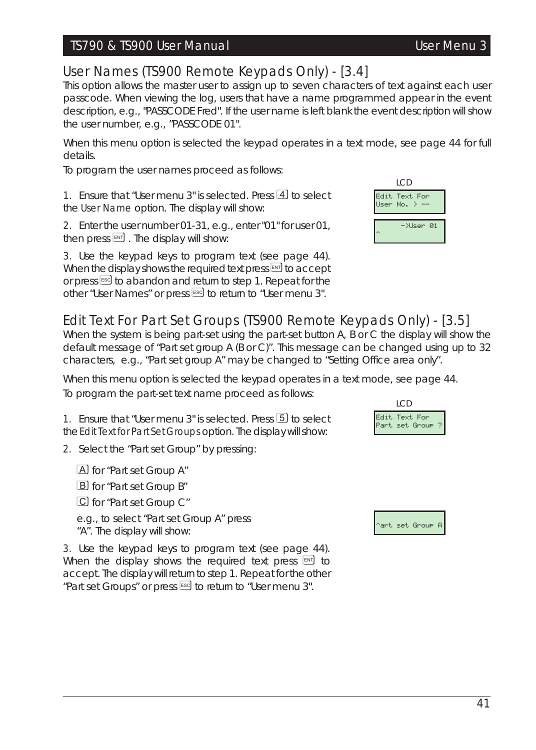## User Names (TS900 Remote Keypads Only) - [3.4]

This option allows the master user to assign up to seven characters of text against each user passcode. When viewing the log, users that have a name programmed appear in the event description, e.g., "PASSCODE Fred". If the user name is left blank the event description will show the user number, e.g., "PASSCODE 01".

When this menu option is selected the keypad operates in a text mode, see page 44 for full details.

To program the user names proceed as follows:

1. Ensure that "User menu 3" is selected. Press [4] to select the *User Name* option. The display will show:

   LCD
   ```
   Edit Text For
   User No. > --
   ```

2. Enter the user number 01-31, e.g., enter "01" for user 01, then press [ENT]. The display will show:

   ```
       ->User 01
   ^
   ```

3. Use the keypad keys to program text (see page 44). When the display shows the required text press [ENT] to accept or press [ESC] to abandon and return to step 1. Repeat for the other "User Names" or press [ESC] to return to "User menu 3".

## Edit Text For Part Set Groups (TS900 Remote Keypads Only) - [3.5]

When the system is being part-set using the part-set button A, B or C the display will show the default message of "Part set group A (B or C)". This message can be changed using up to 32 characters, e.g., "Part set group A" may be changed to "Setting Office area only".

When this menu option is selected the keypad operates in a text mode, see page 44.

To program the part-set text name proceed as follows:

1. Ensure that "User menu 3" is selected. Press [5] to select the *Edit Text for Part Set Groups* option. The display will show:

   LCD
   ```
   Edit Text For
   Part set Group ?
   ```

2. Select the "Part set Group" by pressing:

   [A] for "Part set Group A"

   [B] for "Part set Group B"

   [C] for "Part set Group C"

   e.g., to select "Part set Group A" press "A". The display will show:

   ```
   ^art set Group A
   ```

3. Use the keypad keys to program text (see page 44). When the display shows the required text press [ENT] to accept. The display will return to step 1. Repeat for the other "Part set Groups" or press [ESC] to return to "User menu 3".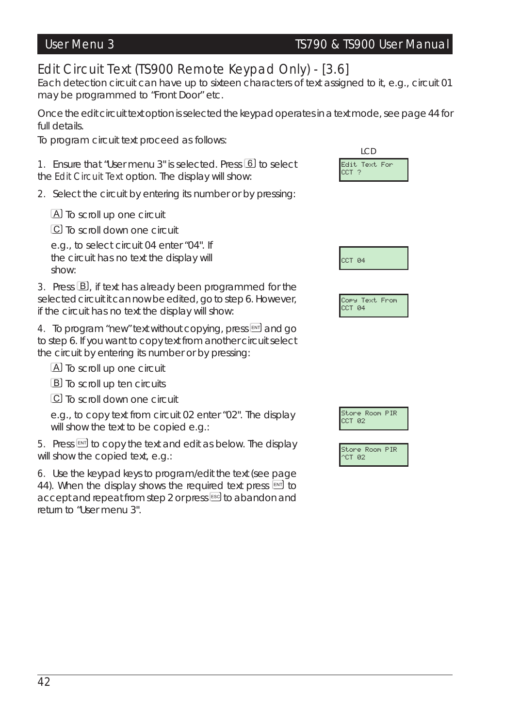## Edit Circuit Text (TS900 Remote Keypad Only) - [3.6]

Each detection circuit can have up to sixteen characters of text assigned to it, e.g., circuit 01 may be programmed to "Front Door" etc.

Once the edit circuit text option is selected the keypad operates in a text mode, see page 44 for full details.

To program circuit text proceed as follows:

1. Ensure that "User menu 3" is selected. Press 6 to select the *Edit Circuit Text* option. The display will show:

   LCD
   ```
   Edit Text For
   CCT ?
   ```

2. Select the circuit by entering its number or by pressing:

   A To scroll up one circuit

   C To scroll down one circuit

   e.g., to select circuit 04 enter "04". If the circuit has no text the display will show:

   ```
   CCT 04
   ```

3. Press B, if text has already been programmed for the selected circuit it can now be edited, go to step 6. However, if the circuit has no text the display will show:

   ```
   Copy Text From
   CCT 04
   ```

4. To program "new" text without copying, press ENT and go to step 6. If you want to copy text from another circuit select the circuit by entering its number or by pressing:

   A To scroll up one circuit

   B To scroll up ten circuits

   C To scroll down one circuit

   e.g., to copy text from circuit 02 enter "02". The display will show the text to be copied e.g.:

   ```
   Store Room PIR
   CCT 02
   ```

5. Press ENT to copy the text and edit as below. The display will show the copied text, e.g.:

   ```
   Store Room PIR
   ^CT 02
   ```

6. Use the keypad keys to program/edit the text (see page 44). When the display shows the required text press ENT to accept and repeat from step 2 or press ESC to abandon and return to "User menu 3".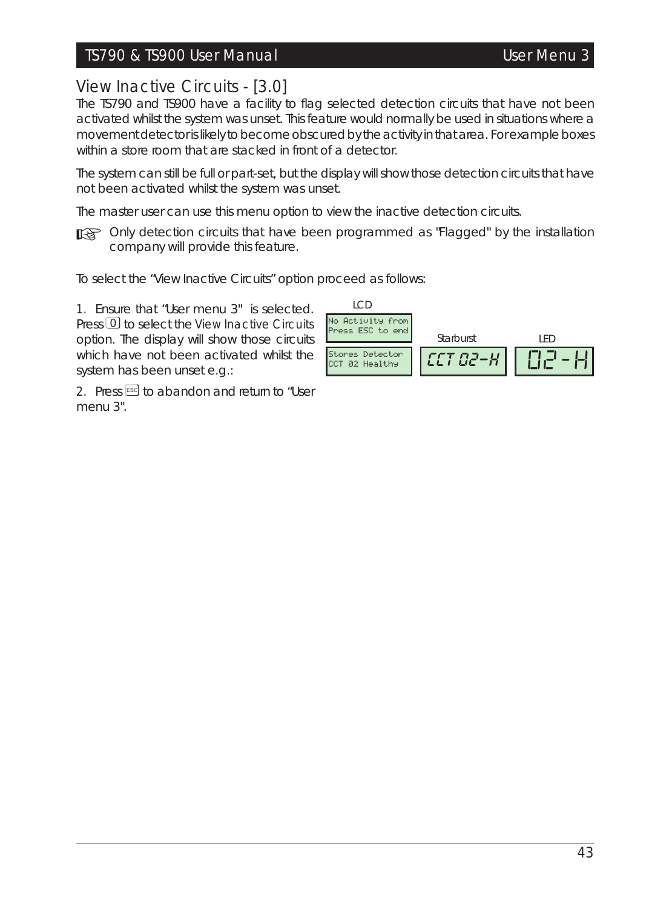## View Inactive Circuits - [3.0]

The TS790 and TS900 have a facility to flag selected detection circuits that have not been activated whilst the system was unset. This feature would normally be used in situations where a movement detector is likely to become obscured by the activity in that area. For example boxes within a store room that are stacked in front of a detector.

The system can still be full or part-set, but the display will show those detection circuits that have not been activated whilst the system was unset.

The master user can use this menu option to view the inactive detection circuits.

☞ Only detection circuits that have been programmed as "Flagged" by the installation company will provide this feature.

To select the "View Inactive Circuits" option proceed as follows:

1. Ensure that "User menu 3" is selected. Press [0] to select the View Inactive Circuits option. The display will show those circuits which have not been activated whilst the system has been unset e.g.:

LCD

```
No Activity from
Press ESC to end
```

```
Stores Detector
CCT 02 Healthy
```

Starburst

```
CCT 02-H
```

LED

```
02-H
```

2. Press [ESC] to abandon and return to "User menu 3".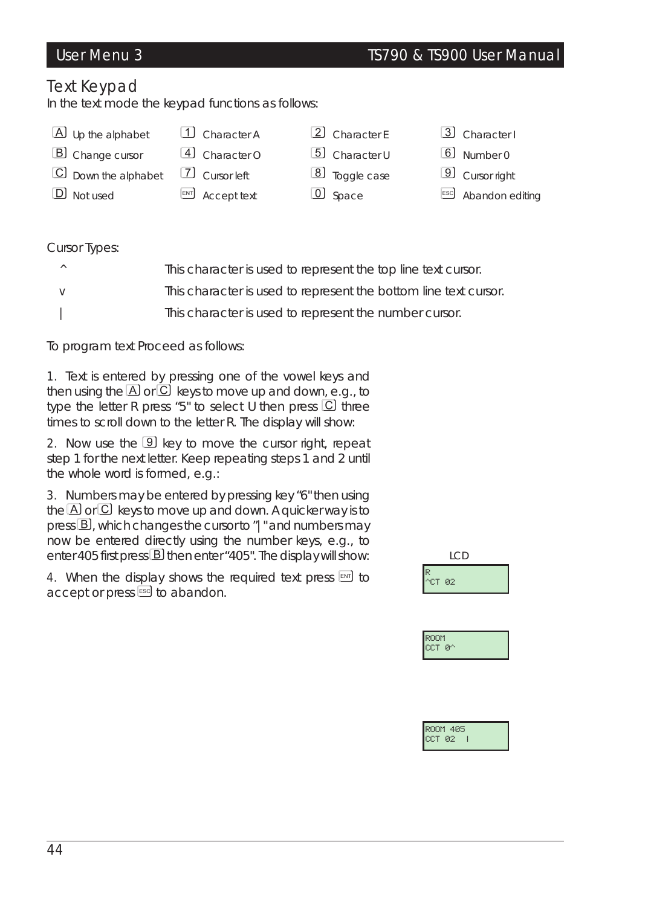## Text Keypad

In the text mode the keypad functions as follows:

| | | | | | | | |
|---|---|---|---|---|---|---|---|
| A | Up the alphabet | 1 | Character A | 2 | Character E | 3 | Character I |
| B | Change cursor | 4 | Character O | 5 | Character U | 6 | Number 0 |
| C | Down the alphabet | 7 | Cursor left | 8 | Toggle case | 9 | Cursor right |
| D | Not used | ENT | Accept text | 0 | Space | ESC | Abandon editing |

Cursor Types:

| | |
|---|---|
| ^ | This character is used to represent the top line text cursor. |
| v | This character is used to represent the bottom line text cursor. |
| \| | This character is used to represent the number cursor. |

To program text Proceed as follows:

1. Text is entered by pressing one of the vowel keys and then using the A or C keys to move up and down, e.g., to type the letter R press "5" to select U then press C three times to scroll down to the letter R. The display will show:

LCD

```
R
^CT 02
```

2. Now use the 9 key to move the cursor right, repeat step 1 for the next letter. Keep repeating steps 1 and 2 until the whole word is formed, e.g.:

```
ROOM
CCT 0^
```

3. Numbers may be entered by pressing key "6" then using the A or C keys to move up and down. A quicker way is to press B, which changes the cursor to "| " and numbers may now be entered directly using the number keys, e.g., to enter 405 first press B then enter "405". The display will show:

```
ROOM 405
CCT 02  |
```

4. When the display shows the required text press ENT to accept or press ESC to abandon.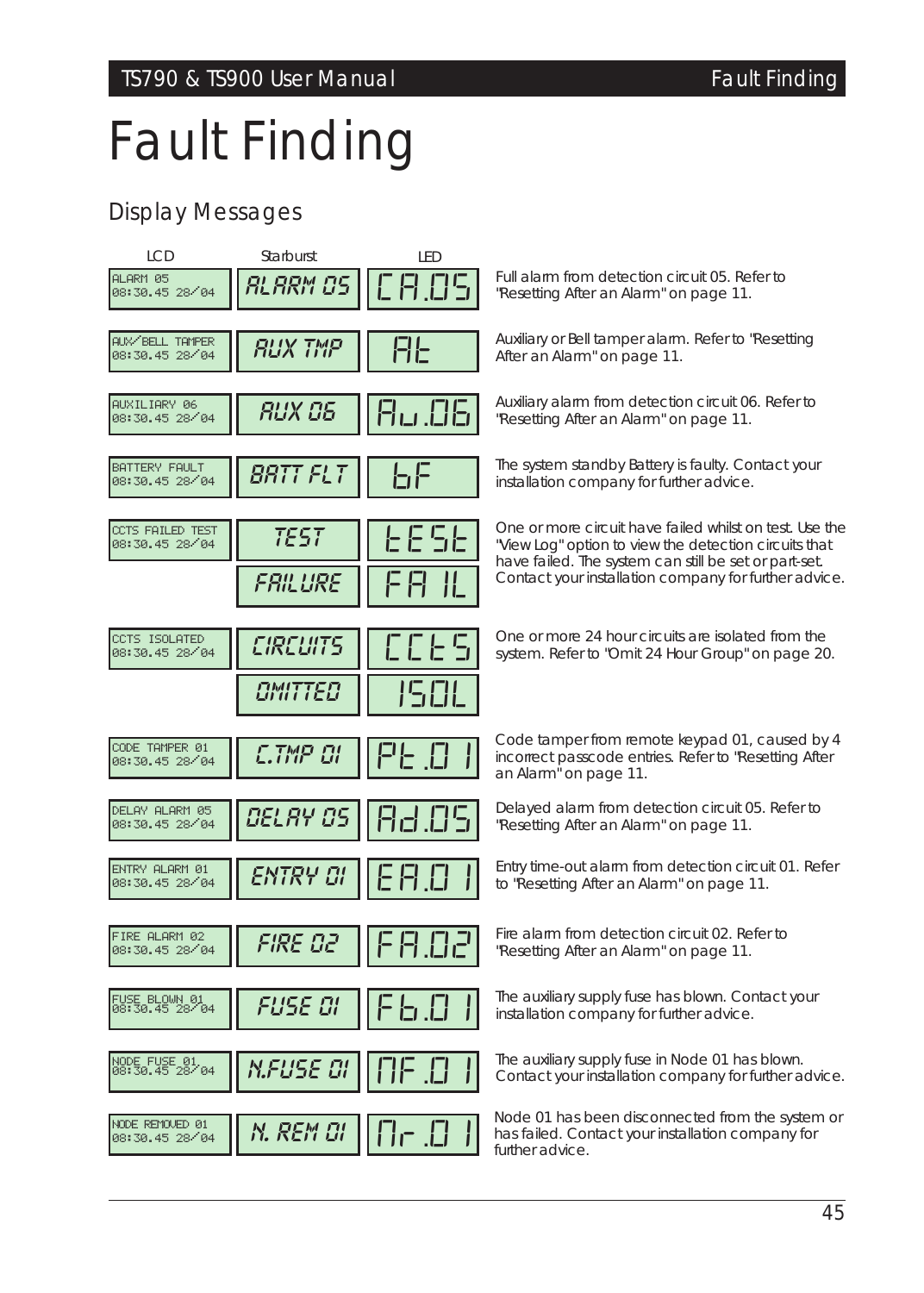# Fault Finding

## Display Messages

| LCD | Starburst | LED | Description |
|---|---|---|---|
| ALARM 05 08:30.45 28/04 | ALARM 05 | CA.05 | Full alarm from detection circuit 05. Refer to "Resetting After an Alarm" on page 11. |
| AUX/BELL TAMPER 08:30.45 28/04 | AUX TMP | At | Auxiliary or Bell tamper alarm. Refer to "Resetting After an Alarm" on page 11. |
| AUXILIARY 06 08:30.45 28/04 | AUX 06 | Au.06 | Auxiliary alarm from detection circuit 06. Refer to "Resetting After an Alarm" on page 11. |
| BATTERY FAULT 08:30.45 28/04 | BATT FLT | bF | The system standby Battery is faulty. Contact your installation company for further advice. |
| CCTS FAILED TEST 08:30.45 28/04 | TEST / FAILURE | tESt / FA IL | One or more circuit have failed whilst on test. Use the "View Log" option to view the detection circuits that have failed. The system can still be set or part-set. Contact your installation company for further advice. |
| CCTS ISOLATED 08:30.45 28/04 | CIRCUITS / OMITTED | CCtS / ISOL | One or more 24 hour circuits are isolated from the system. Refer to "Omit 24 Hour Group" on page 20. |
| CODE TAMPER 01 08:30.45 28/04 | C.TMP 01 | Pt.01 | Code tamper from remote keypad 01, caused by 4 incorrect passcode entries. Refer to "Resetting After an Alarm" on page 11. |
| DELAY ALARM 05 08:30.45 28/04 | DELAY 05 | Ad.05 | Delayed alarm from detection circuit 05. Refer to "Resetting After an Alarm" on page 11. |
| ENTRY ALARM 01 08:30.45 28/04 | ENTRY 01 | EA.01 | Entry time-out alarm from detection circuit 01. Refer to "Resetting After an Alarm" on page 11. |
| FIRE ALARM 02 08:30.45 28/04 | FIRE 02 | FA.02 | Fire alarm from detection circuit 02. Refer to "Resetting After an Alarm" on page 11. |
| FUSE BLOWN 01 08:30.45 28/04 | FUSE 01 | Fb.01 | The auxiliary supply fuse has blown. Contact your installation company for further advice. |
| NODE FUSE 01 08:30.45 28/04 | N.FUSE 01 | nF.01 | The auxiliary supply fuse in Node 01 has blown. Contact your installation company for further advice. |
| NODE REMOVED 01 08:30.45 28/04 | N. REM 01 | nr.01 | Node 01 has been disconnected from the system or has failed. Contact your installation company for further advice. |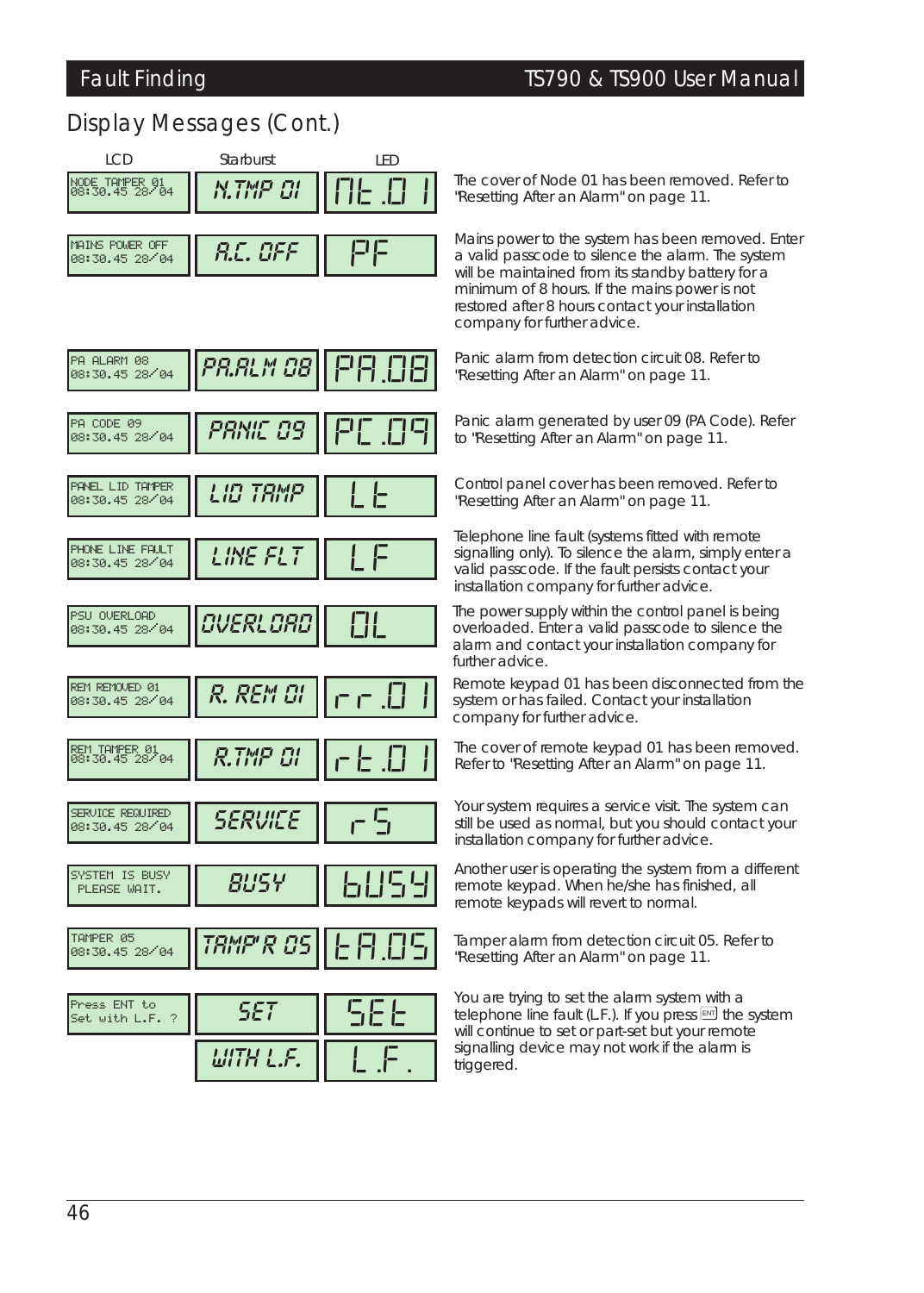## Display Messages (Cont.)

| LCD | Starburst | LED | Description |
|---|---|---|---|
| NODE TAMPER 01 08:30.45 28/04 | N.TMP 01 | nt.01 | The cover of Node 01 has been removed. Refer to "Resetting After an Alarm" on page 11. |
| MAINS POWER OFF 08:30.45 28/04 | A.C. OFF | PF | Mains power to the system has been removed. Enter a valid passcode to silence the alarm. The system will be maintained from its standby battery for a minimum of 8 hours. If the mains power is not restored after 8 hours contact your installation company for further advice. |
| PA ALARM 08 08:30.45 28/04 | PA.ALM 08 | PA.08 | Panic alarm from detection circuit 08. Refer to "Resetting After an Alarm" on page 11. |
| PA CODE 09 08:30.45 28/04 | PANIC 09 | PC.09 | Panic alarm generated by user 09 (PA Code). Refer to "Resetting After an Alarm" on page 11. |
| PANEL LID TAMPER 08:30.45 28/04 | LID TAMP | Lt | Control panel cover has been removed. Refer to "Resetting After an Alarm" on page 11. |
| PHONE LINE FAULT 08:30.45 28/04 | LINE FLT | LF | Telephone line fault (systems fitted with remote signalling only). To silence the alarm, simply enter a valid passcode. If the fault persists contact your installation company for further advice. |
| PSU OVERLOAD 08:30.45 28/04 | OVERLOAD | OL | The power supply within the control panel is being overloaded. Enter a valid passcode to silence the alarm and contact your installation company for further advice. |
| REM REMOVED 01 08:30.45 28/04 | R. REM 01 | rr.01 | Remote keypad 01 has been disconnected from the system or has failed. Contact your installation company for further advice. |
| REM TAMPER 01 08:30.45 28/04 | R.TMP 01 | rt.01 | The cover of remote keypad 01 has been removed. Refer to "Resetting After an Alarm" on page 11. |
| SERVICE REQUIRED 08:30.45 28/04 | SERVICE | r5 | Your system requires a service visit. The system can still be used as normal, but you should contact your installation company for further advice. |
| SYSTEM IS BUSY PLEASE WAIT. | BUSY | bUSY | Another user is operating the system from a different remote keypad. When he/she has finished, all remote keypads will revert to normal. |
| TAMPER 05 08:30.45 28/04 | TAMP'R 05 | tA.05 | Tamper alarm from detection circuit 05. Refer to "Resetting After an Alarm" on page 11. |
| Press ENT to Set with L.F. ? | SET / WITH L.F. | SEt / L.F. | You are trying to set the alarm system with a telephone line fault (L.F.). If you press ENT the system will continue to set or part-set but your remote signalling device may not work if the alarm is triggered. |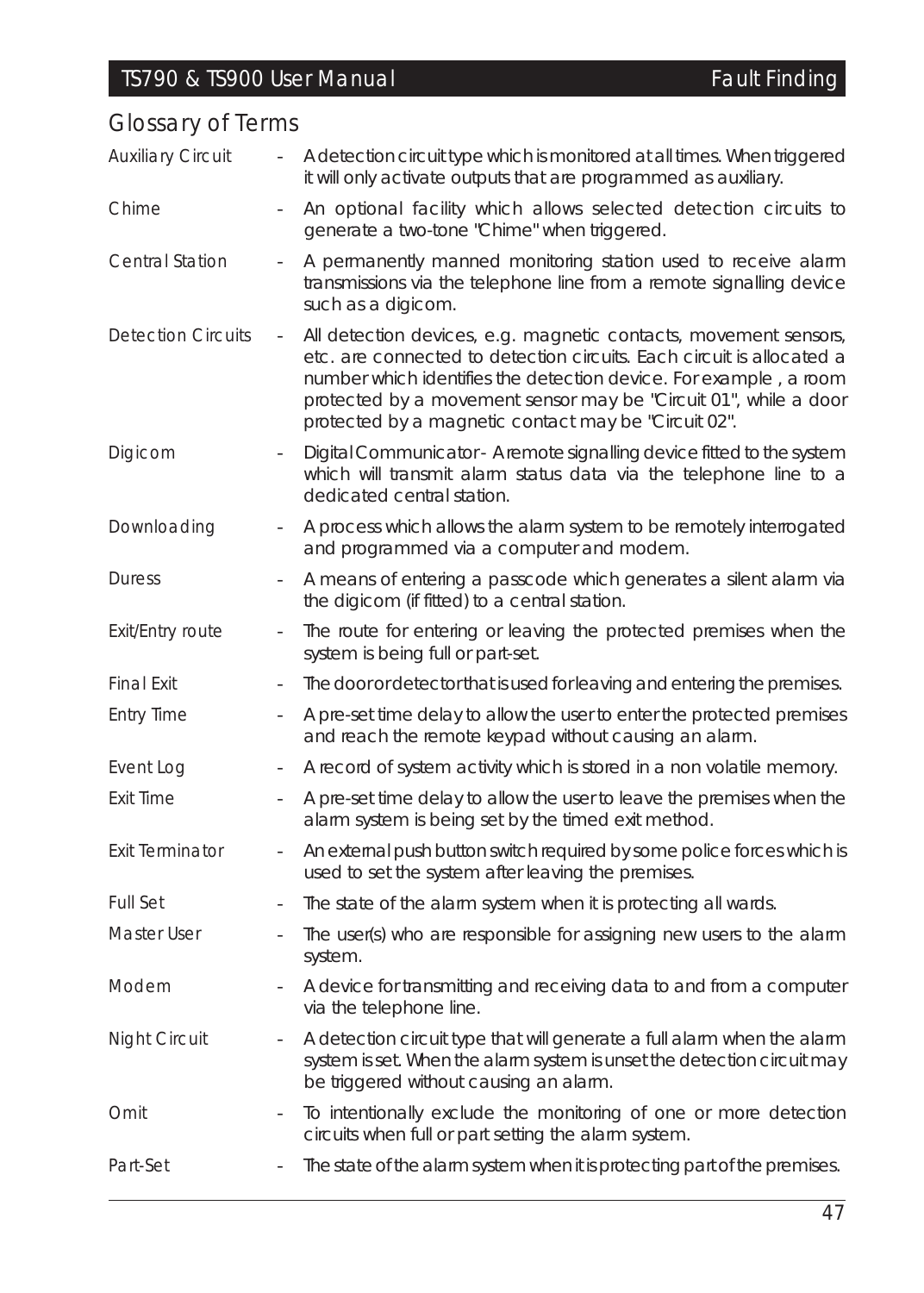## Glossary of Terms

| | | |
|---|---|---|
| Auxiliary Circuit | - | A detection circuit type which is monitored at all times. When triggered it will only activate outputs that are programmed as auxiliary. |
| Chime | - | An optional facility which allows selected detection circuits to generate a two-tone "Chime" when triggered. |
| Central Station | - | A permanently manned monitoring station used to receive alarm transmissions via the telephone line from a remote signalling device such as a digicom. |
| Detection Circuits | - | All detection devices, e.g. magnetic contacts, movement sensors, etc. are connected to detection circuits. Each circuit is allocated a number which identifies the detection device. For example , a room protected by a movement sensor may be "Circuit 01", while a door protected by a magnetic contact may be "Circuit 02". |
| Digicom | - | Digital Communicator- A remote signalling device fitted to the system which will transmit alarm status data via the telephone line to a dedicated central station. |
| Downloading | - | A process which allows the alarm system to be remotely interrogated and programmed via a computer and modem. |
| Duress | - | A means of entering a passcode which generates a silent alarm via the digicom (if fitted) to a central station. |
| Exit/Entry route | - | The route for entering or leaving the protected premises when the system is being full or part-set. |
| Final Exit | - | The door or detector that is used for leaving and entering the premises. |
| Entry Time | - | A pre-set time delay to allow the user to enter the protected premises and reach the remote keypad without causing an alarm. |
| Event Log | - | A record of system activity which is stored in a non volatile memory. |
| Exit Time | - | A pre-set time delay to allow the user to leave the premises when the alarm system is being set by the timed exit method. |
| Exit Terminator | - | An external push button switch required by some police forces which is used to set the system after leaving the premises. |
| Full Set | - | The state of the alarm system when it is protecting all wards. |
| Master User | - | The user(s) who are responsible for assigning new users to the alarm system. |
| Modem | - | A device for transmitting and receiving data to and from a computer via the telephone line. |
| Night Circuit | - | A detection circuit type that will generate a full alarm when the alarm system is set. When the alarm system is unset the detection circuit may be triggered without causing an alarm. |
| Omit | - | To intentionally exclude the monitoring of one or more detection circuits when full or part setting the alarm system. |
| Part-Set | - | The state of the alarm system when it is protecting part of the premises. |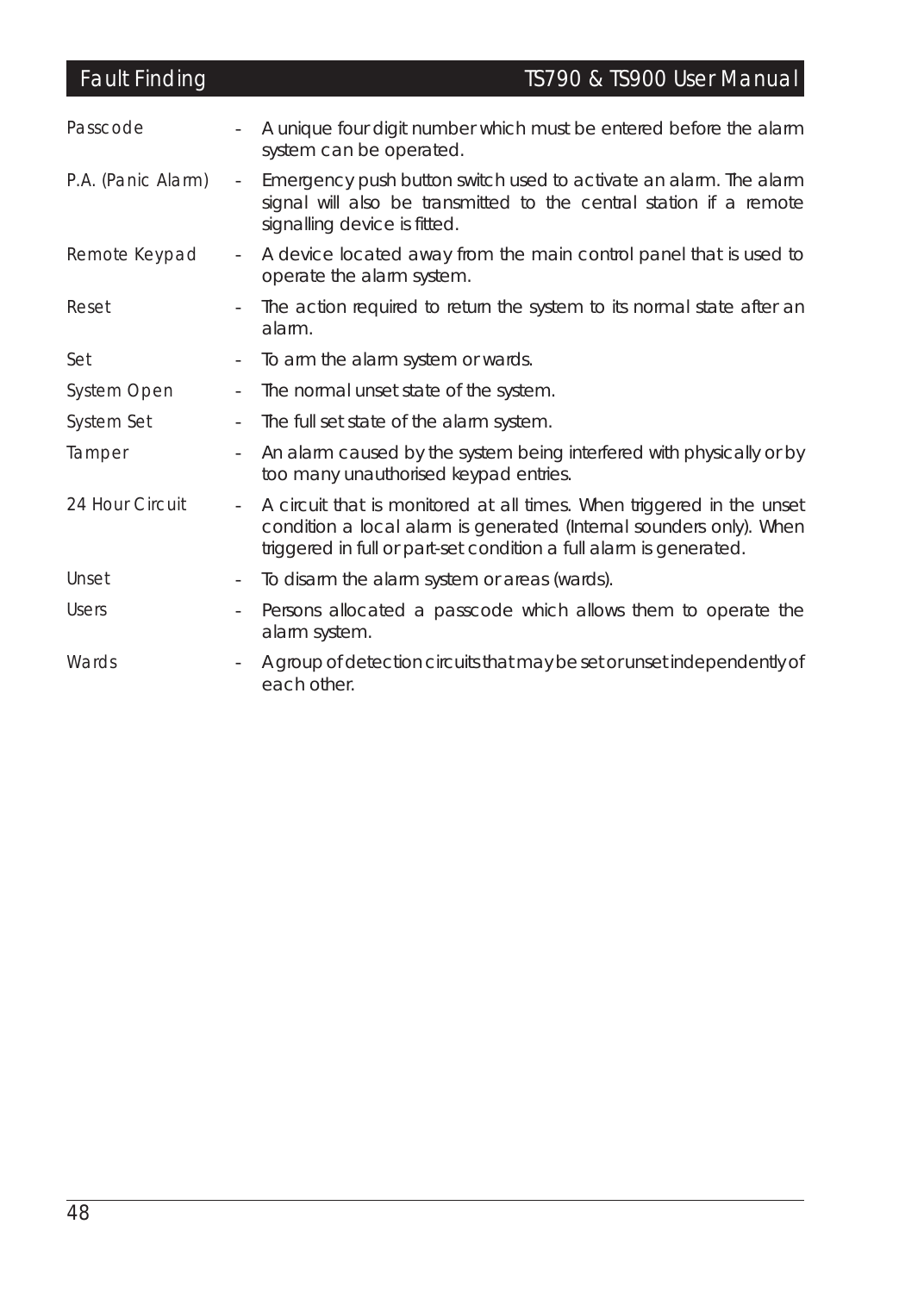| | | |
|---|---|---|
| Passcode | - | A unique four digit number which must be entered before the alarm system can be operated. |
| P.A. (Panic Alarm) | - | Emergency push button switch used to activate an alarm. The alarm signal will also be transmitted to the central station if a remote signalling device is fitted. |
| Remote Keypad | - | A device located away from the main control panel that is used to operate the alarm system. |
| Reset | - | The action required to return the system to its normal state after an alarm. |
| Set | - | To arm the alarm system or wards. |
| System Open | - | The normal unset state of the system. |
| System Set | - | The full set state of the alarm system. |
| Tamper | - | An alarm caused by the system being interfered with physically or by too many unauthorised keypad entries. |
| 24 Hour Circuit | - | A circuit that is monitored at all times. When triggered in the unset condition a local alarm is generated (Internal sounders only). When triggered in full or part-set condition a full alarm is generated. |
| Unset | - | To disarm the alarm system or areas (wards). |
| Users | - | Persons allocated a passcode which allows them to operate the alarm system. |
| Wards | - | A group of detection circuits that may be set or unset independently of each other. |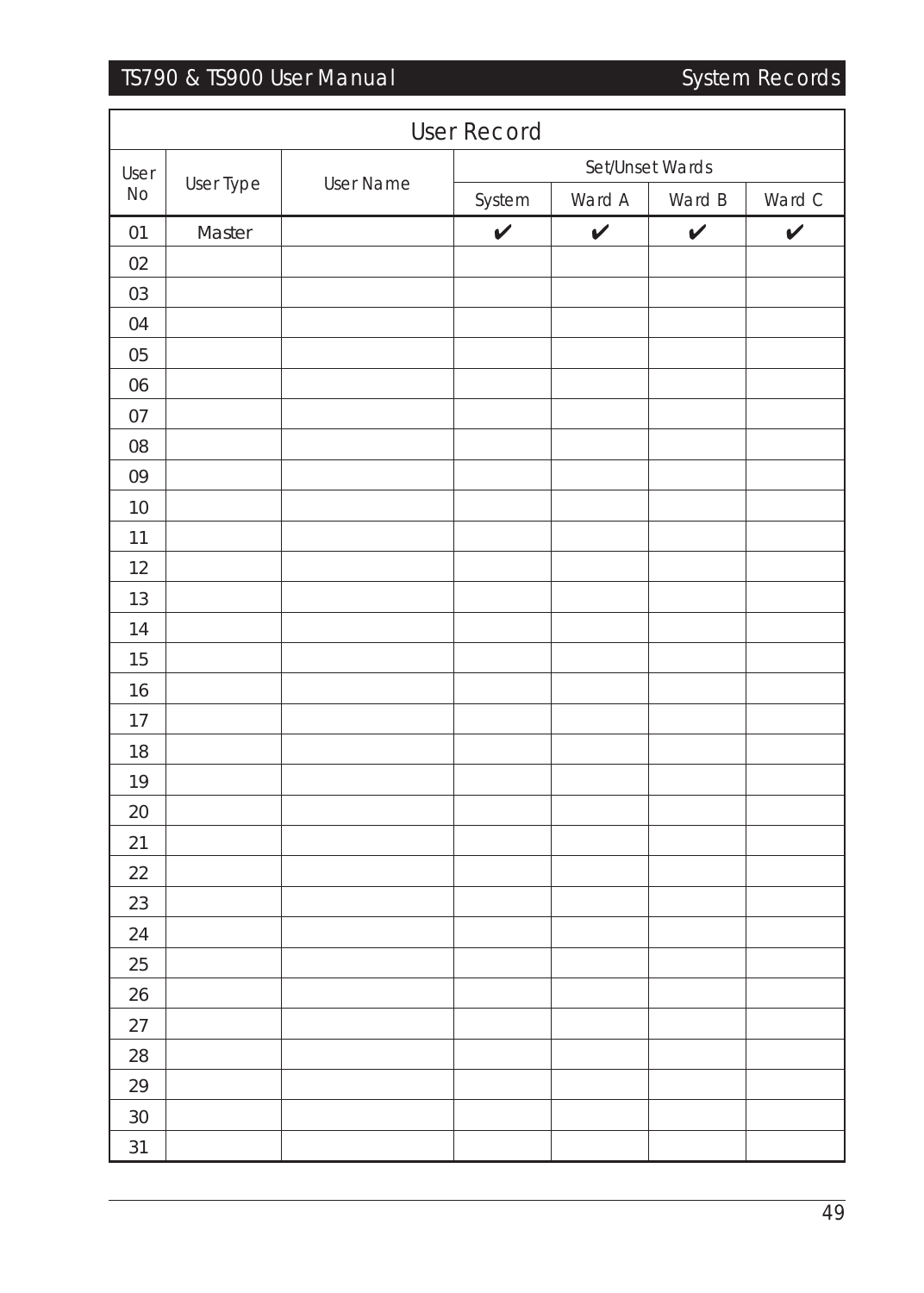## User Record

| User No | User Type | User Name | Set/Unset Wards | | | |
|---|---|---|---|---|---|---|
| | | | System | Ward A | Ward B | Ward C |
| 01 | Master | | ✔ | ✔ | ✔ | ✔ |
| 02 | | | | | | |
| 03 | | | | | | |
| 04 | | | | | | |
| 05 | | | | | | |
| 06 | | | | | | |
| 07 | | | | | | |
| 08 | | | | | | |
| 09 | | | | | | |
| 10 | | | | | | |
| 11 | | | | | | |
| 12 | | | | | | |
| 13 | | | | | | |
| 14 | | | | | | |
| 15 | | | | | | |
| 16 | | | | | | |
| 17 | | | | | | |
| 18 | | | | | | |
| 19 | | | | | | |
| 20 | | | | | | |
| 21 | | | | | | |
| 22 | | | | | | |
| 23 | | | | | | |
| 24 | | | | | | |
| 25 | | | | | | |
| 26 | | | | | | |
| 27 | | | | | | |
| 28 | | | | | | |
| 29 | | | | | | |
| 30 | | | | | | |
| 31 | | | | | | |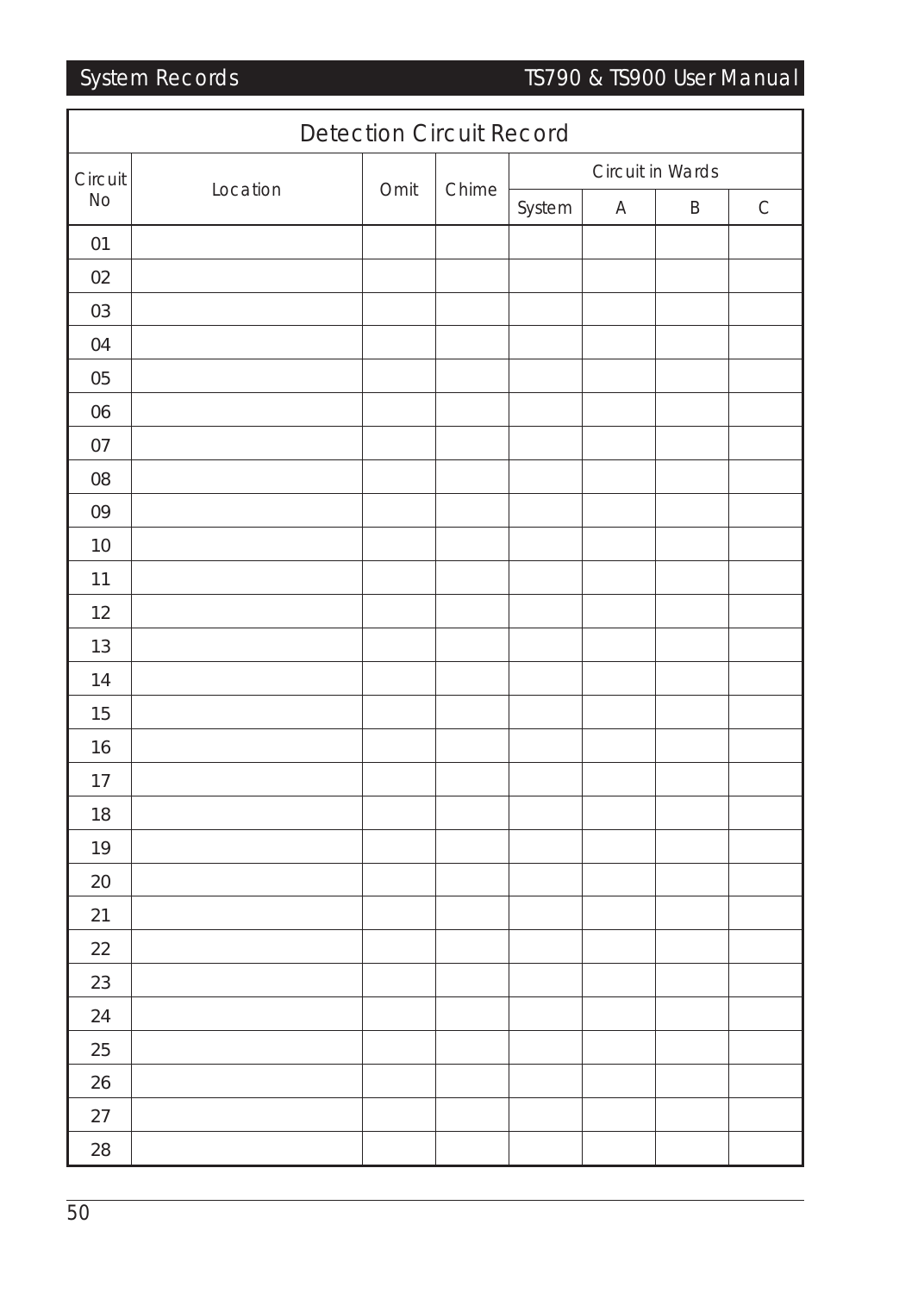## Detection Circuit Record

| Circuit No | Location | Omit | Chime | Circuit in Wards | | | |
|---|---|---|---|---|---|---|---|
| | | | | System | A | B | C |
| 01 | | | | | | | |
| 02 | | | | | | | |
| 03 | | | | | | | |
| 04 | | | | | | | |
| 05 | | | | | | | |
| 06 | | | | | | | |
| 07 | | | | | | | |
| 08 | | | | | | | |
| 09 | | | | | | | |
| 10 | | | | | | | |
| 11 | | | | | | | |
| 12 | | | | | | | |
| 13 | | | | | | | |
| 14 | | | | | | | |
| 15 | | | | | | | |
| 16 | | | | | | | |
| 17 | | | | | | | |
| 18 | | | | | | | |
| 19 | | | | | | | |
| 20 | | | | | | | |
| 21 | | | | | | | |
| 22 | | | | | | | |
| 23 | | | | | | | |
| 24 | | | | | | | |
| 25 | | | | | | | |
| 26 | | | | | | | |
| 27 | | | | | | | |
| 28 | | | | | | | |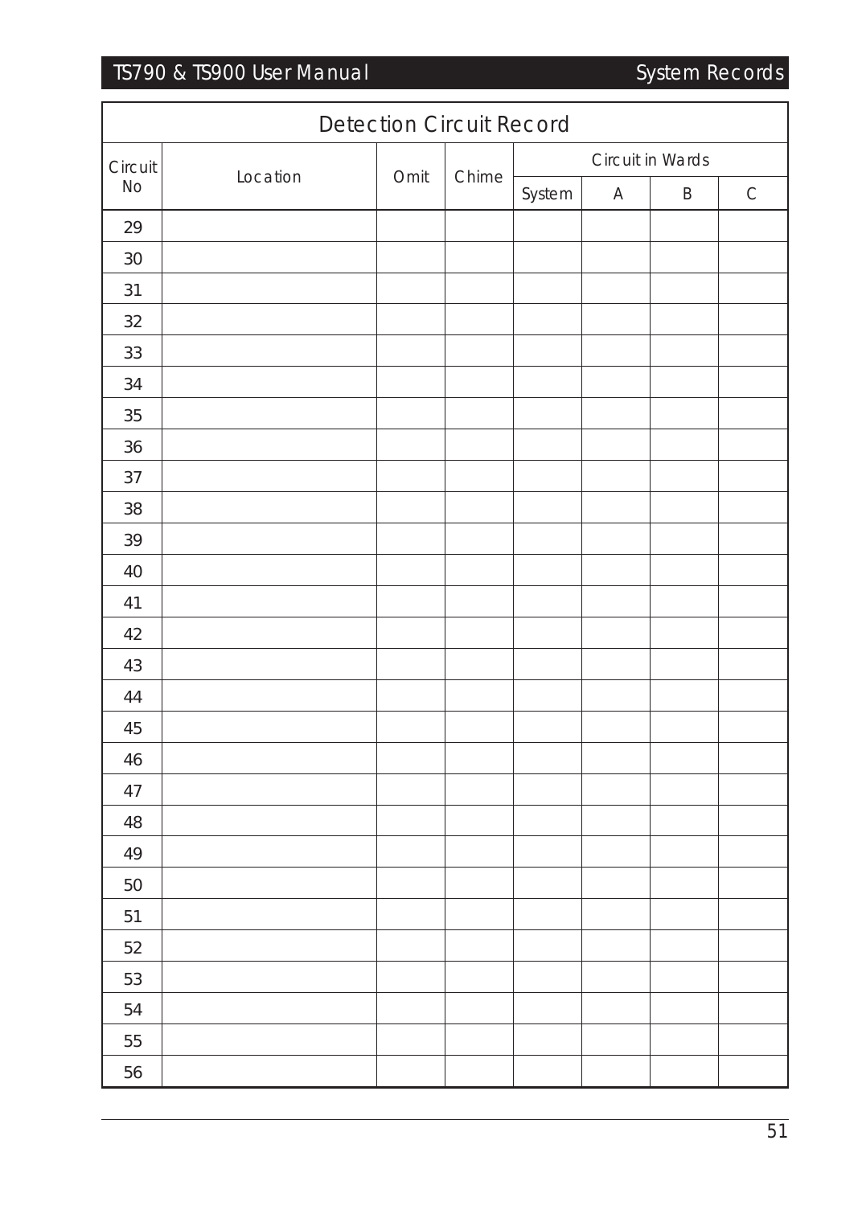## Detection Circuit Record

| Circuit No | Location | Omit | Chime | Circuit in Wards | | | |
|---|---|---|---|---|---|---|---|
| | | | | System | A | B | C |
| 29 | | | | | | | |
| 30 | | | | | | | |
| 31 | | | | | | | |
| 32 | | | | | | | |
| 33 | | | | | | | |
| 34 | | | | | | | |
| 35 | | | | | | | |
| 36 | | | | | | | |
| 37 | | | | | | | |
| 38 | | | | | | | |
| 39 | | | | | | | |
| 40 | | | | | | | |
| 41 | | | | | | | |
| 42 | | | | | | | |
| 43 | | | | | | | |
| 44 | | | | | | | |
| 45 | | | | | | | |
| 46 | | | | | | | |
| 47 | | | | | | | |
| 48 | | | | | | | |
| 49 | | | | | | | |
| 50 | | | | | | | |
| 51 | | | | | | | |
| 52 | | | | | | | |
| 53 | | | | | | | |
| 54 | | | | | | | |
| 55 | | | | | | | |
| 56 | | | | | | | |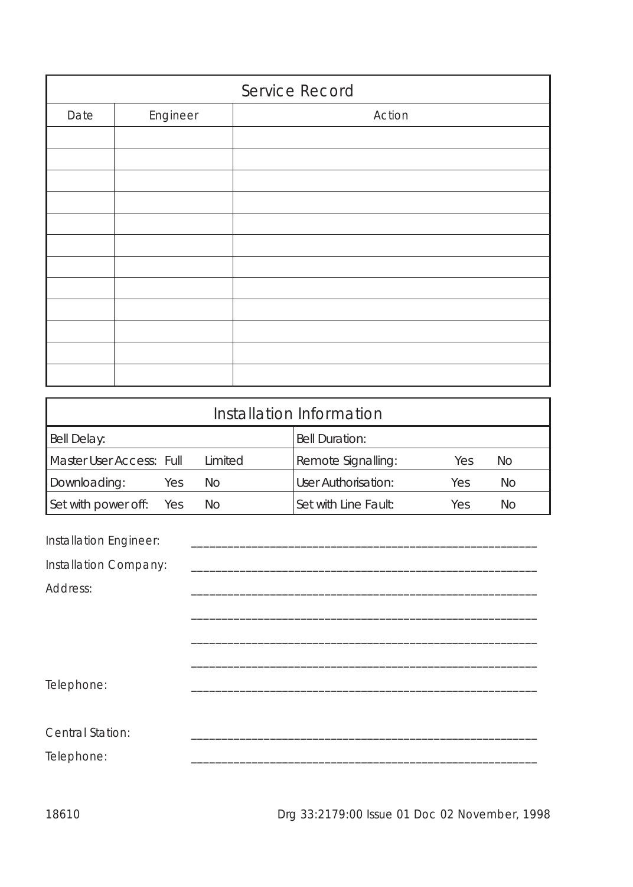## Service Record

| Date | Engineer | Action |
|---|---|---|
| | | |
| | | |
| | | |
| | | |
| | | |
| | | |
| | | |
| | | |
| | | |
| | | |
| | | |
| | | |

## Installation Information

| | |
|---|---|
| Bell Delay: | Bell Duration: |
| Master User Access: Full Limited | Remote Signalling: Yes No |
| Downloading: Yes No | User Authorisation: Yes No |
| Set with power off: Yes No | Set with Line Fault: Yes No |

Installation Engineer: ________________________________________________

Installation Company: ________________________________________________

Address: ________________________________________________

________________________________________________

________________________________________________

________________________________________________

Telephone: ________________________________________________

Central Station: ________________________________________________

Telephone: ________________________________________________

18610 Drg 33:2179:00 Issue 01 Doc 02 November, 1998